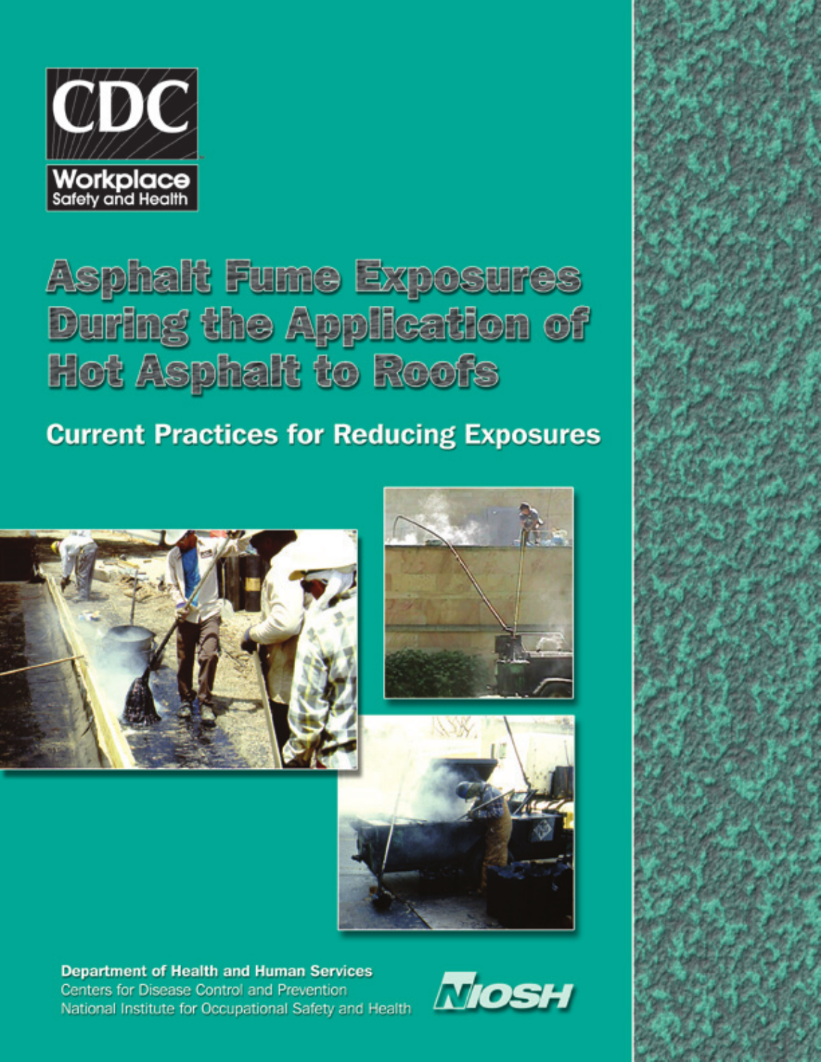CDC

Workplace
Safety and Health

# Asphalt Fume Exposures During the Application of Hot Asphalt to Roofs

## Current Practices for Reducing Exposures

**Department of Health and Human Services**
Centers for Disease Control and Prevention
National Institute for Occupational Safety and Health

NIOSH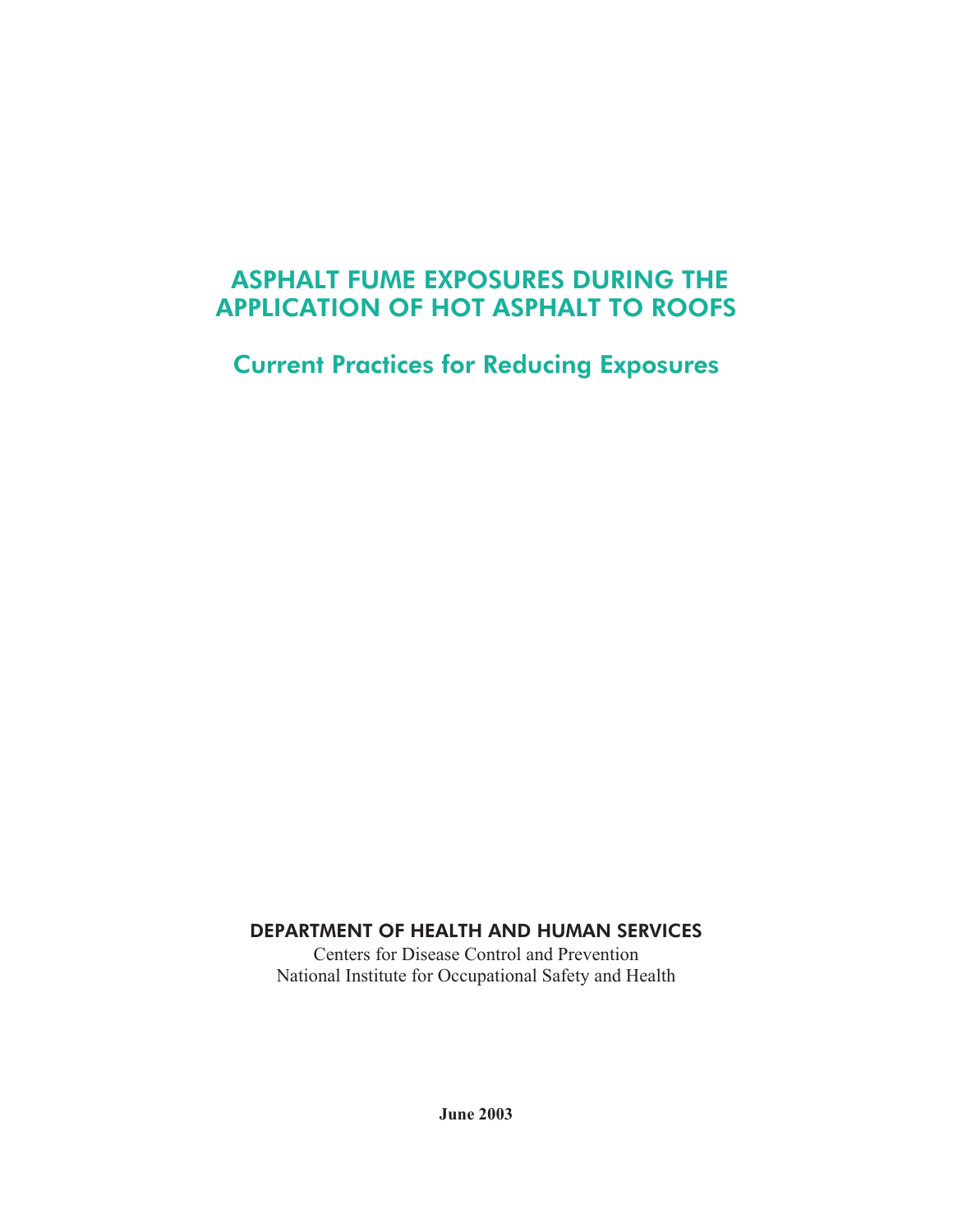# ASPHALT FUME EXPOSURES DURING THE APPLICATION OF HOT ASPHALT TO ROOFS

## Current Practices for Reducing Exposures

**DEPARTMENT OF HEALTH AND HUMAN SERVICES**

Centers for Disease Control and Prevention

National Institute for Occupational Safety and Health

**June 2003**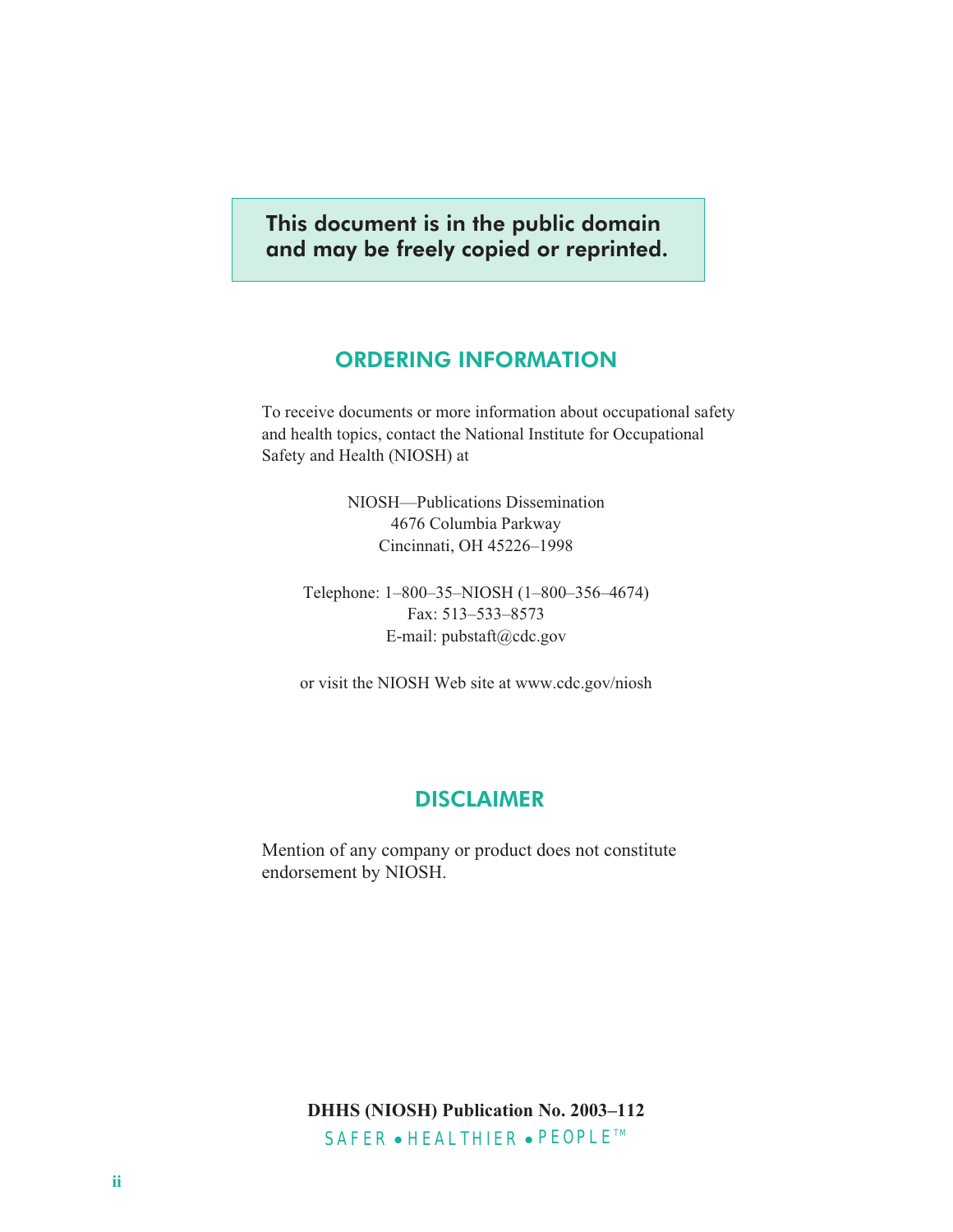**This document is in the public domain and may be freely copied or reprinted.**

## ORDERING INFORMATION

To receive documents or more information about occupational safety and health topics, contact the National Institute for Occupational Safety and Health (NIOSH) at

NIOSH—Publications Dissemination
4676 Columbia Parkway
Cincinnati, OH 45226–1998

Telephone: 1–800–35–NIOSH (1–800–356–4674)
Fax: 513–533–8573
E-mail: pubstaft@cdc.gov

or visit the NIOSH Web site at www.cdc.gov/niosh

## DISCLAIMER

Mention of any company or product does not constitute endorsement by NIOSH.

**DHHS (NIOSH) Publication No. 2003–112**

SAFER • HEALTHIER • PEOPLE™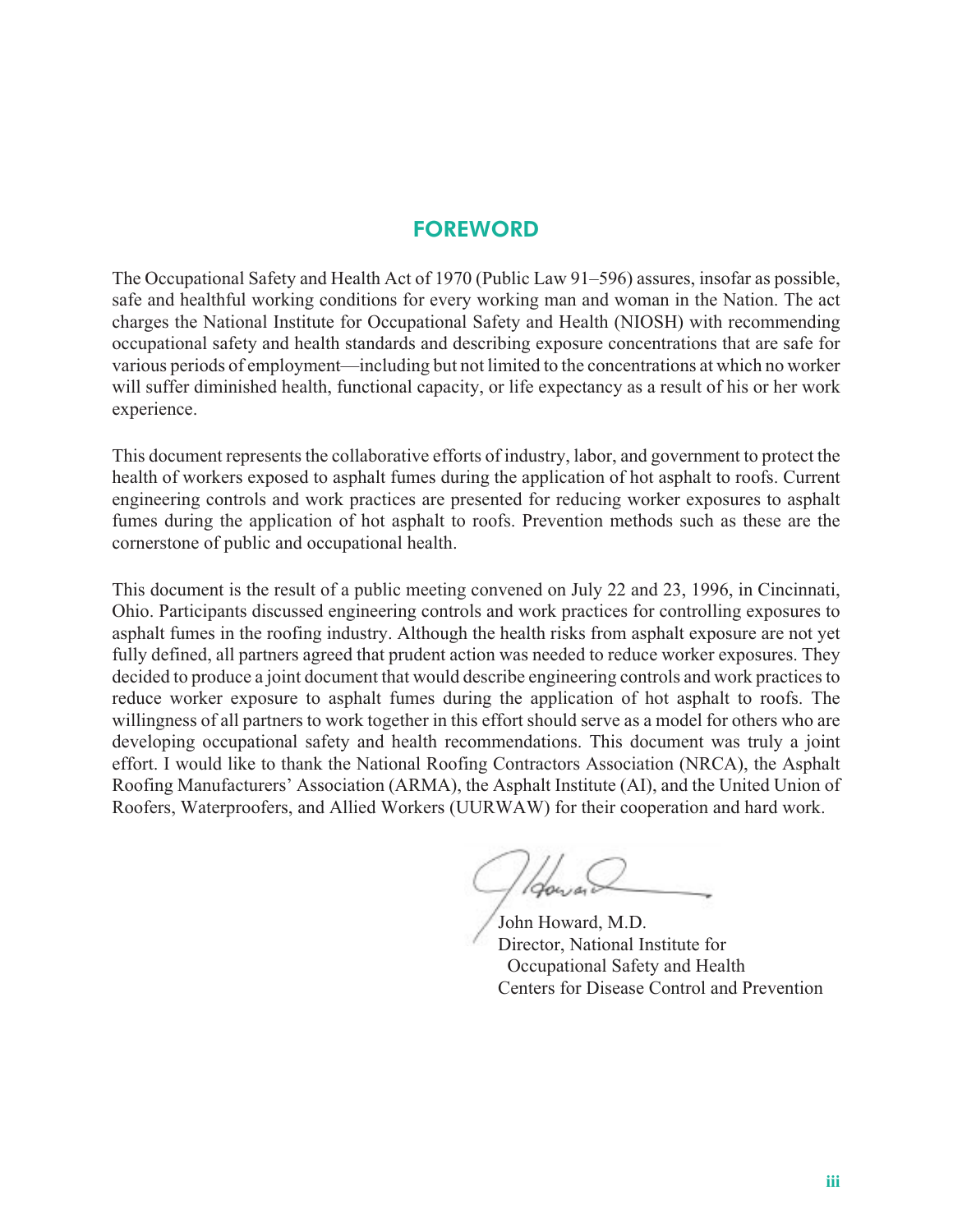# FOREWORD

The Occupational Safety and Health Act of 1970 (Public Law 91–596) assures, insofar as possible, safe and healthful working conditions for every working man and woman in the Nation. The act charges the National Institute for Occupational Safety and Health (NIOSH) with recommending occupational safety and health standards and describing exposure concentrations that are safe for various periods of employment—including but not limited to the concentrations at which no worker will suffer diminished health, functional capacity, or life expectancy as a result of his or her work experience.

This document represents the collaborative efforts of industry, labor, and government to protect the health of workers exposed to asphalt fumes during the application of hot asphalt to roofs. Current engineering controls and work practices are presented for reducing worker exposures to asphalt fumes during the application of hot asphalt to roofs. Prevention methods such as these are the cornerstone of public and occupational health.

This document is the result of a public meeting convened on July 22 and 23, 1996, in Cincinnati, Ohio. Participants discussed engineering controls and work practices for controlling exposures to asphalt fumes in the roofing industry. Although the health risks from asphalt exposure are not yet fully defined, all partners agreed that prudent action was needed to reduce worker exposures. They decided to produce a joint document that would describe engineering controls and work practices to reduce worker exposure to asphalt fumes during the application of hot asphalt to roofs. The willingness of all partners to work together in this effort should serve as a model for others who are developing occupational safety and health recommendations. This document was truly a joint effort. I would like to thank the National Roofing Contractors Association (NRCA), the Asphalt Roofing Manufacturers' Association (ARMA), the Asphalt Institute (AI), and the United Union of Roofers, Waterproofers, and Allied Workers (UURWAW) for their cooperation and hard work.

John Howard, M.D.
Director, National Institute for
Occupational Safety and Health
Centers for Disease Control and Prevention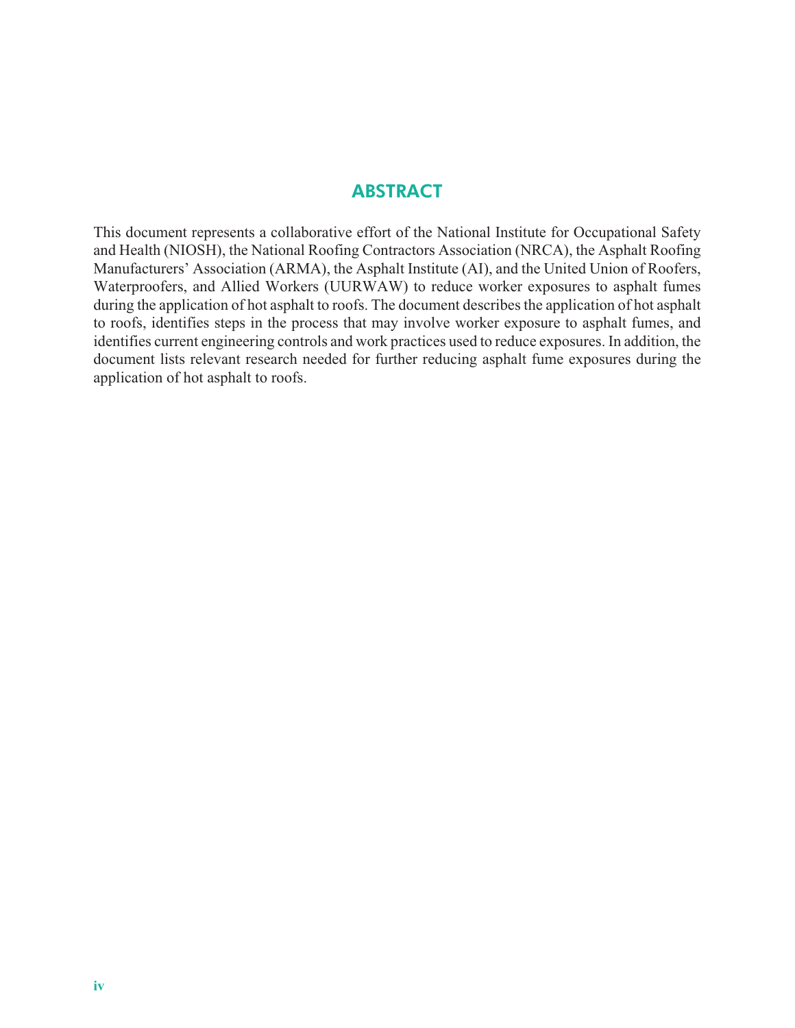# ABSTRACT

This document represents a collaborative effort of the National Institute for Occupational Safety and Health (NIOSH), the National Roofing Contractors Association (NRCA), the Asphalt Roofing Manufacturers' Association (ARMA), the Asphalt Institute (AI), and the United Union of Roofers, Waterproofers, and Allied Workers (UURWAW) to reduce worker exposures to asphalt fumes during the application of hot asphalt to roofs. The document describes the application of hot asphalt to roofs, identifies steps in the process that may involve worker exposure to asphalt fumes, and identifies current engineering controls and work practices used to reduce exposures. In addition, the document lists relevant research needed for further reducing asphalt fume exposures during the application of hot asphalt to roofs.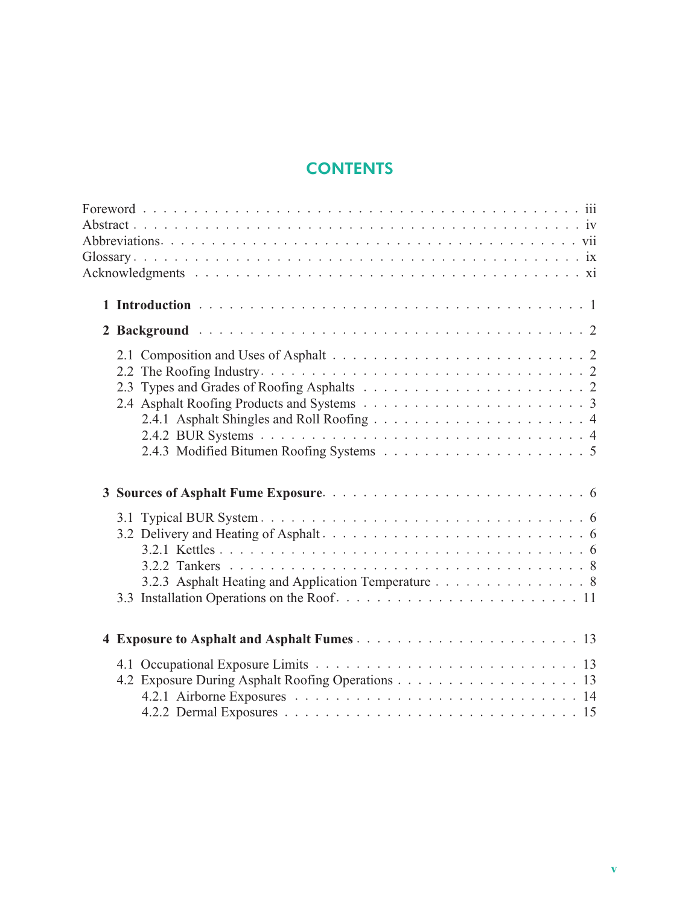# CONTENTS

Foreword . . . iii
Abstract . . . iv
Abbreviations . . . vii
Glossary . . . ix
Acknowledgments . . . xi

**1 Introduction** . . . 1

**2 Background** . . . 2

- 2.1 Composition and Uses of Asphalt . . . 2
- 2.2 The Roofing Industry . . . 2
- 2.3 Types and Grades of Roofing Asphalts . . . 2
- 2.4 Asphalt Roofing Products and Systems . . . 3
  - 2.4.1 Asphalt Shingles and Roll Roofing . . . 4
  - 2.4.2 BUR Systems . . . 4
  - 2.4.3 Modified Bitumen Roofing Systems . . . 5

**3 Sources of Asphalt Fume Exposure** . . . 6

- 3.1 Typical BUR System . . . 6
- 3.2 Delivery and Heating of Asphalt . . . 6
  - 3.2.1 Kettles . . . 6
  - 3.2.2 Tankers . . . 8
  - 3.2.3 Asphalt Heating and Application Temperature . . . 8
- 3.3 Installation Operations on the Roof . . . 11

**4 Exposure to Asphalt and Asphalt Fumes** . . . 13

- 4.1 Occupational Exposure Limits . . . 13
- 4.2 Exposure During Asphalt Roofing Operations . . . 13
  - 4.2.1 Airborne Exposures . . . 14
  - 4.2.2 Dermal Exposures . . . 15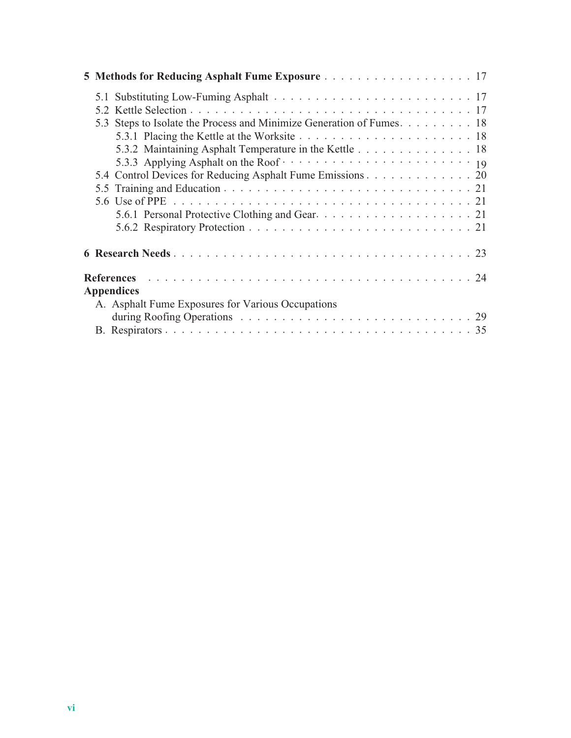**5 Methods for Reducing Asphalt Fume Exposure** . . . . . . . . . . . . . . . . . . 17

- 5.1 Substituting Low-Fuming Asphalt . . . . . . . . . . . . . . . . . . . . . . . . 17
- 5.2 Kettle Selection . . . . . . . . . . . . . . . . . . . . . . . . . . . . . . . . . 17
- 5.3 Steps to Isolate the Process and Minimize Generation of Fumes. . . . . . . . . 18
  - 5.3.1 Placing the Kettle at the Worksite . . . . . . . . . . . . . . . . . . . . 18
  - 5.3.2 Maintaining Asphalt Temperature in the Kettle . . . . . . . . . . . . . . 18
  - 5.3.3 Applying Asphalt on the Roof . . . . . . . . . . . . . . . . . . . . . . 19
- 5.4 Control Devices for Reducing Asphalt Fume Emissions . . . . . . . . . . . . . 20
- 5.5 Training and Education . . . . . . . . . . . . . . . . . . . . . . . . . . . . 21
- 5.6 Use of PPE . . . . . . . . . . . . . . . . . . . . . . . . . . . . . . . . . . 21
  - 5.6.1 Personal Protective Clothing and Gear. . . . . . . . . . . . . . . . . . . 21
  - 5.6.2 Respiratory Protection . . . . . . . . . . . . . . . . . . . . . . . . . . 21

**6 Research Needs** . . . . . . . . . . . . . . . . . . . . . . . . . . . . . . . . . . 23

**References** . . . . . . . . . . . . . . . . . . . . . . . . . . . . . . . . . . . . . 24

**Appendices**

- A. Asphalt Fume Exposures for Various Occupations during Roofing Operations . . . . . . . . . . . . . . . . . . . . . . . . . . 29
- B. Respirators . . . . . . . . . . . . . . . . . . . . . . . . . . . . . . . . . . . 35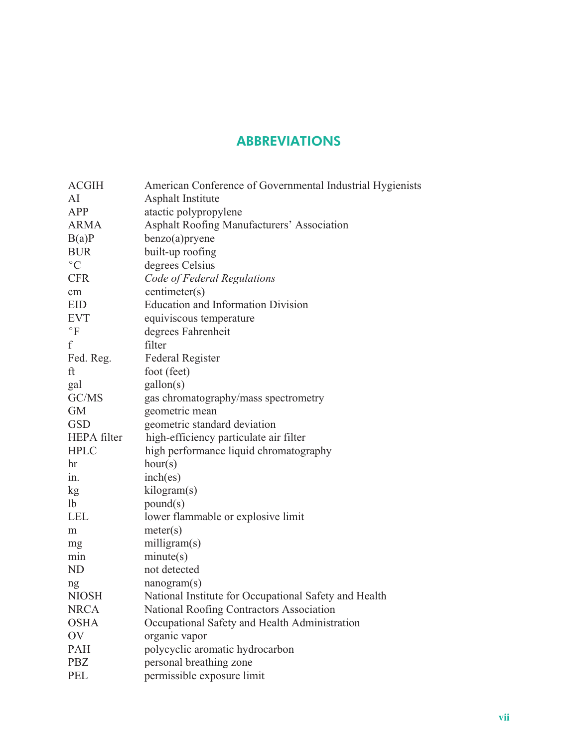## ABBREVIATIONS

| | |
|---|---|
| ACGIH | American Conference of Governmental Industrial Hygienists |
| AI | Asphalt Institute |
| APP | atactic polypropylene |
| ARMA | Asphalt Roofing Manufacturers' Association |
| B(a)P | benzo(a)pryene |
| BUR | built-up roofing |
| °C | degrees Celsius |
| CFR | *Code of Federal Regulations* |
| cm | centimeter(s) |
| EID | Education and Information Division |
| EVT | equiviscous temperature |
| °F | degrees Fahrenheit |
| f | filter |
| Fed. Reg. | Federal Register |
| ft | foot (feet) |
| gal | gallon(s) |
| GC/MS | gas chromatography/mass spectrometry |
| GM | geometric mean |
| GSD | geometric standard deviation |
| HEPA filter | high-efficiency particulate air filter |
| HPLC | high performance liquid chromatography |
| hr | hour(s) |
| in. | inch(es) |
| kg | kilogram(s) |
| lb | pound(s) |
| LEL | lower flammable or explosive limit |
| m | meter(s) |
| mg | milligram(s) |
| min | minute(s) |
| ND | not detected |
| ng | nanogram(s) |
| NIOSH | National Institute for Occupational Safety and Health |
| NRCA | National Roofing Contractors Association |
| OSHA | Occupational Safety and Health Administration |
| OV | organic vapor |
| PAH | polycyclic aromatic hydrocarbon |
| PBZ | personal breathing zone |
| PEL | permissible exposure limit |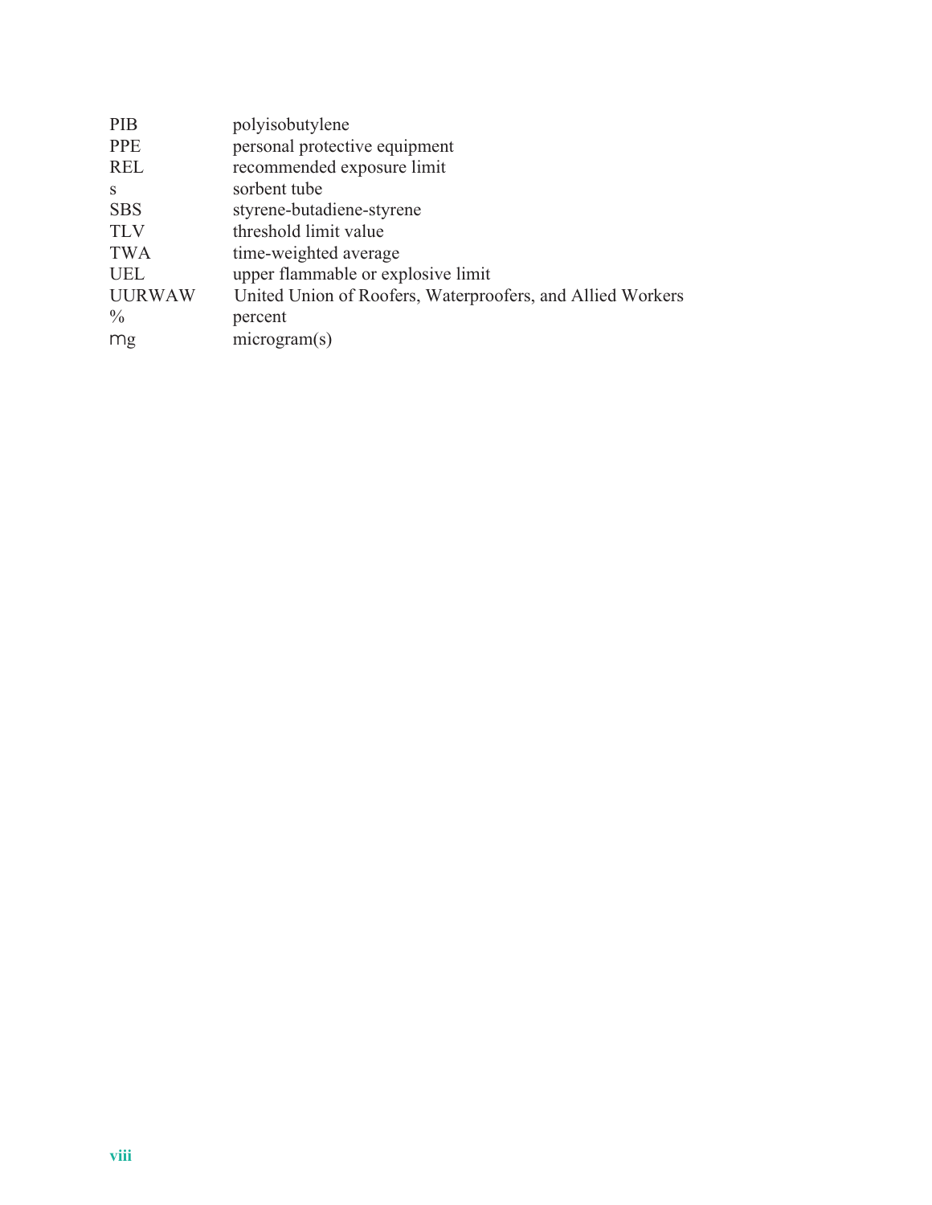| | |
|---|---|
| PIB | polyisobutylene |
| PPE | personal protective equipment |
| REL | recommended exposure limit |
| s | sorbent tube |
| SBS | styrene-butadiene-styrene |
| TLV | threshold limit value |
| TWA | time-weighted average |
| UEL | upper flammable or explosive limit |
| UURWAW | United Union of Roofers, Waterproofers, and Allied Workers |
| % | percent |
| mg | microgram(s) |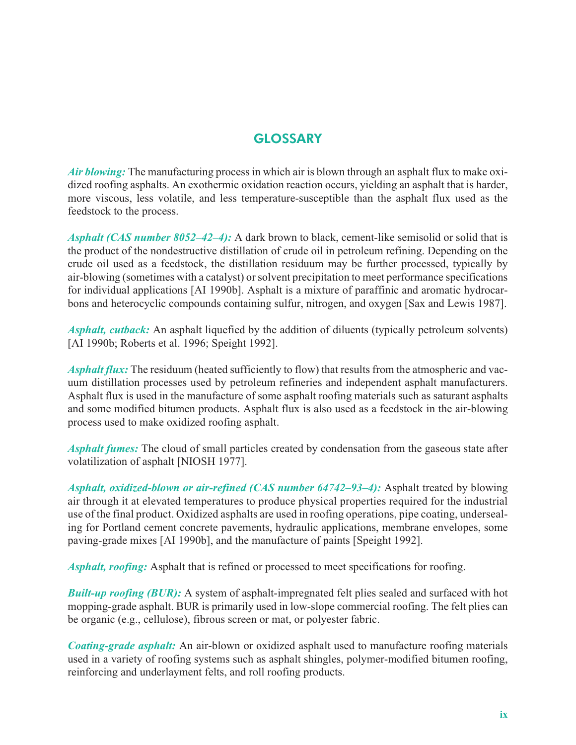# GLOSSARY

***Air blowing:*** The manufacturing process in which air is blown through an asphalt flux to make oxidized roofing asphalts. An exothermic oxidation reaction occurs, yielding an asphalt that is harder, more viscous, less volatile, and less temperature-susceptible than the asphalt flux used as the feedstock to the process.

***Asphalt (CAS number 8052–42–4):*** A dark brown to black, cement-like semisolid or solid that is the product of the nondestructive distillation of crude oil in petroleum refining. Depending on the crude oil used as a feedstock, the distillation residuum may be further processed, typically by air-blowing (sometimes with a catalyst) or solvent precipitation to meet performance specifications for individual applications [AI 1990b]. Asphalt is a mixture of paraffinic and aromatic hydrocarbons and heterocyclic compounds containing sulfur, nitrogen, and oxygen [Sax and Lewis 1987].

***Asphalt, cutback:*** An asphalt liquefied by the addition of diluents (typically petroleum solvents) [AI 1990b; Roberts et al. 1996; Speight 1992].

***Asphalt flux:*** The residuum (heated sufficiently to flow) that results from the atmospheric and vacuum distillation processes used by petroleum refineries and independent asphalt manufacturers. Asphalt flux is used in the manufacture of some asphalt roofing materials such as saturant asphalts and some modified bitumen products. Asphalt flux is also used as a feedstock in the air-blowing process used to make oxidized roofing asphalt.

***Asphalt fumes:*** The cloud of small particles created by condensation from the gaseous state after volatilization of asphalt [NIOSH 1977].

***Asphalt, oxidized-blown or air-refined (CAS number 64742–93–4):*** Asphalt treated by blowing air through it at elevated temperatures to produce physical properties required for the industrial use of the final product. Oxidized asphalts are used in roofing operations, pipe coating, undersealing for Portland cement concrete pavements, hydraulic applications, membrane envelopes, some paving-grade mixes [AI 1990b], and the manufacture of paints [Speight 1992].

***Asphalt, roofing:*** Asphalt that is refined or processed to meet specifications for roofing.

***Built-up roofing (BUR):*** A system of asphalt-impregnated felt plies sealed and surfaced with hot mopping-grade asphalt. BUR is primarily used in low-slope commercial roofing. The felt plies can be organic (e.g., cellulose), fibrous screen or mat, or polyester fabric.

***Coating-grade asphalt:*** An air-blown or oxidized asphalt used to manufacture roofing materials used in a variety of roofing systems such as asphalt shingles, polymer-modified bitumen roofing, reinforcing and underlayment felts, and roll roofing products.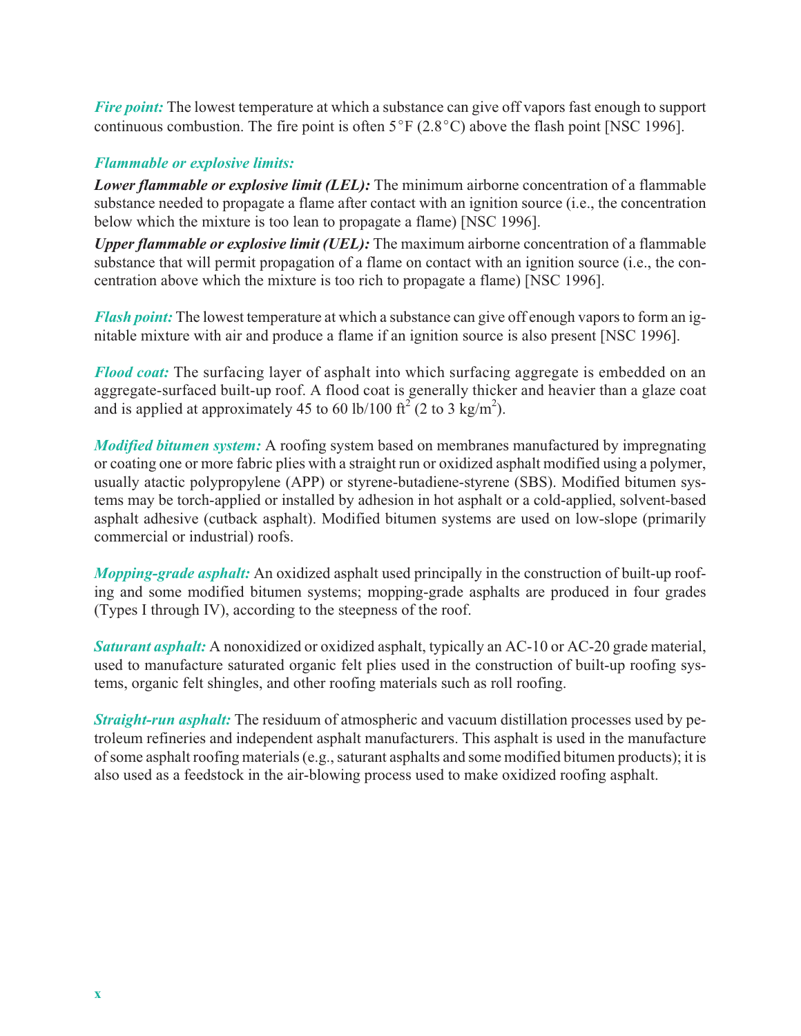***Fire point:*** The lowest temperature at which a substance can give off vapors fast enough to support continuous combustion. The fire point is often 5°F (2.8°C) above the flash point [NSC 1996].

***Flammable or explosive limits:***

***Lower flammable or explosive limit (LEL):*** The minimum airborne concentration of a flammable substance needed to propagate a flame after contact with an ignition source (i.e., the concentration below which the mixture is too lean to propagate a flame) [NSC 1996].

***Upper flammable or explosive limit (UEL):*** The maximum airborne concentration of a flammable substance that will permit propagation of a flame on contact with an ignition source (i.e., the concentration above which the mixture is too rich to propagate a flame) [NSC 1996].

***Flash point:*** The lowest temperature at which a substance can give off enough vapors to form an ignitable mixture with air and produce a flame if an ignition source is also present [NSC 1996].

***Flood coat:*** The surfacing layer of asphalt into which surfacing aggregate is embedded on an aggregate-surfaced built-up roof. A flood coat is generally thicker and heavier than a glaze coat and is applied at approximately 45 to 60 lb/100 $ft^2$ (2 to 3 $kg/m^2$).

***Modified bitumen system:*** A roofing system based on membranes manufactured by impregnating or coating one or more fabric plies with a straight run or oxidized asphalt modified using a polymer, usually atactic polypropylene (APP) or styrene-butadiene-styrene (SBS). Modified bitumen systems may be torch-applied or installed by adhesion in hot asphalt or a cold-applied, solvent-based asphalt adhesive (cutback asphalt). Modified bitumen systems are used on low-slope (primarily commercial or industrial) roofs.

***Mopping-grade asphalt:*** An oxidized asphalt used principally in the construction of built-up roofing and some modified bitumen systems; mopping-grade asphalts are produced in four grades (Types I through IV), according to the steepness of the roof.

***Saturant asphalt:*** A nonoxidized or oxidized asphalt, typically an AC-10 or AC-20 grade material, used to manufacture saturated organic felt plies used in the construction of built-up roofing systems, organic felt shingles, and other roofing materials such as roll roofing.

***Straight-run asphalt:*** The residuum of atmospheric and vacuum distillation processes used by petroleum refineries and independent asphalt manufacturers. This asphalt is used in the manufacture of some asphalt roofing materials (e.g., saturant asphalts and some modified bitumen products); it is also used as a feedstock in the air-blowing process used to make oxidized roofing asphalt.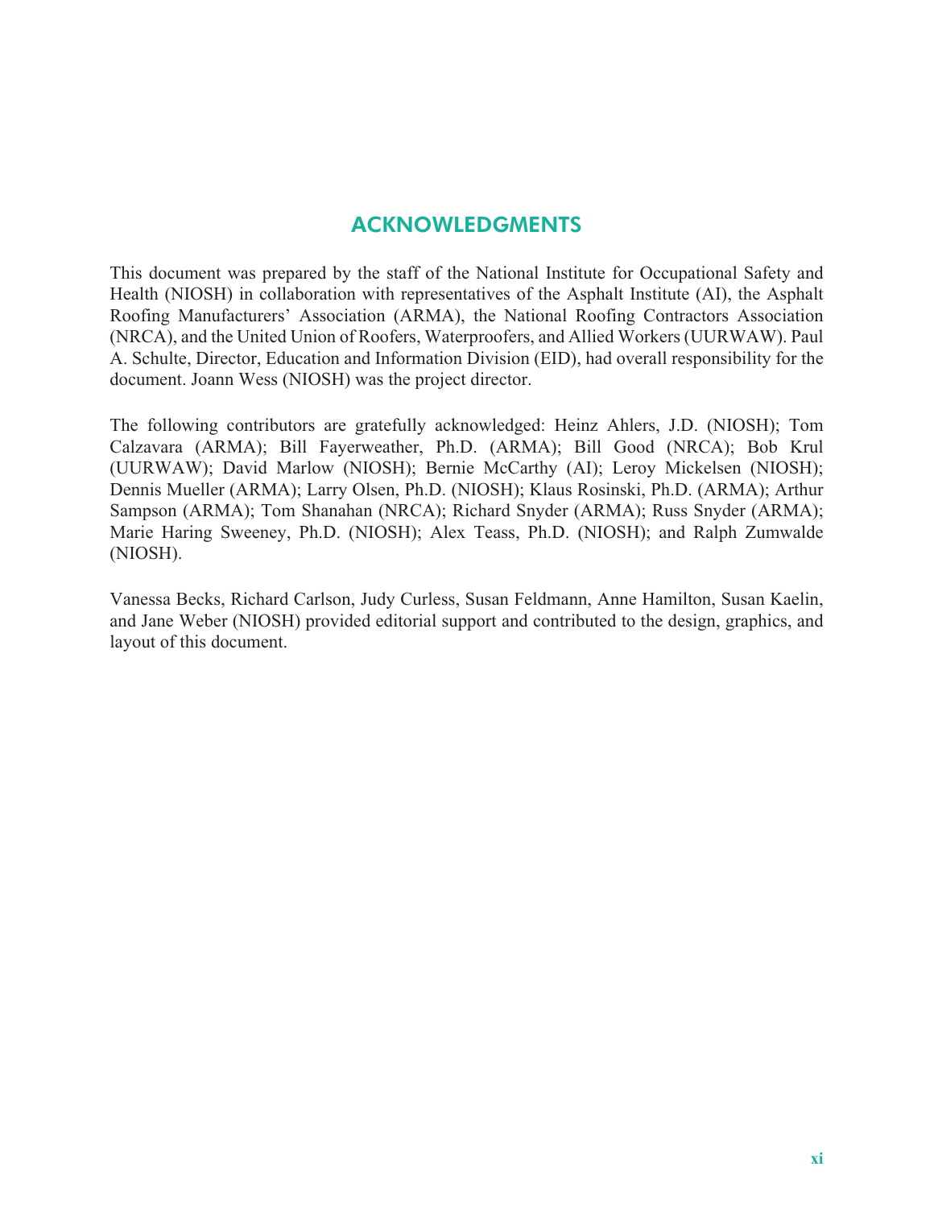# ACKNOWLEDGMENTS

This document was prepared by the staff of the National Institute for Occupational Safety and Health (NIOSH) in collaboration with representatives of the Asphalt Institute (AI), the Asphalt Roofing Manufacturers' Association (ARMA), the National Roofing Contractors Association (NRCA), and the United Union of Roofers, Waterproofers, and Allied Workers (UURWAW). Paul A. Schulte, Director, Education and Information Division (EID), had overall responsibility for the document. Joann Wess (NIOSH) was the project director.

The following contributors are gratefully acknowledged: Heinz Ahlers, J.D. (NIOSH); Tom Calzavara (ARMA); Bill Fayerweather, Ph.D. (ARMA); Bill Good (NRCA); Bob Krul (UURWAW); David Marlow (NIOSH); Bernie McCarthy (AI); Leroy Mickelsen (NIOSH); Dennis Mueller (ARMA); Larry Olsen, Ph.D. (NIOSH); Klaus Rosinski, Ph.D. (ARMA); Arthur Sampson (ARMA); Tom Shanahan (NRCA); Richard Snyder (ARMA); Russ Snyder (ARMA); Marie Haring Sweeney, Ph.D. (NIOSH); Alex Teass, Ph.D. (NIOSH); and Ralph Zumwalde (NIOSH).

Vanessa Becks, Richard Carlson, Judy Curless, Susan Feldmann, Anne Hamilton, Susan Kaelin, and Jane Weber (NIOSH) provided editorial support and contributed to the design, graphics, and layout of this document.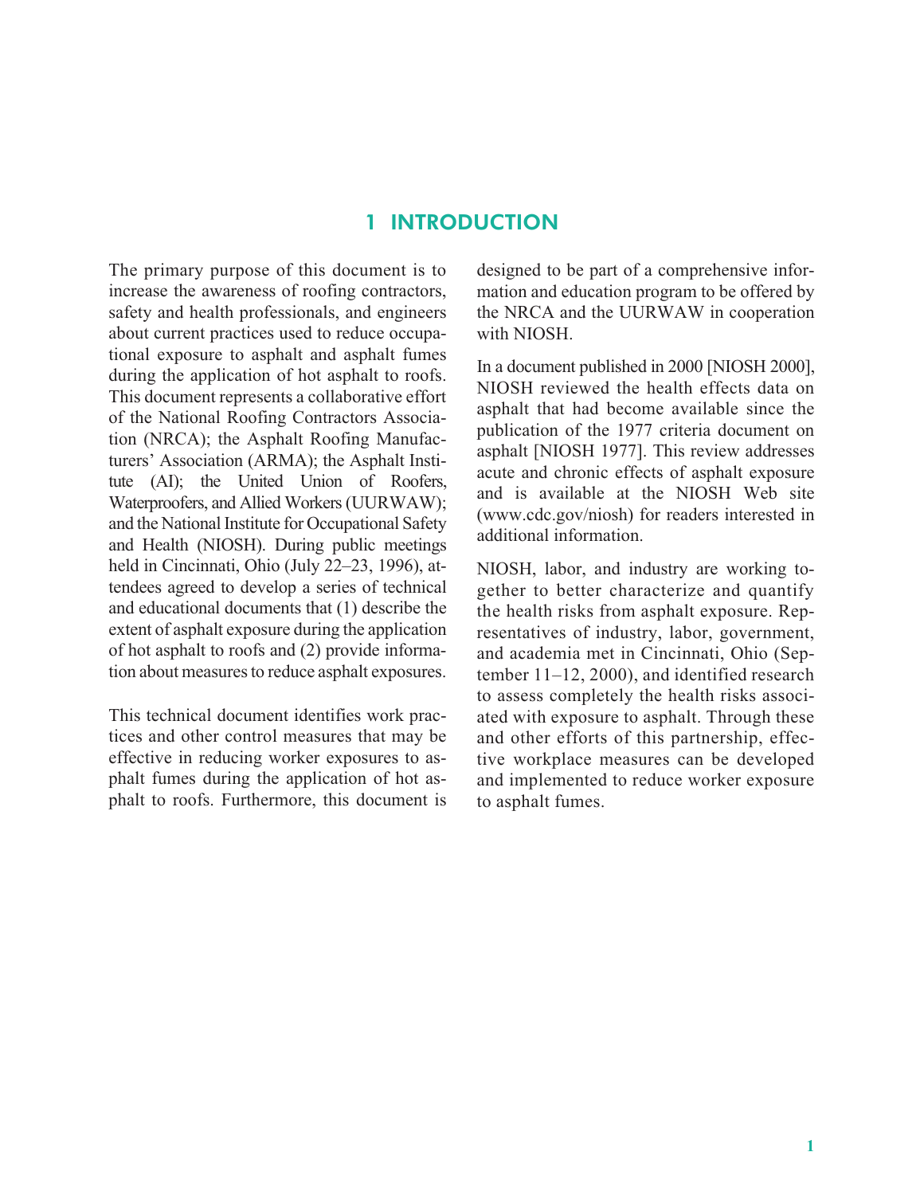# 1 INTRODUCTION

The primary purpose of this document is to increase the awareness of roofing contractors, safety and health professionals, and engineers about current practices used to reduce occupational exposure to asphalt and asphalt fumes during the application of hot asphalt to roofs. This document represents a collaborative effort of the National Roofing Contractors Association (NRCA); the Asphalt Roofing Manufacturers' Association (ARMA); the Asphalt Institute (AI); the United Union of Roofers, Waterproofers, and Allied Workers (UURWAW); and the National Institute for Occupational Safety and Health (NIOSH). During public meetings held in Cincinnati, Ohio (July 22–23, 1996), attendees agreed to develop a series of technical and educational documents that (1) describe the extent of asphalt exposure during the application of hot asphalt to roofs and (2) provide information about measures to reduce asphalt exposures.

This technical document identifies work practices and other control measures that may be effective in reducing worker exposures to asphalt fumes during the application of hot asphalt to roofs. Furthermore, this document is designed to be part of a comprehensive information and education program to be offered by the NRCA and the UURWAW in cooperation with NIOSH.

In a document published in 2000 [NIOSH 2000], NIOSH reviewed the health effects data on asphalt that had become available since the publication of the 1977 criteria document on asphalt [NIOSH 1977]. This review addresses acute and chronic effects of asphalt exposure and is available at the NIOSH Web site (www.cdc.gov/niosh) for readers interested in additional information.

NIOSH, labor, and industry are working together to better characterize and quantify the health risks from asphalt exposure. Representatives of industry, labor, government, and academia met in Cincinnati, Ohio (September 11–12, 2000), and identified research to assess completely the health risks associated with exposure to asphalt. Through these and other efforts of this partnership, effective workplace measures can be developed and implemented to reduce worker exposure to asphalt fumes.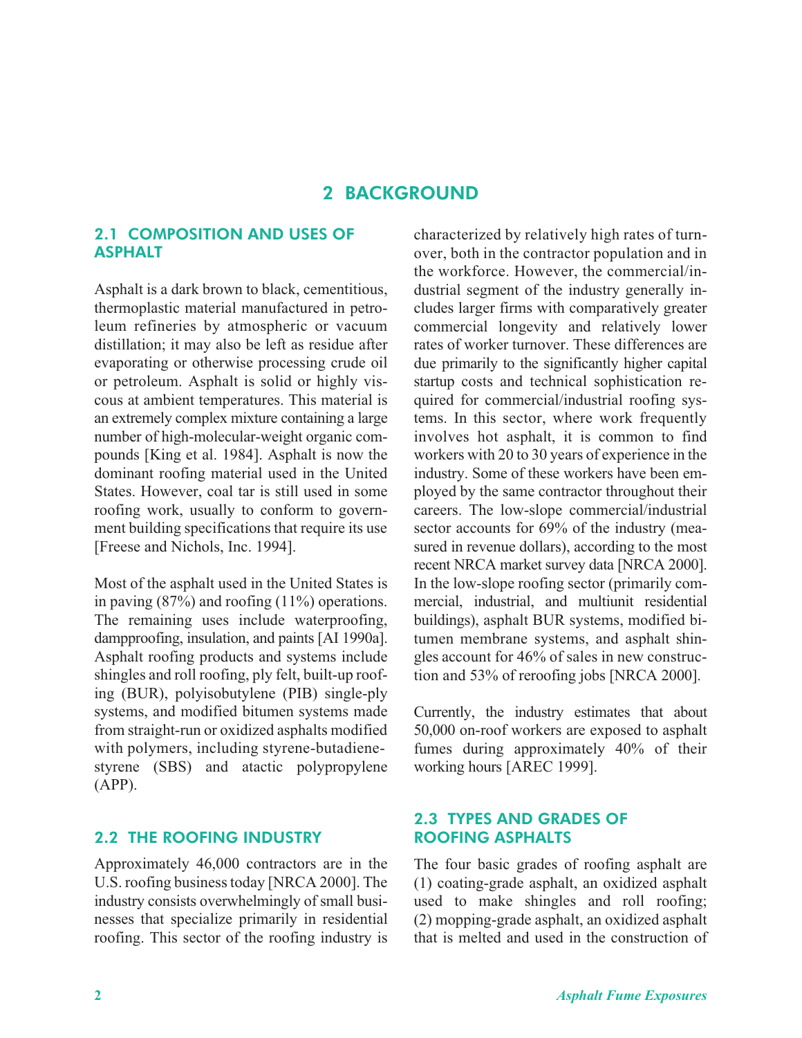# 2 BACKGROUND

## 2.1 COMPOSITION AND USES OF ASPHALT

Asphalt is a dark brown to black, cementitious, thermoplastic material manufactured in petroleum refineries by atmospheric or vacuum distillation; it may also be left as residue after evaporating or otherwise processing crude oil or petroleum. Asphalt is solid or highly viscous at ambient temperatures. This material is an extremely complex mixture containing a large number of high-molecular-weight organic compounds [King et al. 1984]. Asphalt is now the dominant roofing material used in the United States. However, coal tar is still used in some roofing work, usually to conform to government building specifications that require its use [Freese and Nichols, Inc. 1994].

Most of the asphalt used in the United States is in paving (87%) and roofing (11%) operations. The remaining uses include waterproofing, dampproofing, insulation, and paints [AI 1990a]. Asphalt roofing products and systems include shingles and roll roofing, ply felt, built-up roofing (BUR), polyisobutylene (PIB) single-ply systems, and modified bitumen systems made from straight-run or oxidized asphalts modified with polymers, including styrene-butadiene-styrene (SBS) and atactic polypropylene (APP).

## 2.2 THE ROOFING INDUSTRY

Approximately 46,000 contractors are in the U.S. roofing business today [NRCA 2000]. The industry consists overwhelmingly of small businesses that specialize primarily in residential roofing. This sector of the roofing industry is characterized by relatively high rates of turnover, both in the contractor population and in the workforce. However, the commercial/industrial segment of the industry generally includes larger firms with comparatively greater commercial longevity and relatively lower rates of worker turnover. These differences are due primarily to the significantly higher capital startup costs and technical sophistication required for commercial/industrial roofing systems. In this sector, where work frequently involves hot asphalt, it is common to find workers with 20 to 30 years of experience in the industry. Some of these workers have been employed by the same contractor throughout their careers. The low-slope commercial/industrial sector accounts for 69% of the industry (measured in revenue dollars), according to the most recent NRCA market survey data [NRCA 2000]. In the low-slope roofing sector (primarily commercial, industrial, and multiunit residential buildings), asphalt BUR systems, modified bitumen membrane systems, and asphalt shingles account for 46% of sales in new construction and 53% of reroofing jobs [NRCA 2000].

Currently, the industry estimates that about 50,000 on-roof workers are exposed to asphalt fumes during approximately 40% of their working hours [AREC 1999].

## 2.3 TYPES AND GRADES OF ROOFING ASPHALTS

The four basic grades of roofing asphalt are (1) coating-grade asphalt, an oxidized asphalt used to make shingles and roll roofing; (2) mopping-grade asphalt, an oxidized asphalt that is melted and used in the construction of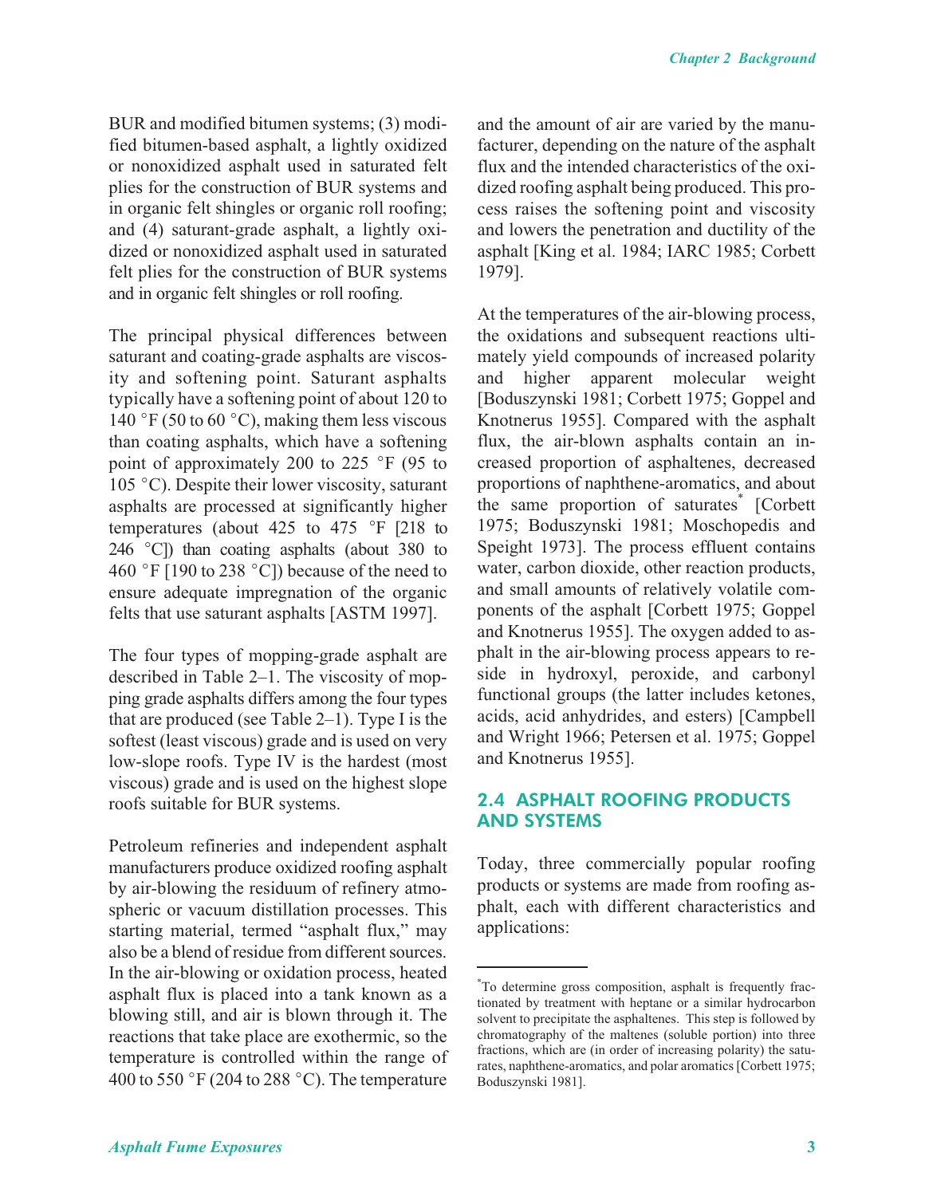BUR and modified bitumen systems; (3) modified bitumen-based asphalt, a lightly oxidized or nonoxidized asphalt used in saturated felt plies for the construction of BUR systems and in organic felt shingles or organic roll roofing; and (4) saturant-grade asphalt, a lightly oxidized or nonoxidized asphalt used in saturated felt plies for the construction of BUR systems and in organic felt shingles or roll roofing.

The principal physical differences between saturant and coating-grade asphalts are viscosity and softening point. Saturant asphalts typically have a softening point of about 120 to 140 °F (50 to 60 °C), making them less viscous than coating asphalts, which have a softening point of approximately 200 to 225 °F (95 to 105 °C). Despite their lower viscosity, saturant asphalts are processed at significantly higher temperatures (about 425 to 475 °F [218 to 246 °C]) than coating asphalts (about 380 to 460 °F [190 to 238 °C]) because of the need to ensure adequate impregnation of the organic felts that use saturant asphalts [ASTM 1997].

The four types of mopping-grade asphalt are described in Table 2–1. The viscosity of mopping grade asphalts differs among the four types that are produced (see Table 2–1). Type I is the softest (least viscous) grade and is used on very low-slope roofs. Type IV is the hardest (most viscous) grade and is used on the highest slope roofs suitable for BUR systems.

Petroleum refineries and independent asphalt manufacturers produce oxidized roofing asphalt by air-blowing the residuum of refinery atmospheric or vacuum distillation processes. This starting material, termed "asphalt flux," may also be a blend of residue from different sources. In the air-blowing or oxidation process, heated asphalt flux is placed into a tank known as a blowing still, and air is blown through it. The reactions that take place are exothermic, so the temperature is controlled within the range of 400 to 550 °F (204 to 288 °C). The temperature and the amount of air are varied by the manufacturer, depending on the nature of the asphalt flux and the intended characteristics of the oxidized roofing asphalt being produced. This process raises the softening point and viscosity and lowers the penetration and ductility of the asphalt [King et al. 1984; IARC 1985; Corbett 1979].

At the temperatures of the air-blowing process, the oxidations and subsequent reactions ultimately yield compounds of increased polarity and higher apparent molecular weight [Boduszynski 1981; Corbett 1975; Goppel and Knotnerus 1955]. Compared with the asphalt flux, the air-blown asphalts contain an increased proportion of asphaltenes, decreased proportions of naphthene-aromatics, and about the same proportion of saturates* [Corbett 1975; Boduszynski 1981; Moschopedis and Speight 1973]. The process effluent contains water, carbon dioxide, other reaction products, and small amounts of relatively volatile components of the asphalt [Corbett 1975; Goppel and Knotnerus 1955]. The oxygen added to asphalt in the air-blowing process appears to reside in hydroxyl, peroxide, and carbonyl functional groups (the latter includes ketones, acids, acid anhydrides, and esters) [Campbell and Wright 1966; Petersen et al. 1975; Goppel and Knotnerus 1955].

## 2.4 ASPHALT ROOFING PRODUCTS AND SYSTEMS

Today, three commercially popular roofing products or systems are made from roofing asphalt, each with different characteristics and applications:

*To determine gross composition, asphalt is frequently fractionated by treatment with heptane or a similar hydrocarbon solvent to precipitate the asphaltenes. This step is followed by chromatography of the maltenes (soluble portion) into three fractions, which are (in order of increasing polarity) the saturates, naphthene-aromatics, and polar aromatics [Corbett 1975; Boduszynski 1981].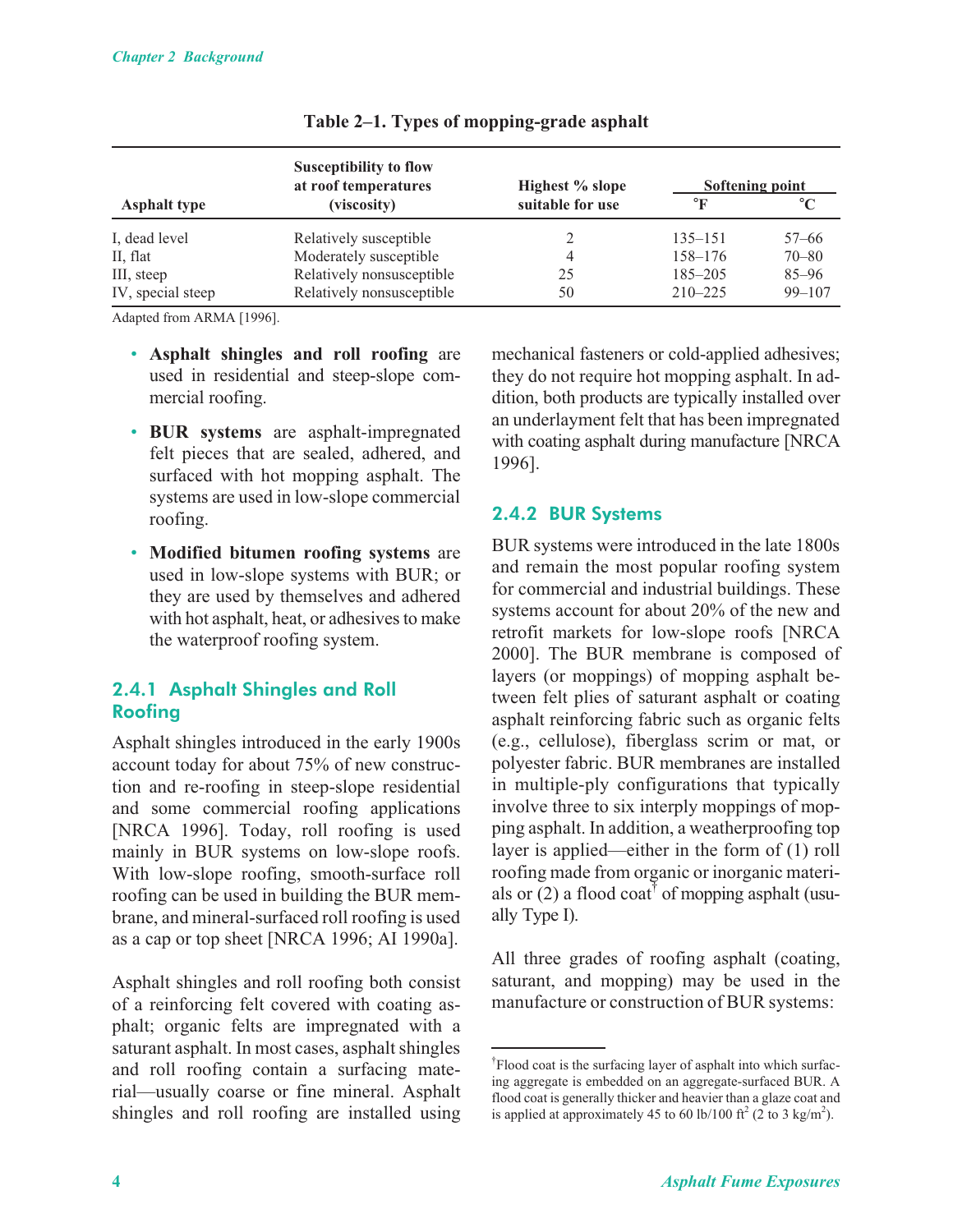**Table 2–1. Types of mopping-grade asphalt**

| Asphalt type | Susceptibility to flow at roof temperatures (viscosity) | Highest % slope suitable for use | Softening point | |
|---|---|---|---|---|
| | | | °F | °C |
| I, dead level | Relatively susceptible | 2 | 135–151 | 57–66 |
| II, flat | Moderately susceptible | 4 | 158–176 | 70–80 |
| III, steep | Relatively nonsusceptible | 25 | 185–205 | 85–96 |
| IV, special steep | Relatively nonsusceptible | 50 | 210–225 | 99–107 |

Adapted from ARMA [1996].

- **Asphalt shingles and roll roofing** are used in residential and steep-slope commercial roofing.
- **BUR systems** are asphalt-impregnated felt pieces that are sealed, adhered, and surfaced with hot mopping asphalt. The systems are used in low-slope commercial roofing.
- **Modified bitumen roofing systems** are used in low-slope systems with BUR; or they are used by themselves and adhered with hot asphalt, heat, or adhesives to make the waterproof roofing system.

### 2.4.1 Asphalt Shingles and Roll Roofing

Asphalt shingles introduced in the early 1900s account today for about 75% of new construction and re-roofing in steep-slope residential and some commercial roofing applications [NRCA 1996]. Today, roll roofing is used mainly in BUR systems on low-slope roofs. With low-slope roofing, smooth-surface roll roofing can be used in building the BUR membrane, and mineral-surfaced roll roofing is used as a cap or top sheet [NRCA 1996; AI 1990a].

Asphalt shingles and roll roofing both consist of a reinforcing felt covered with coating asphalt; organic felts are impregnated with a saturant asphalt. In most cases, asphalt shingles and roll roofing contain a surfacing material—usually coarse or fine mineral. Asphalt shingles and roll roofing are installed using mechanical fasteners or cold-applied adhesives; they do not require hot mopping asphalt. In addition, both products are typically installed over an underlayment felt that has been impregnated with coating asphalt during manufacture [NRCA 1996].

### 2.4.2 BUR Systems

BUR systems were introduced in the late 1800s and remain the most popular roofing system for commercial and industrial buildings. These systems account for about 20% of the new and retrofit markets for low-slope roofs [NRCA 2000]. The BUR membrane is composed of layers (or moppings) of mopping asphalt between felt plies of saturant asphalt or coating asphalt reinforcing fabric such as organic felts (e.g., cellulose), fiberglass scrim or mat, or polyester fabric. BUR membranes are installed in multiple-ply configurations that typically involve three to six interply moppings of mopping asphalt. In addition, a weatherproofing top layer is applied—either in the form of (1) roll roofing made from organic or inorganic materials or (2) a flood coat[†] of mopping asphalt (usually Type I).

All three grades of roofing asphalt (coating, saturant, and mopping) may be used in the manufacture or construction of BUR systems:

[†]Flood coat is the surfacing layer of asphalt into which surfacing aggregate is embedded on an aggregate-surfaced BUR. A flood coat is generally thicker and heavier than a glaze coat and is applied at approximately 45 to 60 lb/100 $ft^2$ (2 to 3 $kg/m^2$).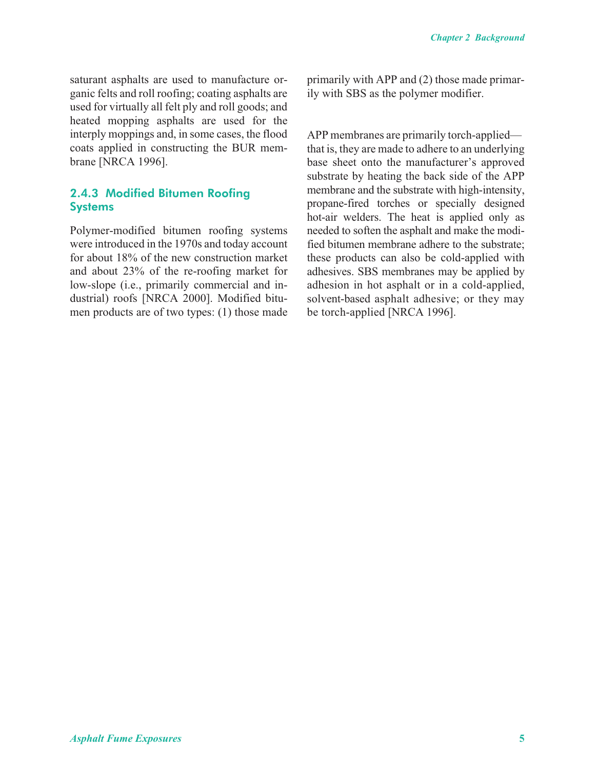saturant asphalts are used to manufacture organic felts and roll roofing; coating asphalts are used for virtually all felt ply and roll goods; and heated mopping asphalts are used for the interply moppings and, in some cases, the flood coats applied in constructing the BUR membrane [NRCA 1996].

### 2.4.3 Modified Bitumen Roofing Systems

Polymer-modified bitumen roofing systems were introduced in the 1970s and today account for about 18% of the new construction market and about 23% of the re-roofing market for low-slope (i.e., primarily commercial and industrial) roofs [NRCA 2000]. Modified bitumen products are of two types: (1) those made primarily with APP and (2) those made primarily with SBS as the polymer modifier.

APP membranes are primarily torch-applied—that is, they are made to adhere to an underlying base sheet onto the manufacturer's approved substrate by heating the back side of the APP membrane and the substrate with high-intensity, propane-fired torches or specially designed hot-air welders. The heat is applied only as needed to soften the asphalt and make the modified bitumen membrane adhere to the substrate; these products can also be cold-applied with adhesives. SBS membranes may be applied by adhesion in hot asphalt or in a cold-applied, solvent-based asphalt adhesive; or they may be torch-applied [NRCA 1996].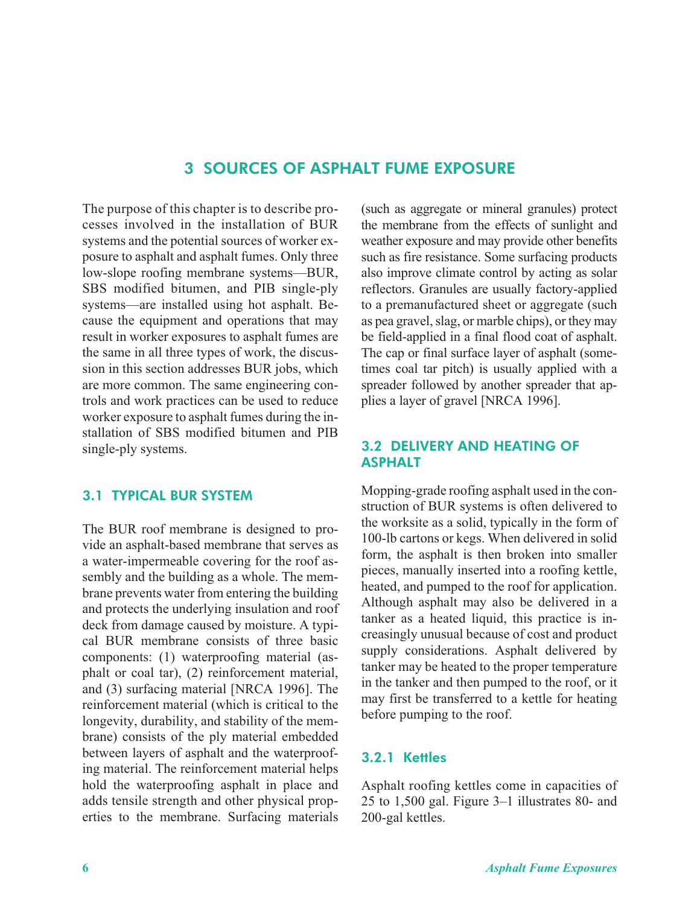# 3 SOURCES OF ASPHALT FUME EXPOSURE

The purpose of this chapter is to describe processes involved in the installation of BUR systems and the potential sources of worker exposure to asphalt and asphalt fumes. Only three low-slope roofing membrane systems—BUR, SBS modified bitumen, and PIB single-ply systems—are installed using hot asphalt. Because the equipment and operations that may result in worker exposures to asphalt fumes are the same in all three types of work, the discussion in this section addresses BUR jobs, which are more common. The same engineering controls and work practices can be used to reduce worker exposure to asphalt fumes during the installation of SBS modified bitumen and PIB single-ply systems.

## 3.1 TYPICAL BUR SYSTEM

The BUR roof membrane is designed to provide an asphalt-based membrane that serves as a water-impermeable covering for the roof assembly and the building as a whole. The membrane prevents water from entering the building and protects the underlying insulation and roof deck from damage caused by moisture. A typical BUR membrane consists of three basic components: (1) waterproofing material (asphalt or coal tar), (2) reinforcement material, and (3) surfacing material [NRCA 1996]. The reinforcement material (which is critical to the longevity, durability, and stability of the membrane) consists of the ply material embedded between layers of asphalt and the waterproofing material. The reinforcement material helps hold the waterproofing asphalt in place and adds tensile strength and other physical properties to the membrane. Surfacing materials (such as aggregate or mineral granules) protect the membrane from the effects of sunlight and weather exposure and may provide other benefits such as fire resistance. Some surfacing products also improve climate control by acting as solar reflectors. Granules are usually factory-applied to a premanufactured sheet or aggregate (such as pea gravel, slag, or marble chips), or they may be field-applied in a final flood coat of asphalt. The cap or final surface layer of asphalt (sometimes coal tar pitch) is usually applied with a spreader followed by another spreader that applies a layer of gravel [NRCA 1996].

## 3.2 DELIVERY AND HEATING OF ASPHALT

Mopping-grade roofing asphalt used in the construction of BUR systems is often delivered to the worksite as a solid, typically in the form of 100-lb cartons or kegs. When delivered in solid form, the asphalt is then broken into smaller pieces, manually inserted into a roofing kettle, heated, and pumped to the roof for application. Although asphalt may also be delivered in a tanker as a heated liquid, this practice is increasingly unusual because of cost and product supply considerations. Asphalt delivered by tanker may be heated to the proper temperature in the tanker and then pumped to the roof, or it may first be transferred to a kettle for heating before pumping to the roof.

### 3.2.1 Kettles

Asphalt roofing kettles come in capacities of 25 to 1,500 gal. Figure 3–1 illustrates 80- and 200-gal kettles.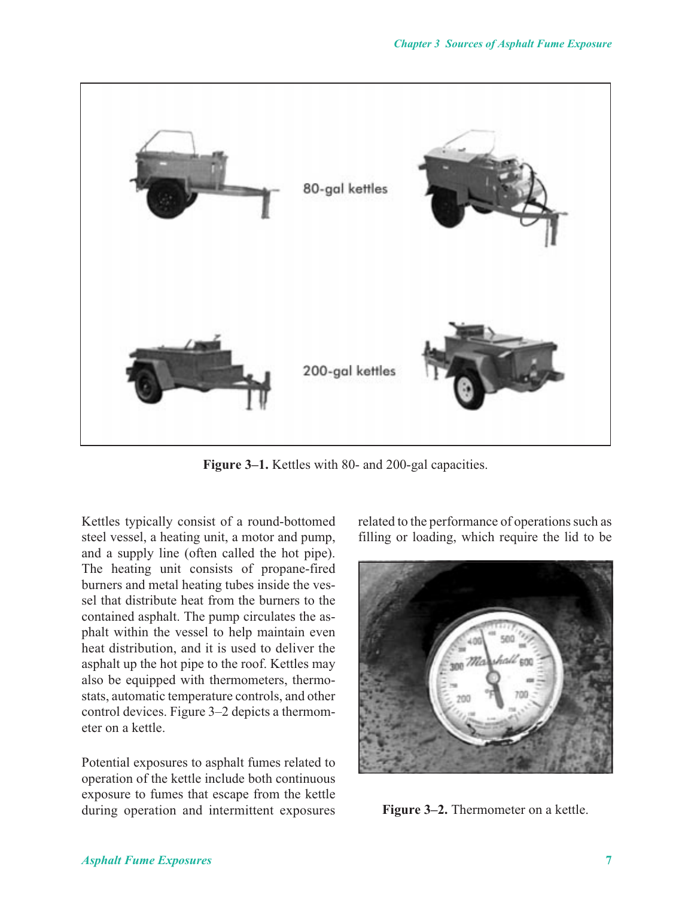80-gal kettles

200-gal kettles

**Figure 3–1.** Kettles with 80- and 200-gal capacities.

Kettles typically consist of a round-bottomed steel vessel, a heating unit, a motor and pump, and a supply line (often called the hot pipe). The heating unit consists of propane-fired burners and metal heating tubes inside the vessel that distribute heat from the burners to the contained asphalt. The pump circulates the asphalt within the vessel to help maintain even heat distribution, and it is used to deliver the asphalt up the hot pipe to the roof. Kettles may also be equipped with thermometers, thermostats, automatic temperature controls, and other control devices. Figure 3–2 depicts a thermometer on a kettle.

Potential exposures to asphalt fumes related to operation of the kettle include both continuous exposure to fumes that escape from the kettle during operation and intermittent exposures related to the performance of operations such as filling or loading, which require the lid to be

**Figure 3–2.** Thermometer on a kettle.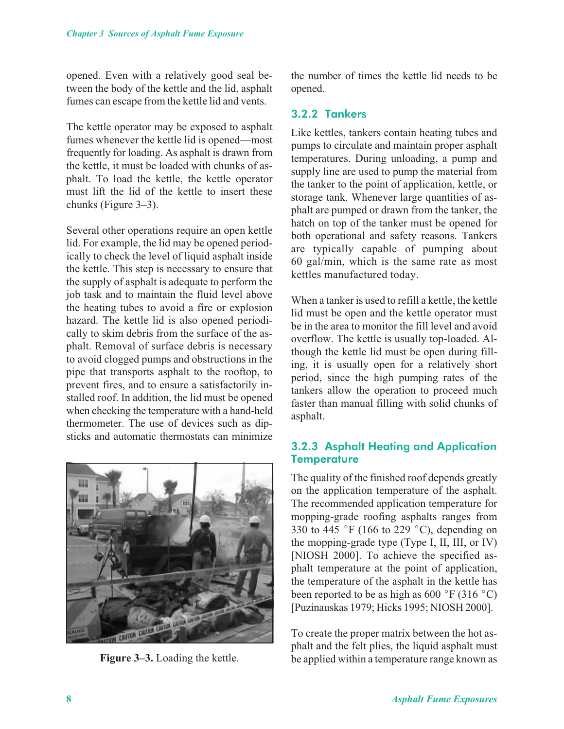opened. Even with a relatively good seal between the body of the kettle and the lid, asphalt fumes can escape from the kettle lid and vents.

The kettle operator may be exposed to asphalt fumes whenever the kettle lid is opened—most frequently for loading. As asphalt is drawn from the kettle, it must be loaded with chunks of asphalt. To load the kettle, the kettle operator must lift the lid of the kettle to insert these chunks (Figure 3–3).

Several other operations require an open kettle lid. For example, the lid may be opened periodically to check the level of liquid asphalt inside the kettle. This step is necessary to ensure that the supply of asphalt is adequate to perform the job task and to maintain the fluid level above the heating tubes to avoid a fire or explosion hazard. The kettle lid is also opened periodically to skim debris from the surface of the asphalt. Removal of surface debris is necessary to avoid clogged pumps and obstructions in the pipe that transports asphalt to the rooftop, to prevent fires, and to ensure a satisfactorily installed roof. In addition, the lid must be opened when checking the temperature with a hand-held thermometer. The use of devices such as dipsticks and automatic thermostats can minimize the number of times the kettle lid needs to be opened.

**Figure 3–3.** Loading the kettle.

### 3.2.2 Tankers

Like kettles, tankers contain heating tubes and pumps to circulate and maintain proper asphalt temperatures. During unloading, a pump and supply line are used to pump the material from the tanker to the point of application, kettle, or storage tank. Whenever large quantities of asphalt are pumped or drawn from the tanker, the hatch on top of the tanker must be opened for both operational and safety reasons. Tankers are typically capable of pumping about 60 gal/min, which is the same rate as most kettles manufactured today.

When a tanker is used to refill a kettle, the kettle lid must be open and the kettle operator must be in the area to monitor the fill level and avoid overflow. The kettle is usually top-loaded. Although the kettle lid must be open during filling, it is usually open for a relatively short period, since the high pumping rates of the tankers allow the operation to proceed much faster than manual filling with solid chunks of asphalt.

### 3.2.3 Asphalt Heating and Application Temperature

The quality of the finished roof depends greatly on the application temperature of the asphalt. The recommended application temperature for mopping-grade roofing asphalts ranges from 330 to 445 °F (166 to 229 °C), depending on the mopping-grade type (Type I, II, III, or IV) [NIOSH 2000]. To achieve the specified asphalt temperature at the point of application, the temperature of the asphalt in the kettle has been reported to be as high as 600 °F (316 °C) [Puzinauskas 1979; Hicks 1995; NIOSH 2000].

To create the proper matrix between the hot asphalt and the felt plies, the liquid asphalt must be applied within a temperature range known as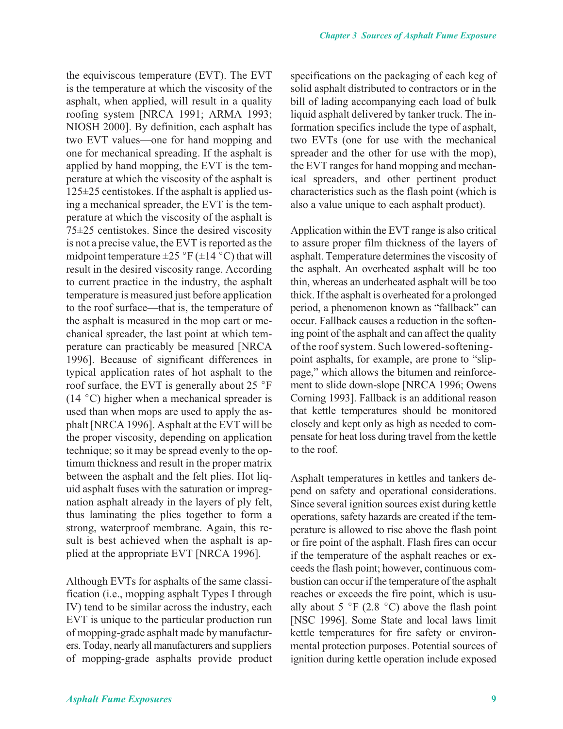the equiviscous temperature (EVT). The EVT is the temperature at which the viscosity of the asphalt, when applied, will result in a quality roofing system [NRCA 1991; ARMA 1993; NIOSH 2000]. By definition, each asphalt has two EVT values—one for hand mopping and one for mechanical spreading. If the asphalt is applied by hand mopping, the EVT is the temperature at which the viscosity of the asphalt is 125±25 centistokes. If the asphalt is applied using a mechanical spreader, the EVT is the temperature at which the viscosity of the asphalt is 75±25 centistokes. Since the desired viscosity is not a precise value, the EVT is reported as the midpoint temperature ±25 °F (±14 °C) that will result in the desired viscosity range. According to current practice in the industry, the asphalt temperature is measured just before application to the roof surface—that is, the temperature of the asphalt is measured in the mop cart or mechanical spreader, the last point at which temperature can practicably be measured [NRCA 1996]. Because of significant differences in typical application rates of hot asphalt to the roof surface, the EVT is generally about 25 °F (14 °C) higher when a mechanical spreader is used than when mops are used to apply the asphalt [NRCA 1996]. Asphalt at the EVT will be the proper viscosity, depending on application technique; so it may be spread evenly to the optimum thickness and result in the proper matrix between the asphalt and the felt plies. Hot liquid asphalt fuses with the saturation or impregnation asphalt already in the layers of ply felt, thus laminating the plies together to form a strong, waterproof membrane. Again, this result is best achieved when the asphalt is applied at the appropriate EVT [NRCA 1996].

Although EVTs for asphalts of the same classification (i.e., mopping asphalt Types I through IV) tend to be similar across the industry, each EVT is unique to the particular production run of mopping-grade asphalt made by manufacturers. Today, nearly all manufacturers and suppliers of mopping-grade asphalts provide product specifications on the packaging of each keg of solid asphalt distributed to contractors or in the bill of lading accompanying each load of bulk liquid asphalt delivered by tanker truck. The information specifics include the type of asphalt, two EVTs (one for use with the mechanical spreader and the other for use with the mop), the EVT ranges for hand mopping and mechanical spreaders, and other pertinent product characteristics such as the flash point (which is also a value unique to each asphalt product).

Application within the EVT range is also critical to assure proper film thickness of the layers of asphalt. Temperature determines the viscosity of the asphalt. An overheated asphalt will be too thin, whereas an underheated asphalt will be too thick. If the asphalt is overheated for a prolonged period, a phenomenon known as "fallback" can occur. Fallback causes a reduction in the softening point of the asphalt and can affect the quality of the roof system. Such lowered-softening-point asphalts, for example, are prone to "slippage," which allows the bitumen and reinforcement to slide down-slope [NRCA 1996; Owens Corning 1993]. Fallback is an additional reason that kettle temperatures should be monitored closely and kept only as high as needed to compensate for heat loss during travel from the kettle to the roof.

Asphalt temperatures in kettles and tankers depend on safety and operational considerations. Since several ignition sources exist during kettle operations, safety hazards are created if the temperature is allowed to rise above the flash point or fire point of the asphalt. Flash fires can occur if the temperature of the asphalt reaches or exceeds the flash point; however, continuous combustion can occur if the temperature of the asphalt reaches or exceeds the fire point, which is usually about 5 °F (2.8 °C) above the flash point [NSC 1996]. Some State and local laws limit kettle temperatures for fire safety or environmental protection purposes. Potential sources of ignition during kettle operation include exposed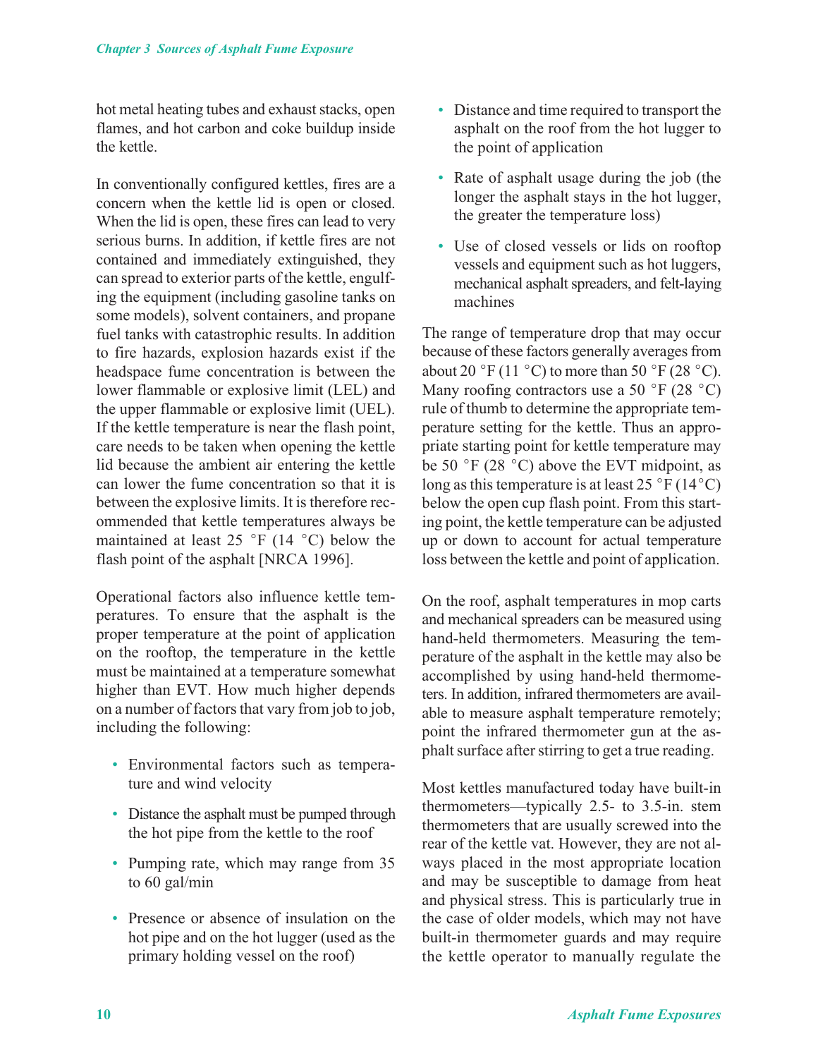hot metal heating tubes and exhaust stacks, open flames, and hot carbon and coke buildup inside the kettle.

In conventionally configured kettles, fires are a concern when the kettle lid is open or closed. When the lid is open, these fires can lead to very serious burns. In addition, if kettle fires are not contained and immediately extinguished, they can spread to exterior parts of the kettle, engulfing the equipment (including gasoline tanks on some models), solvent containers, and propane fuel tanks with catastrophic results. In addition to fire hazards, explosion hazards exist if the headspace fume concentration is between the lower flammable or explosive limit (LEL) and the upper flammable or explosive limit (UEL). If the kettle temperature is near the flash point, care needs to be taken when opening the kettle lid because the ambient air entering the kettle can lower the fume concentration so that it is between the explosive limits. It is therefore recommended that kettle temperatures always be maintained at least 25 °F (14 °C) below the flash point of the asphalt [NRCA 1996].

Operational factors also influence kettle temperatures. To ensure that the asphalt is the proper temperature at the point of application on the rooftop, the temperature in the kettle must be maintained at a temperature somewhat higher than EVT. How much higher depends on a number of factors that vary from job to job, including the following:

- Environmental factors such as temperature and wind velocity
- Distance the asphalt must be pumped through the hot pipe from the kettle to the roof
- Pumping rate, which may range from 35 to 60 gal/min
- Presence or absence of insulation on the hot pipe and on the hot lugger (used as the primary holding vessel on the roof)
- Distance and time required to transport the asphalt on the roof from the hot lugger to the point of application
- Rate of asphalt usage during the job (the longer the asphalt stays in the hot lugger, the greater the temperature loss)
- Use of closed vessels or lids on rooftop vessels and equipment such as hot luggers, mechanical asphalt spreaders, and felt-laying machines

The range of temperature drop that may occur because of these factors generally averages from about 20 °F (11 °C) to more than 50 °F (28 °C). Many roofing contractors use a 50 °F (28 °C) rule of thumb to determine the appropriate temperature setting for the kettle. Thus an appropriate starting point for kettle temperature may be 50 °F (28 °C) above the EVT midpoint, as long as this temperature is at least 25 °F (14 °C) below the open cup flash point. From this starting point, the kettle temperature can be adjusted up or down to account for actual temperature loss between the kettle and point of application.

On the roof, asphalt temperatures in mop carts and mechanical spreaders can be measured using hand-held thermometers. Measuring the temperature of the asphalt in the kettle may also be accomplished by using hand-held thermometers. In addition, infrared thermometers are available to measure asphalt temperature remotely; point the infrared thermometer gun at the asphalt surface after stirring to get a true reading.

Most kettles manufactured today have built-in thermometers—typically 2.5- to 3.5-in. stem thermometers that are usually screwed into the rear of the kettle vat. However, they are not always placed in the most appropriate location and may be susceptible to damage from heat and physical stress. This is particularly true in the case of older models, which may not have built-in thermometer guards and may require the kettle operator to manually regulate the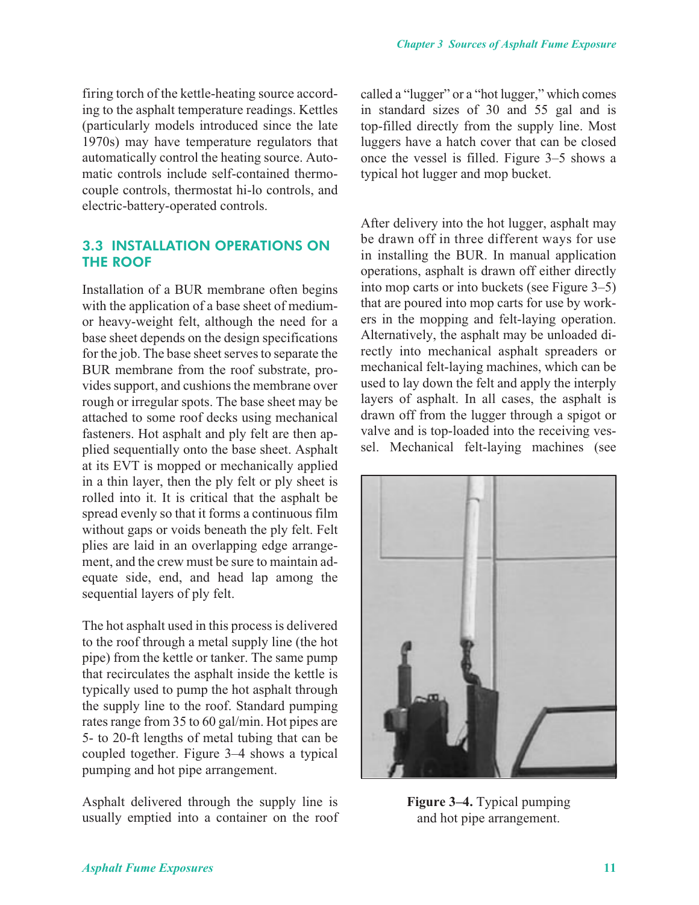firing torch of the kettle-heating source according to the asphalt temperature readings. Kettles (particularly models introduced since the late 1970s) may have temperature regulators that automatically control the heating source. Automatic controls include self-contained thermocouple controls, thermostat hi-lo controls, and electric-battery-operated controls.

## 3.3 INSTALLATION OPERATIONS ON THE ROOF

Installation of a BUR membrane often begins with the application of a base sheet of medium- or heavy-weight felt, although the need for a base sheet depends on the design specifications for the job. The base sheet serves to separate the BUR membrane from the roof substrate, provides support, and cushions the membrane over rough or irregular spots. The base sheet may be attached to some roof decks using mechanical fasteners. Hot asphalt and ply felt are then applied sequentially onto the base sheet. Asphalt at its EVT is mopped or mechanically applied in a thin layer, then the ply felt or ply sheet is rolled into it. It is critical that the asphalt be spread evenly so that it forms a continuous film without gaps or voids beneath the ply felt. Felt plies are laid in an overlapping edge arrangement, and the crew must be sure to maintain adequate side, end, and head lap among the sequential layers of ply felt.

The hot asphalt used in this process is delivered to the roof through a metal supply line (the hot pipe) from the kettle or tanker. The same pump that recirculates the asphalt inside the kettle is typically used to pump the hot asphalt through the supply line to the roof. Standard pumping rates range from 35 to 60 gal/min. Hot pipes are 5- to 20-ft lengths of metal tubing that can be coupled together. Figure 3–4 shows a typical pumping and hot pipe arrangement.

Asphalt delivered through the supply line is usually emptied into a container on the roof called a "lugger" or a "hot lugger," which comes in standard sizes of 30 and 55 gal and is top-filled directly from the supply line. Most luggers have a hatch cover that can be closed once the vessel is filled. Figure 3–5 shows a typical hot lugger and mop bucket.

After delivery into the hot lugger, asphalt may be drawn off in three different ways for use in installing the BUR. In manual application operations, asphalt is drawn off either directly into mop carts or into buckets (see Figure 3–5) that are poured into mop carts for use by workers in the mopping and felt-laying operation. Alternatively, the asphalt may be unloaded directly into mechanical asphalt spreaders or mechanical felt-laying machines, which can be used to lay down the felt and apply the interply layers of asphalt. In all cases, the asphalt is drawn off from the lugger through a spigot or valve and is top-loaded into the receiving vessel. Mechanical felt-laying machines (see

**Figure 3–4.** Typical pumping and hot pipe arrangement.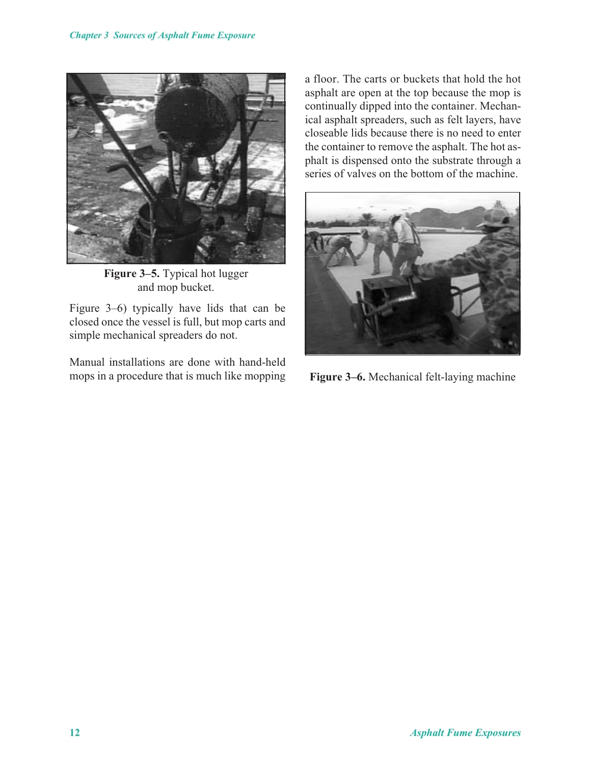Figure 3–5. Typical hot lugger and mop bucket.

Figure 3–6) typically have lids that can be closed once the vessel is full, but mop carts and simple mechanical spreaders do not.

Manual installations are done with hand-held mops in a procedure that is much like mopping a floor. The carts or buckets that hold the hot asphalt are open at the top because the mop is continually dipped into the container. Mechanical asphalt spreaders, such as felt layers, have closeable lids because there is no need to enter the container to remove the asphalt. The hot asphalt is dispensed onto the substrate through a series of valves on the bottom of the machine.

**Figure 3–6.** Mechanical felt-laying machine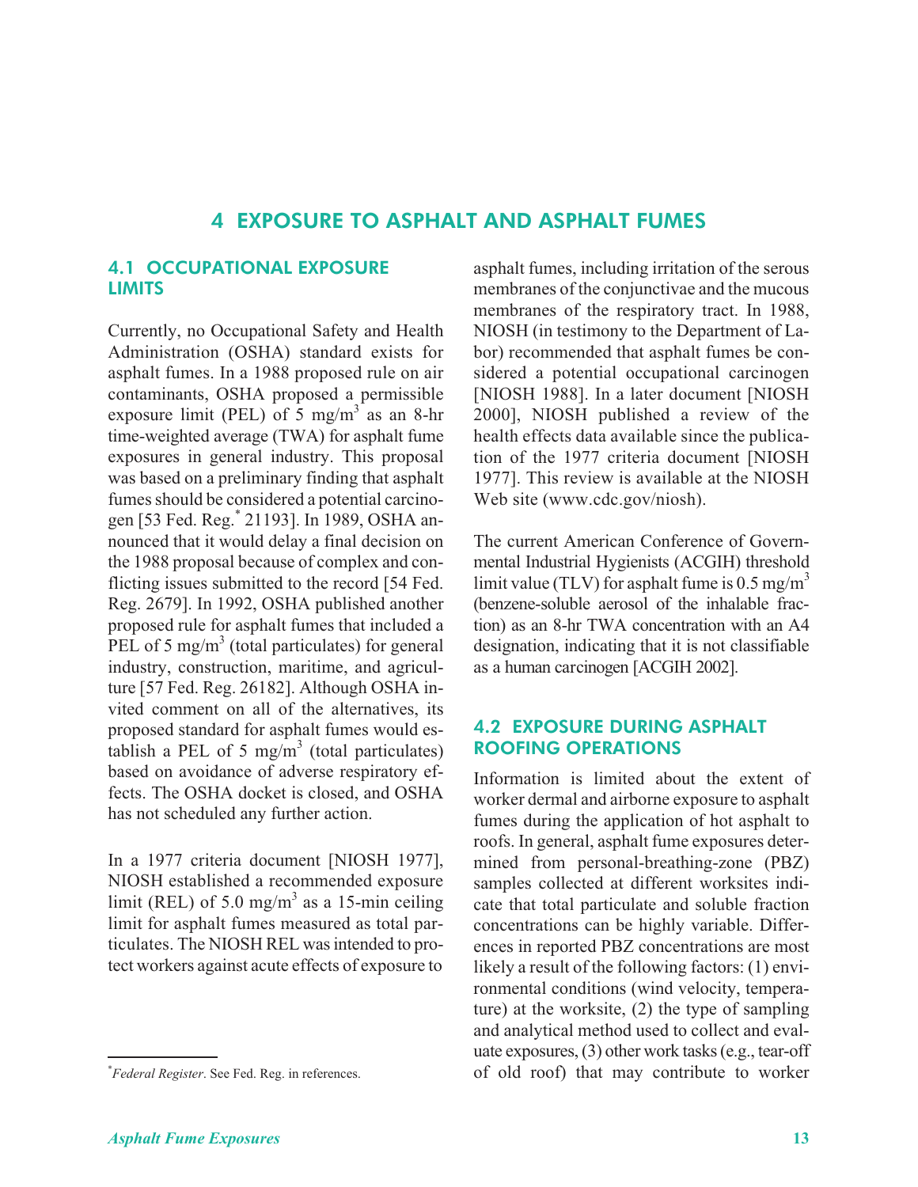# 4 EXPOSURE TO ASPHALT AND ASPHALT FUMES

## 4.1 OCCUPATIONAL EXPOSURE LIMITS

Currently, no Occupational Safety and Health Administration (OSHA) standard exists for asphalt fumes. In a 1988 proposed rule on air contaminants, OSHA proposed a permissible exposure limit (PEL) of 5 mg/m$^3$ as an 8-hr time-weighted average (TWA) for asphalt fume exposures in general industry. This proposal was based on a preliminary finding that asphalt fumes should be considered a potential carcinogen [53 Fed. Reg.* 21193]. In 1989, OSHA announced that it would delay a final decision on the 1988 proposal because of complex and conflicting issues submitted to the record [54 Fed. Reg. 2679]. In 1992, OSHA published another proposed rule for asphalt fumes that included a PEL of 5 mg/m$^3$ (total particulates) for general industry, construction, maritime, and agriculture [57 Fed. Reg. 26182]. Although OSHA invited comment on all of the alternatives, its proposed standard for asphalt fumes would establish a PEL of 5 mg/m$^3$ (total particulates) based on avoidance of adverse respiratory effects. The OSHA docket is closed, and OSHA has not scheduled any further action.

In a 1977 criteria document [NIOSH 1977], NIOSH established a recommended exposure limit (REL) of 5.0 mg/m$^3$ as a 15-min ceiling limit for asphalt fumes measured as total particulates. The NIOSH REL was intended to protect workers against acute effects of exposure to asphalt fumes, including irritation of the serous membranes of the conjunctivae and the mucous membranes of the respiratory tract. In 1988, NIOSH (in testimony to the Department of Labor) recommended that asphalt fumes be considered a potential occupational carcinogen [NIOSH 1988]. In a later document [NIOSH 2000], NIOSH published a review of the health effects data available since the publication of the 1977 criteria document [NIOSH 1977]. This review is available at the NIOSH Web site (www.cdc.gov/niosh).

The current American Conference of Governmental Industrial Hygienists (ACGIH) threshold limit value (TLV) for asphalt fume is 0.5 mg/m$^3$ (benzene-soluble aerosol of the inhalable fraction) as an 8-hr TWA concentration with an A4 designation, indicating that it is not classifiable as a human carcinogen [ACGIH 2002].

## 4.2 EXPOSURE DURING ASPHALT ROOFING OPERATIONS

Information is limited about the extent of worker dermal and airborne exposure to asphalt fumes during the application of hot asphalt to roofs. In general, asphalt fume exposures determined from personal-breathing-zone (PBZ) samples collected at different worksites indicate that total particulate and soluble fraction concentrations can be highly variable. Differences in reported PBZ concentrations are most likely a result of the following factors: (1) environmental conditions (wind velocity, temperature) at the worksite, (2) the type of sampling and analytical method used to collect and evaluate exposures, (3) other work tasks (e.g., tear-off of old roof) that may contribute to worker

*Federal Register*. See Fed. Reg. in references.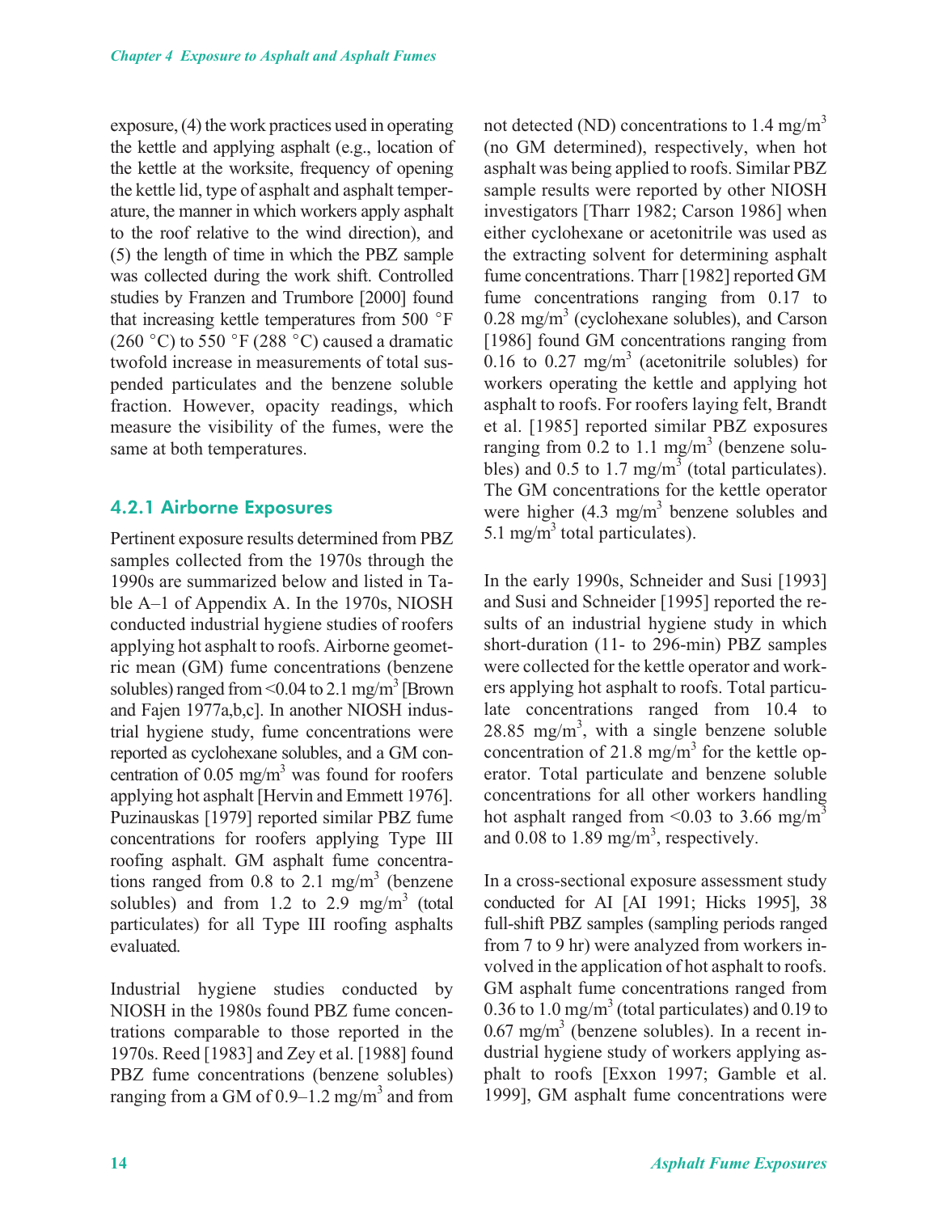exposure, (4) the work practices used in operating the kettle and applying asphalt (e.g., location of the kettle at the worksite, frequency of opening the kettle lid, type of asphalt and asphalt temperature, the manner in which workers apply asphalt to the roof relative to the wind direction), and (5) the length of time in which the PBZ sample was collected during the work shift. Controlled studies by Franzen and Trumbore [2000] found that increasing kettle temperatures from 500 °F (260 °C) to 550 °F (288 °C) caused a dramatic twofold increase in measurements of total suspended particulates and the benzene soluble fraction. However, opacity readings, which measure the visibility of the fumes, were the same at both temperatures.

### 4.2.1 Airborne Exposures

Pertinent exposure results determined from PBZ samples collected from the 1970s through the 1990s are summarized below and listed in Table A–1 of Appendix A. In the 1970s, NIOSH conducted industrial hygiene studies of roofers applying hot asphalt to roofs. Airborne geometric mean (GM) fume concentrations (benzene solubles) ranged from <0.04 to 2.1 mg/m$^3$ [Brown and Fajen 1977a,b,c]. In another NIOSH industrial hygiene study, fume concentrations were reported as cyclohexane solubles, and a GM concentration of 0.05 mg/m$^3$ was found for roofers applying hot asphalt [Hervin and Emmett 1976]. Puzinauskas [1979] reported similar PBZ fume concentrations for roofers applying Type III roofing asphalt. GM asphalt fume concentrations ranged from 0.8 to 2.1 mg/m$^3$ (benzene solubles) and from 1.2 to 2.9 mg/m$^3$ (total particulates) for all Type III roofing asphalts evaluated.

Industrial hygiene studies conducted by NIOSH in the 1980s found PBZ fume concentrations comparable to those reported in the 1970s. Reed [1983] and Zey et al. [1988] found PBZ fume concentrations (benzene solubles) ranging from a GM of 0.9–1.2 mg/m$^3$ and from not detected (ND) concentrations to 1.4 mg/m$^3$ (no GM determined), respectively, when hot asphalt was being applied to roofs. Similar PBZ sample results were reported by other NIOSH investigators [Tharr 1982; Carson 1986] when either cyclohexane or acetonitrile was used as the extracting solvent for determining asphalt fume concentrations. Tharr [1982] reported GM fume concentrations ranging from 0.17 to 0.28 mg/m$^3$ (cyclohexane solubles), and Carson [1986] found GM concentrations ranging from 0.16 to 0.27 mg/m$^3$ (acetonitrile solubles) for workers operating the kettle and applying hot asphalt to roofs. For roofers laying felt, Brandt et al. [1985] reported similar PBZ exposures ranging from 0.2 to 1.1 mg/m$^3$ (benzene solubles) and 0.5 to 1.7 mg/m$^3$ (total particulates). The GM concentrations for the kettle operator were higher (4.3 mg/m$^3$ benzene solubles and 5.1 mg/m$^3$ total particulates).

In the early 1990s, Schneider and Susi [1993] and Susi and Schneider [1995] reported the results of an industrial hygiene study in which short-duration (11- to 296-min) PBZ samples were collected for the kettle operator and workers applying hot asphalt to roofs. Total particulate concentrations ranged from 10.4 to 28.85 mg/m$^3$, with a single benzene soluble concentration of 21.8 mg/m$^3$ for the kettle operator. Total particulate and benzene soluble concentrations for all other workers handling hot asphalt ranged from <0.03 to 3.66 mg/m$^3$ and 0.08 to 1.89 mg/m$^3$, respectively.

In a cross-sectional exposure assessment study conducted for AI [AI 1991; Hicks 1995], 38 full-shift PBZ samples (sampling periods ranged from 7 to 9 hr) were analyzed from workers involved in the application of hot asphalt to roofs. GM asphalt fume concentrations ranged from 0.36 to 1.0 mg/m$^3$ (total particulates) and 0.19 to 0.67 mg/m$^3$ (benzene solubles). In a recent industrial hygiene study of workers applying asphalt to roofs [Exxon 1997; Gamble et al. 1999], GM asphalt fume concentrations were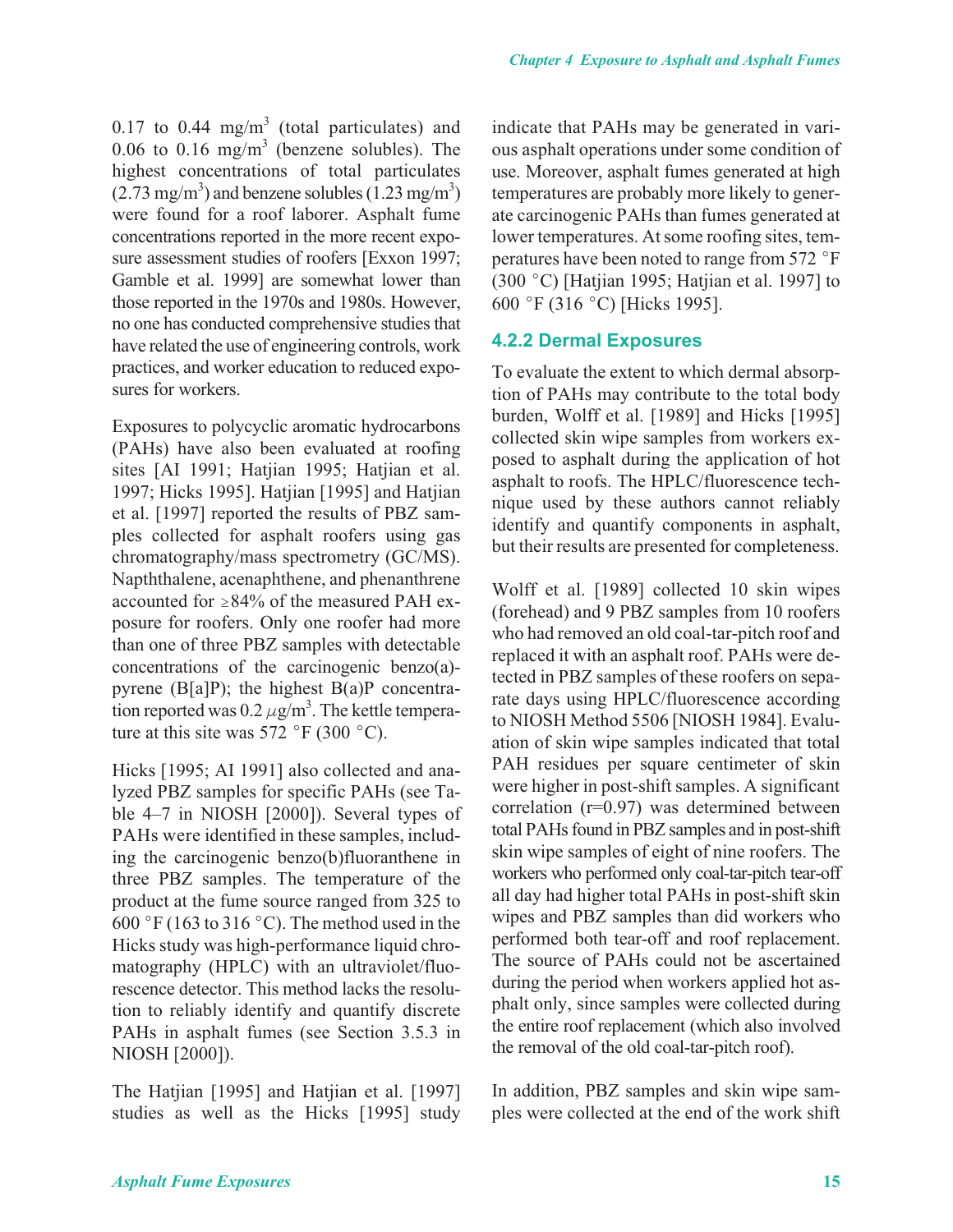0.17 to 0.44 mg/m$^3$ (total particulates) and 0.06 to 0.16 mg/m$^3$ (benzene solubles). The highest concentrations of total particulates (2.73 mg/m$^3$) and benzene solubles (1.23 mg/m$^3$) were found for a roof laborer. Asphalt fume concentrations reported in the more recent exposure assessment studies of roofers [Exxon 1997; Gamble et al. 1999] are somewhat lower than those reported in the 1970s and 1980s. However, no one has conducted comprehensive studies that have related the use of engineering controls, work practices, and worker education to reduced exposures for workers.

Exposures to polycyclic aromatic hydrocarbons (PAHs) have also been evaluated at roofing sites [AI 1991; Hatjian 1995; Hatjian et al. 1997; Hicks 1995]. Hatjian [1995] and Hatjian et al. [1997] reported the results of PBZ samples collected for asphalt roofers using gas chromatography/mass spectrometry (GC/MS). Napththalene, acenaphthene, and phenanthrene accounted for ≥84% of the measured PAH exposure for roofers. Only one roofer had more than one of three PBZ samples with detectable concentrations of the carcinogenic benzo(a)-pyrene (B[a]P); the highest B(a)P concentration reported was 0.2 $\mu$g/m$^3$. The kettle temperature at this site was 572 °F (300 °C).

Hicks [1995; AI 1991] also collected and analyzed PBZ samples for specific PAHs (see Table 4–7 in NIOSH [2000]). Several types of PAHs were identified in these samples, including the carcinogenic benzo(b)fluoranthene in three PBZ samples. The temperature of the product at the fume source ranged from 325 to 600 °F (163 to 316 °C). The method used in the Hicks study was high-performance liquid chromatography (HPLC) with an ultraviolet/fluorescence detector. This method lacks the resolution to reliably identify and quantify discrete PAHs in asphalt fumes (see Section 3.5.3 in NIOSH [2000]).

The Hatjian [1995] and Hatjian et al. [1997] studies as well as the Hicks [1995] study indicate that PAHs may be generated in various asphalt operations under some condition of use. Moreover, asphalt fumes generated at high temperatures are probably more likely to generate carcinogenic PAHs than fumes generated at lower temperatures. At some roofing sites, temperatures have been noted to range from 572 °F (300 °C) [Hatjian 1995; Hatjian et al. 1997] to 600 °F (316 °C) [Hicks 1995].

### 4.2.2 Dermal Exposures

To evaluate the extent to which dermal absorption of PAHs may contribute to the total body burden, Wolff et al. [1989] and Hicks [1995] collected skin wipe samples from workers exposed to asphalt during the application of hot asphalt to roofs. The HPLC/fluorescence technique used by these authors cannot reliably identify and quantify components in asphalt, but their results are presented for completeness.

Wolff et al. [1989] collected 10 skin wipes (forehead) and 9 PBZ samples from 10 roofers who had removed an old coal-tar-pitch roof and replaced it with an asphalt roof. PAHs were detected in PBZ samples of these roofers on separate days using HPLC/fluorescence according to NIOSH Method 5506 [NIOSH 1984]. Evaluation of skin wipe samples indicated that total PAH residues per square centimeter of skin were higher in post-shift samples. A significant correlation (r=0.97) was determined between total PAHs found in PBZ samples and in post-shift skin wipe samples of eight of nine roofers. The workers who performed only coal-tar-pitch tear-off all day had higher total PAHs in post-shift skin wipes and PBZ samples than did workers who performed both tear-off and roof replacement. The source of PAHs could not be ascertained during the period when workers applied hot asphalt only, since samples were collected during the entire roof replacement (which also involved the removal of the old coal-tar-pitch roof).

In addition, PBZ samples and skin wipe samples were collected at the end of the work shift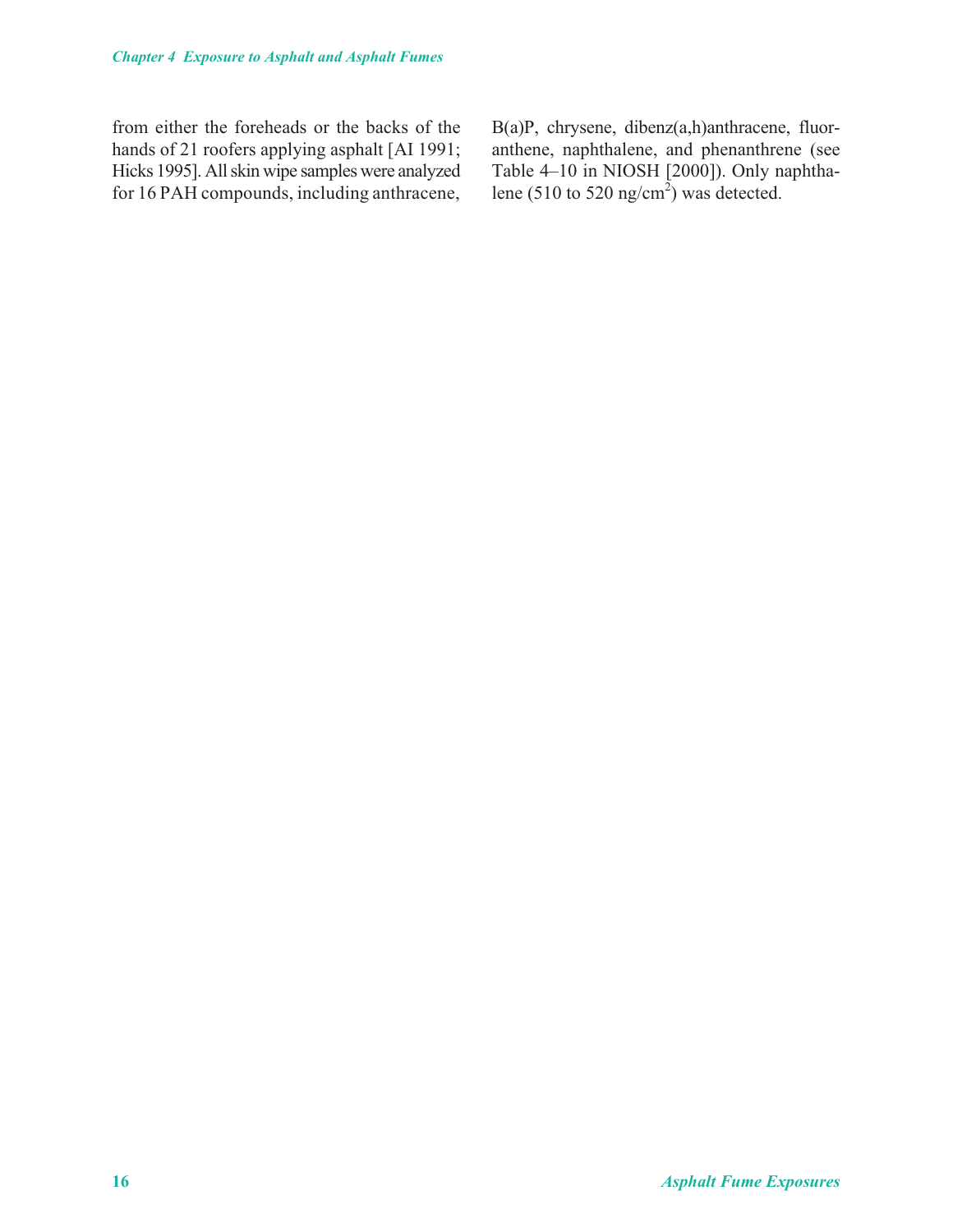from either the foreheads or the backs of the hands of 21 roofers applying asphalt [AI 1991; Hicks 1995]. All skin wipe samples were analyzed for 16 PAH compounds, including anthracene, B(a)P, chrysene, dibenz(a,h)anthracene, fluoranthene, naphthalene, and phenanthrene (see Table 4–10 in NIOSH [2000]). Only naphthalene (510 to 520 ng/cm$^2$) was detected.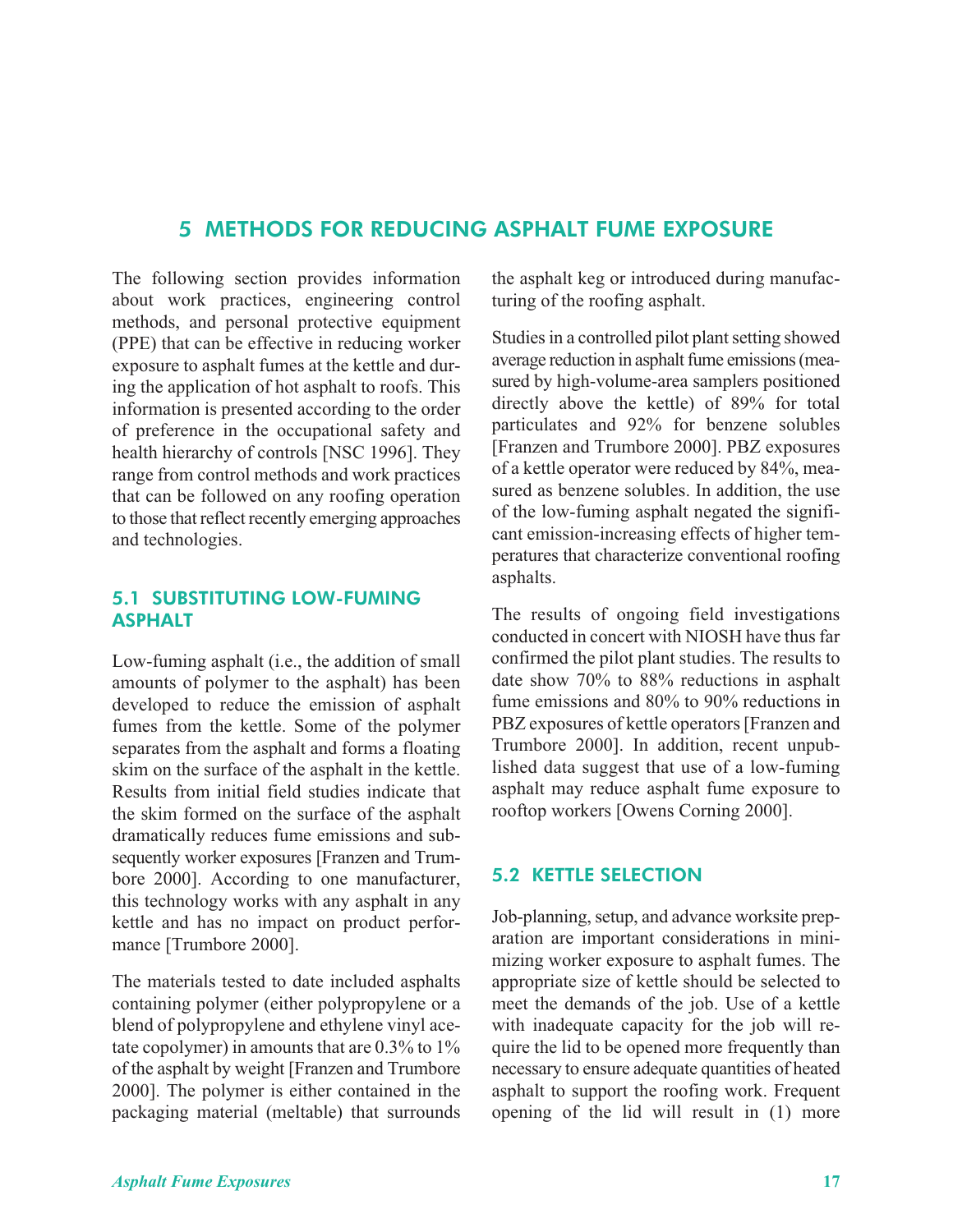# 5 METHODS FOR REDUCING ASPHALT FUME EXPOSURE

The following section provides information about work practices, engineering control methods, and personal protective equipment (PPE) that can be effective in reducing worker exposure to asphalt fumes at the kettle and during the application of hot asphalt to roofs. This information is presented according to the order of preference in the occupational safety and health hierarchy of controls [NSC 1996]. They range from control methods and work practices that can be followed on any roofing operation to those that reflect recently emerging approaches and technologies.

## 5.1 SUBSTITUTING LOW-FUMING ASPHALT

Low-fuming asphalt (i.e., the addition of small amounts of polymer to the asphalt) has been developed to reduce the emission of asphalt fumes from the kettle. Some of the polymer separates from the asphalt and forms a floating skim on the surface of the asphalt in the kettle. Results from initial field studies indicate that the skim formed on the surface of the asphalt dramatically reduces fume emissions and subsequently worker exposures [Franzen and Trumbore 2000]. According to one manufacturer, this technology works with any asphalt in any kettle and has no impact on product performance [Trumbore 2000].

The materials tested to date included asphalts containing polymer (either polypropylene or a blend of polypropylene and ethylene vinyl acetate copolymer) in amounts that are 0.3% to 1% of the asphalt by weight [Franzen and Trumbore 2000]. The polymer is either contained in the packaging material (meltable) that surrounds the asphalt keg or introduced during manufacturing of the roofing asphalt.

Studies in a controlled pilot plant setting showed average reduction in asphalt fume emissions (measured by high-volume-area samplers positioned directly above the kettle) of 89% for total particulates and 92% for benzene solubles [Franzen and Trumbore 2000]. PBZ exposures of a kettle operator were reduced by 84%, measured as benzene solubles. In addition, the use of the low-fuming asphalt negated the significant emission-increasing effects of higher temperatures that characterize conventional roofing asphalts.

The results of ongoing field investigations conducted in concert with NIOSH have thus far confirmed the pilot plant studies. The results to date show 70% to 88% reductions in asphalt fume emissions and 80% to 90% reductions in PBZ exposures of kettle operators [Franzen and Trumbore 2000]. In addition, recent unpublished data suggest that use of a low-fuming asphalt may reduce asphalt fume exposure to rooftop workers [Owens Corning 2000].

## 5.2 KETTLE SELECTION

Job-planning, setup, and advance worksite preparation are important considerations in minimizing worker exposure to asphalt fumes. The appropriate size of kettle should be selected to meet the demands of the job. Use of a kettle with inadequate capacity for the job will require the lid to be opened more frequently than necessary to ensure adequate quantities of heated asphalt to support the roofing work. Frequent opening of the lid will result in (1) more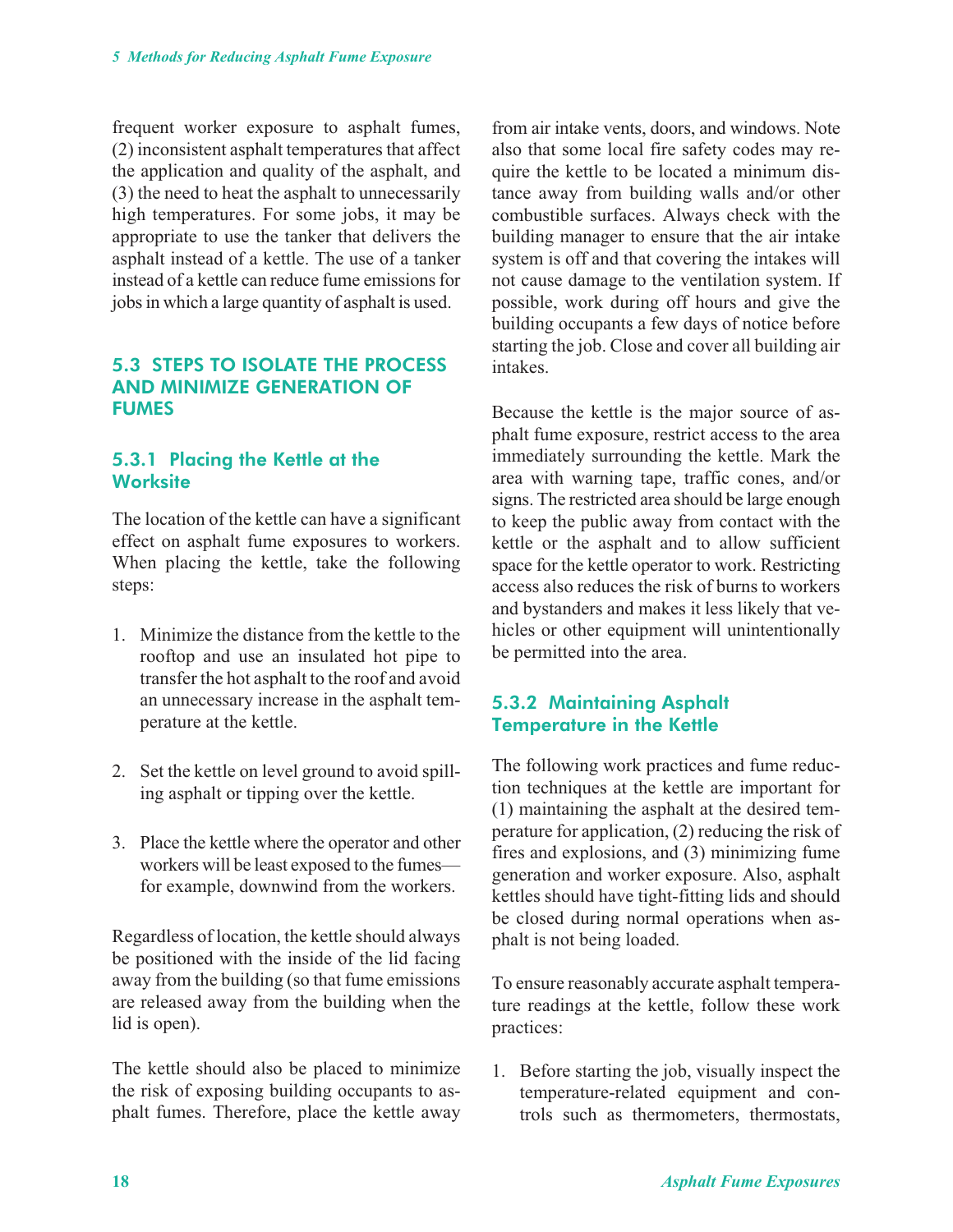frequent worker exposure to asphalt fumes, (2) inconsistent asphalt temperatures that affect the application and quality of the asphalt, and (3) the need to heat the asphalt to unnecessarily high temperatures. For some jobs, it may be appropriate to use the tanker that delivers the asphalt instead of a kettle. The use of a tanker instead of a kettle can reduce fume emissions for jobs in which a large quantity of asphalt is used.

## 5.3 STEPS TO ISOLATE THE PROCESS AND MINIMIZE GENERATION OF FUMES

### 5.3.1 Placing the Kettle at the Worksite

The location of the kettle can have a significant effect on asphalt fume exposures to workers. When placing the kettle, take the following steps:

1. Minimize the distance from the kettle to the rooftop and use an insulated hot pipe to transfer the hot asphalt to the roof and avoid an unnecessary increase in the asphalt temperature at the kettle.

2. Set the kettle on level ground to avoid spilling asphalt or tipping over the kettle.

3. Place the kettle where the operator and other workers will be least exposed to the fumes—for example, downwind from the workers.

Regardless of location, the kettle should always be positioned with the inside of the lid facing away from the building (so that fume emissions are released away from the building when the lid is open).

The kettle should also be placed to minimize the risk of exposing building occupants to asphalt fumes. Therefore, place the kettle away from air intake vents, doors, and windows. Note also that some local fire safety codes may require the kettle to be located a minimum distance away from building walls and/or other combustible surfaces. Always check with the building manager to ensure that the air intake system is off and that covering the intakes will not cause damage to the ventilation system. If possible, work during off hours and give the building occupants a few days of notice before starting the job. Close and cover all building air intakes.

Because the kettle is the major source of asphalt fume exposure, restrict access to the area immediately surrounding the kettle. Mark the area with warning tape, traffic cones, and/or signs. The restricted area should be large enough to keep the public away from contact with the kettle or the asphalt and to allow sufficient space for the kettle operator to work. Restricting access also reduces the risk of burns to workers and bystanders and makes it less likely that vehicles or other equipment will unintentionally be permitted into the area.

### 5.3.2 Maintaining Asphalt Temperature in the Kettle

The following work practices and fume reduction techniques at the kettle are important for (1) maintaining the asphalt at the desired temperature for application, (2) reducing the risk of fires and explosions, and (3) minimizing fume generation and worker exposure. Also, asphalt kettles should have tight-fitting lids and should be closed during normal operations when asphalt is not being loaded.

To ensure reasonably accurate asphalt temperature readings at the kettle, follow these work practices:

1. Before starting the job, visually inspect the temperature-related equipment and controls such as thermometers, thermostats,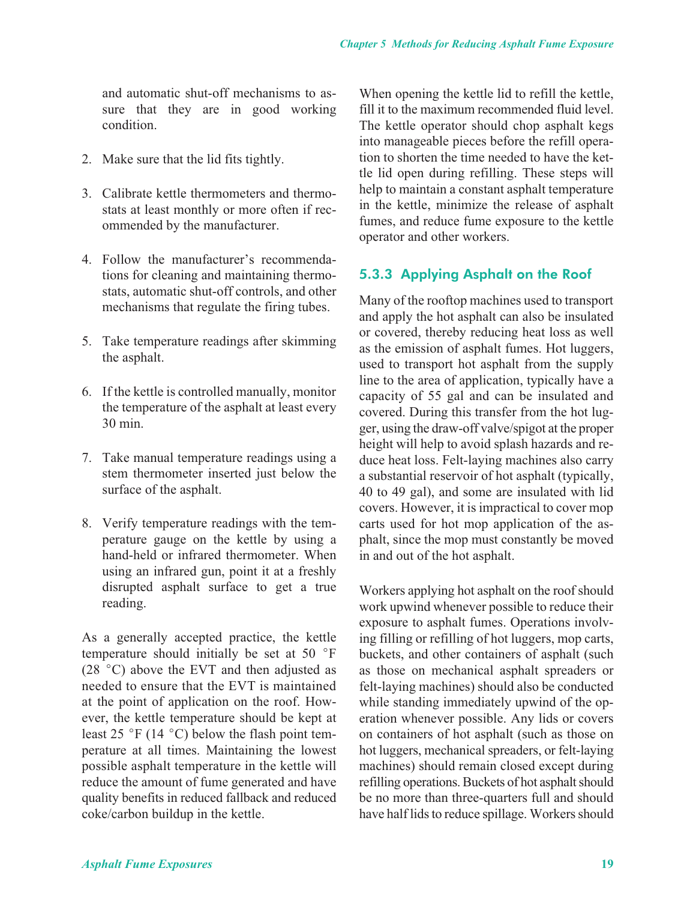and automatic shut-off mechanisms to assure that they are in good working condition.

2. Make sure that the lid fits tightly.

3. Calibrate kettle thermometers and thermostats at least monthly or more often if recommended by the manufacturer.

4. Follow the manufacturer's recommendations for cleaning and maintaining thermostats, automatic shut-off controls, and other mechanisms that regulate the firing tubes.

5. Take temperature readings after skimming the asphalt.

6. If the kettle is controlled manually, monitor the temperature of the asphalt at least every 30 min.

7. Take manual temperature readings using a stem thermometer inserted just below the surface of the asphalt.

8. Verify temperature readings with the temperature gauge on the kettle by using a hand-held or infrared thermometer. When using an infrared gun, point it at a freshly disrupted asphalt surface to get a true reading.

As a generally accepted practice, the kettle temperature should initially be set at 50 °F (28 °C) above the EVT and then adjusted as needed to ensure that the EVT is maintained at the point of application on the roof. However, the kettle temperature should be kept at least 25 °F (14 °C) below the flash point temperature at all times. Maintaining the lowest possible asphalt temperature in the kettle will reduce the amount of fume generated and have quality benefits in reduced fallback and reduced coke/carbon buildup in the kettle.

When opening the kettle lid to refill the kettle, fill it to the maximum recommended fluid level. The kettle operator should chop asphalt kegs into manageable pieces before the refill operation to shorten the time needed to have the kettle lid open during refilling. These steps will help to maintain a constant asphalt temperature in the kettle, minimize the release of asphalt fumes, and reduce fume exposure to the kettle operator and other workers.

### 5.3.3 Applying Asphalt on the Roof

Many of the rooftop machines used to transport and apply the hot asphalt can also be insulated or covered, thereby reducing heat loss as well as the emission of asphalt fumes. Hot luggers, used to transport hot asphalt from the supply line to the area of application, typically have a capacity of 55 gal and can be insulated and covered. During this transfer from the hot lugger, using the draw-off valve/spigot at the proper height will help to avoid splash hazards and reduce heat loss. Felt-laying machines also carry a substantial reservoir of hot asphalt (typically, 40 to 49 gal), and some are insulated with lid covers. However, it is impractical to cover mop carts used for hot mop application of the asphalt, since the mop must constantly be moved in and out of the hot asphalt.

Workers applying hot asphalt on the roof should work upwind whenever possible to reduce their exposure to asphalt fumes. Operations involving filling or refilling of hot luggers, mop carts, buckets, and other containers of asphalt (such as those on mechanical asphalt spreaders or felt-laying machines) should also be conducted while standing immediately upwind of the operation whenever possible. Any lids or covers on containers of hot asphalt (such as those on hot luggers, mechanical spreaders, or felt-laying machines) should remain closed except during refilling operations. Buckets of hot asphalt should be no more than three-quarters full and should have half lids to reduce spillage. Workers should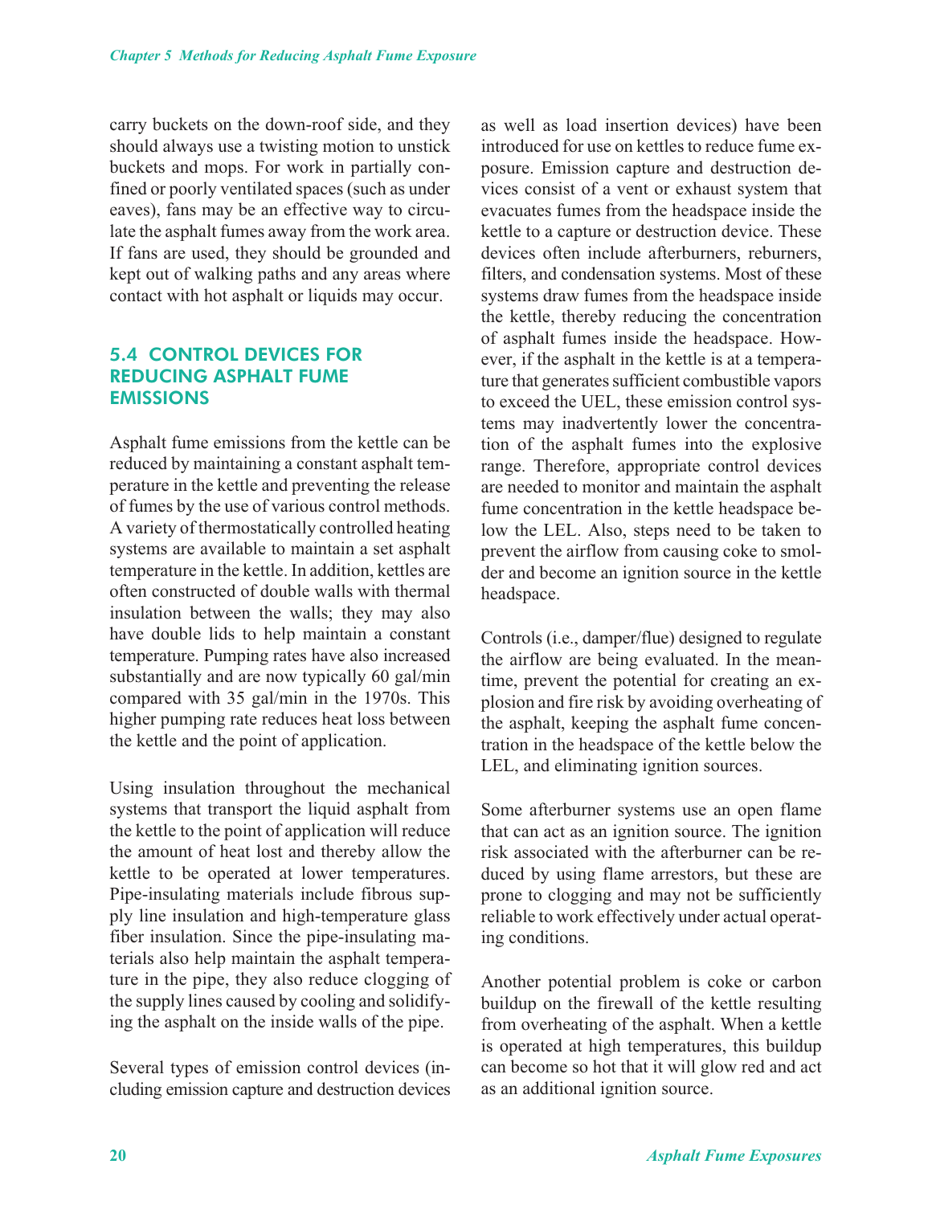carry buckets on the down-roof side, and they should always use a twisting motion to unstick buckets and mops. For work in partially confined or poorly ventilated spaces (such as under eaves), fans may be an effective way to circulate the asphalt fumes away from the work area. If fans are used, they should be grounded and kept out of walking paths and any areas where contact with hot asphalt or liquids may occur.

## 5.4 CONTROL DEVICES FOR REDUCING ASPHALT FUME EMISSIONS

Asphalt fume emissions from the kettle can be reduced by maintaining a constant asphalt temperature in the kettle and preventing the release of fumes by the use of various control methods. A variety of thermostatically controlled heating systems are available to maintain a set asphalt temperature in the kettle. In addition, kettles are often constructed of double walls with thermal insulation between the walls; they may also have double lids to help maintain a constant temperature. Pumping rates have also increased substantially and are now typically 60 gal/min compared with 35 gal/min in the 1970s. This higher pumping rate reduces heat loss between the kettle and the point of application.

Using insulation throughout the mechanical systems that transport the liquid asphalt from the kettle to the point of application will reduce the amount of heat lost and thereby allow the kettle to be operated at lower temperatures. Pipe-insulating materials include fibrous supply line insulation and high-temperature glass fiber insulation. Since the pipe-insulating materials also help maintain the asphalt temperature in the pipe, they also reduce clogging of the supply lines caused by cooling and solidifying the asphalt on the inside walls of the pipe.

Several types of emission control devices (including emission capture and destruction devices as well as load insertion devices) have been introduced for use on kettles to reduce fume exposure. Emission capture and destruction devices consist of a vent or exhaust system that evacuates fumes from the headspace inside the kettle to a capture or destruction device. These devices often include afterburners, reburners, filters, and condensation systems. Most of these systems draw fumes from the headspace inside the kettle, thereby reducing the concentration of asphalt fumes inside the headspace. However, if the asphalt in the kettle is at a temperature that generates sufficient combustible vapors to exceed the UEL, these emission control systems may inadvertently lower the concentration of the asphalt fumes into the explosive range. Therefore, appropriate control devices are needed to monitor and maintain the asphalt fume concentration in the kettle headspace below the LEL. Also, steps need to be taken to prevent the airflow from causing coke to smolder and become an ignition source in the kettle headspace.

Controls (i.e., damper/flue) designed to regulate the airflow are being evaluated. In the meantime, prevent the potential for creating an explosion and fire risk by avoiding overheating of the asphalt, keeping the asphalt fume concentration in the headspace of the kettle below the LEL, and eliminating ignition sources.

Some afterburner systems use an open flame that can act as an ignition source. The ignition risk associated with the afterburner can be reduced by using flame arrestors, but these are prone to clogging and may not be sufficiently reliable to work effectively under actual operating conditions.

Another potential problem is coke or carbon buildup on the firewall of the kettle resulting from overheating of the asphalt. When a kettle is operated at high temperatures, this buildup can become so hot that it will glow red and act as an additional ignition source.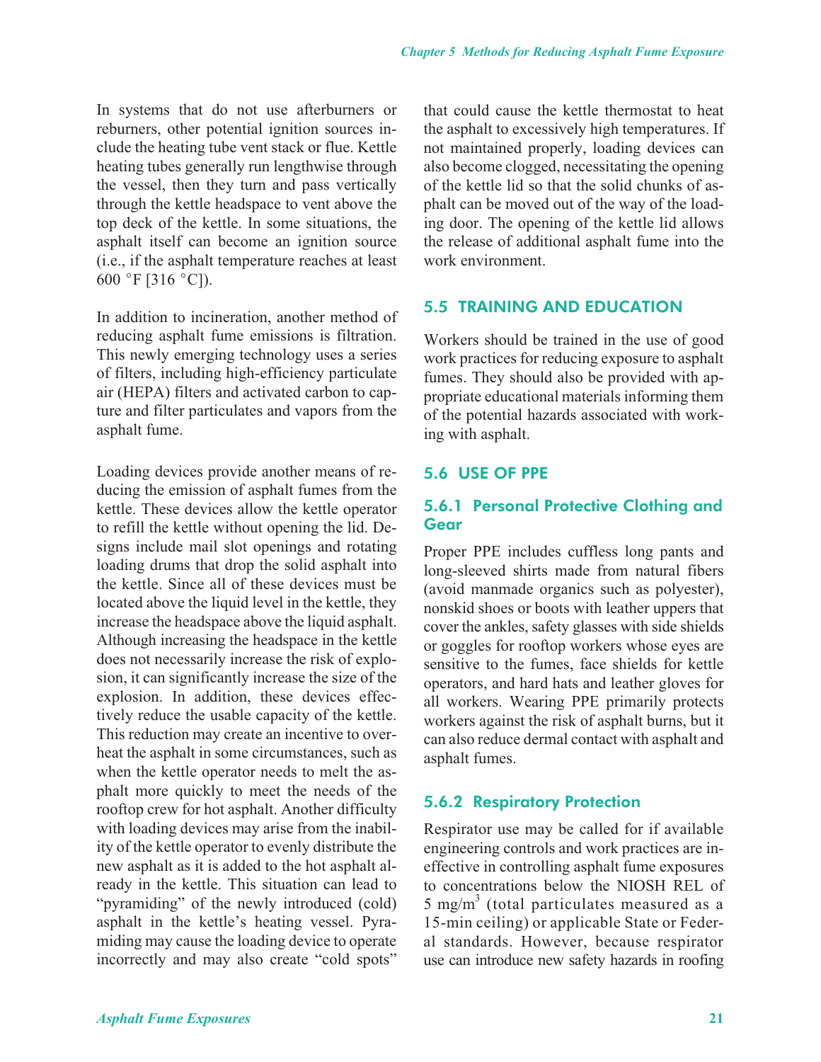In systems that do not use afterburners or reburners, other potential ignition sources include the heating tube vent stack or flue. Kettle heating tubes generally run lengthwise through the vessel, then they turn and pass vertically through the kettle headspace to vent above the top deck of the kettle. In some situations, the asphalt itself can become an ignition source (i.e., if the asphalt temperature reaches at least 600 °F [316 °C]).

In addition to incineration, another method of reducing asphalt fume emissions is filtration. This newly emerging technology uses a series of filters, including high-efficiency particulate air (HEPA) filters and activated carbon to capture and filter particulates and vapors from the asphalt fume.

Loading devices provide another means of reducing the emission of asphalt fumes from the kettle. These devices allow the kettle operator to refill the kettle without opening the lid. Designs include mail slot openings and rotating loading drums that drop the solid asphalt into the kettle. Since all of these devices must be located above the liquid level in the kettle, they increase the headspace above the liquid asphalt. Although increasing the headspace in the kettle does not necessarily increase the risk of explosion, it can significantly increase the size of the explosion. In addition, these devices effectively reduce the usable capacity of the kettle. This reduction may create an incentive to overheat the asphalt in some circumstances, such as when the kettle operator needs to melt the asphalt more quickly to meet the needs of the rooftop crew for hot asphalt. Another difficulty with loading devices may arise from the inability of the kettle operator to evenly distribute the new asphalt as it is added to the hot asphalt already in the kettle. This situation can lead to "pyramiding" of the newly introduced (cold) asphalt in the kettle's heating vessel. Pyramiding may cause the loading device to operate incorrectly and may also create "cold spots" that could cause the kettle thermostat to heat the asphalt to excessively high temperatures. If not maintained properly, loading devices can also become clogged, necessitating the opening of the kettle lid so that the solid chunks of asphalt can be moved out of the way of the loading door. The opening of the kettle lid allows the release of additional asphalt fume into the work environment.

## 5.5 TRAINING AND EDUCATION

Workers should be trained in the use of good work practices for reducing exposure to asphalt fumes. They should also be provided with appropriate educational materials informing them of the potential hazards associated with working with asphalt.

## 5.6 USE OF PPE

### 5.6.1 Personal Protective Clothing and Gear

Proper PPE includes cuffless long pants and long-sleeved shirts made from natural fibers (avoid manmade organics such as polyester), nonskid shoes or boots with leather uppers that cover the ankles, safety glasses with side shields or goggles for rooftop workers whose eyes are sensitive to the fumes, face shields for kettle operators, and hard hats and leather gloves for all workers. Wearing PPE primarily protects workers against the risk of asphalt burns, but it can also reduce dermal contact with asphalt and asphalt fumes.

### 5.6.2 Respiratory Protection

Respirator use may be called for if available engineering controls and work practices are ineffective in controlling asphalt fume exposures to concentrations below the NIOSH REL of 5 $mg/m^3$ (total particulates measured as a 15-min ceiling) or applicable State or Federal standards. However, because respirator use can introduce new safety hazards in roofing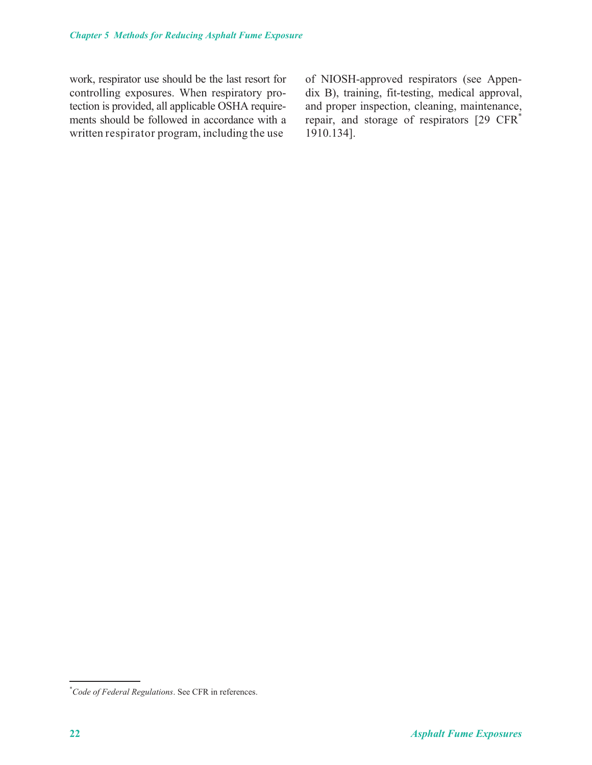work, respirator use should be the last resort for controlling exposures. When respiratory protection is provided, all applicable OSHA requirements should be followed in accordance with a written respirator program, including the use of NIOSH-approved respirators (see Appendix B), training, fit-testing, medical approval, and proper inspection, cleaning, maintenance, repair, and storage of respirators [29 CFR* 1910.134].

---

**\*** *Code of Federal Regulations*. See CFR in references.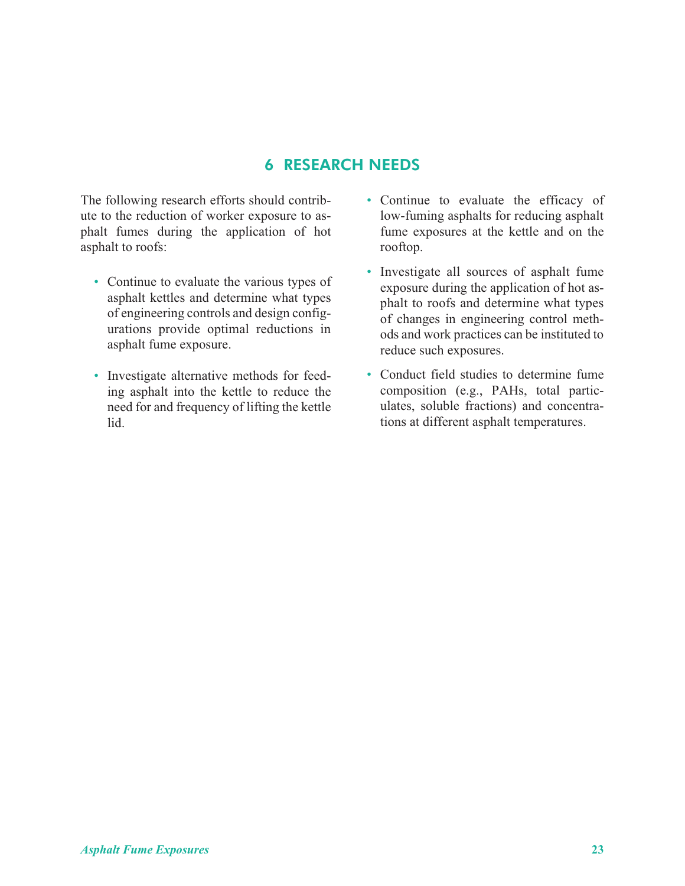# 6 RESEARCH NEEDS

The following research efforts should contribute to the reduction of worker exposure to asphalt fumes during the application of hot asphalt to roofs:

- Continue to evaluate the various types of asphalt kettles and determine what types of engineering controls and design configurations provide optimal reductions in asphalt fume exposure.
- Investigate alternative methods for feeding asphalt into the kettle to reduce the need for and frequency of lifting the kettle lid.
- Continue to evaluate the efficacy of low-fuming asphalts for reducing asphalt fume exposures at the kettle and on the rooftop.
- Investigate all sources of asphalt fume exposure during the application of hot asphalt to roofs and determine what types of changes in engineering control methods and work practices can be instituted to reduce such exposures.
- Conduct field studies to determine fume composition (e.g., PAHs, total particulates, soluble fractions) and concentrations at different asphalt temperatures.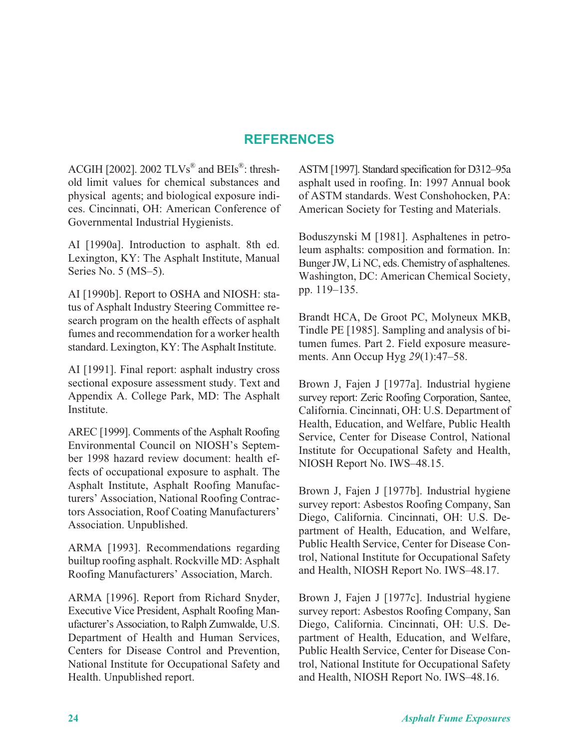# REFERENCES

ACGIH [2002]. 2002 TLVs® and BEIs®: threshold limit values for chemical substances and physical agents; and biological exposure indices. Cincinnati, OH: American Conference of Governmental Industrial Hygienists.

AI [1990a]. Introduction to asphalt. 8th ed. Lexington, KY: The Asphalt Institute, Manual Series No. 5 (MS–5).

AI [1990b]. Report to OSHA and NIOSH: status of Asphalt Industry Steering Committee research program on the health effects of asphalt fumes and recommendation for a worker health standard. Lexington, KY: The Asphalt Institute.

AI [1991]. Final report: asphalt industry cross sectional exposure assessment study. Text and Appendix A. College Park, MD: The Asphalt Institute.

AREC [1999]. Comments of the Asphalt Roofing Environmental Council on NIOSH's September 1998 hazard review document: health effects of occupational exposure to asphalt. The Asphalt Institute, Asphalt Roofing Manufacturers' Association, National Roofing Contractors Association, Roof Coating Manufacturers' Association. Unpublished.

ARMA [1993]. Recommendations regarding builtup roofing asphalt. Rockville MD: Asphalt Roofing Manufacturers' Association, March.

ARMA [1996]. Report from Richard Snyder, Executive Vice President, Asphalt Roofing Manufacturer's Association, to Ralph Zumwalde, U.S. Department of Health and Human Services, Centers for Disease Control and Prevention, National Institute for Occupational Safety and Health. Unpublished report.

ASTM [1997]. Standard specification for D312–95a asphalt used in roofing. In: 1997 Annual book of ASTM standards. West Conshohocken, PA: American Society for Testing and Materials.

Boduszynski M [1981]. Asphaltenes in petroleum asphalts: composition and formation. In: Bunger JW, Li NC, eds. Chemistry of asphaltenes. Washington, DC: American Chemical Society, pp. 119–135.

Brandt HCA, De Groot PC, Molyneux MKB, Tindle PE [1985]. Sampling and analysis of bitumen fumes. Part 2. Field exposure measurements. Ann Occup Hyg *29*(1):47–58.

Brown J, Fajen J [1977a]. Industrial hygiene survey report: Zeric Roofing Corporation, Santee, California. Cincinnati, OH: U.S. Department of Health, Education, and Welfare, Public Health Service, Center for Disease Control, National Institute for Occupational Safety and Health, NIOSH Report No. IWS–48.15.

Brown J, Fajen J [1977b]. Industrial hygiene survey report: Asbestos Roofing Company, San Diego, California. Cincinnati, OH: U.S. Department of Health, Education, and Welfare, Public Health Service, Center for Disease Control, National Institute for Occupational Safety and Health, NIOSH Report No. IWS–48.17.

Brown J, Fajen J [1977c]. Industrial hygiene survey report: Asbestos Roofing Company, San Diego, California. Cincinnati, OH: U.S. Department of Health, Education, and Welfare, Public Health Service, Center for Disease Control, National Institute for Occupational Safety and Health, NIOSH Report No. IWS–48.16.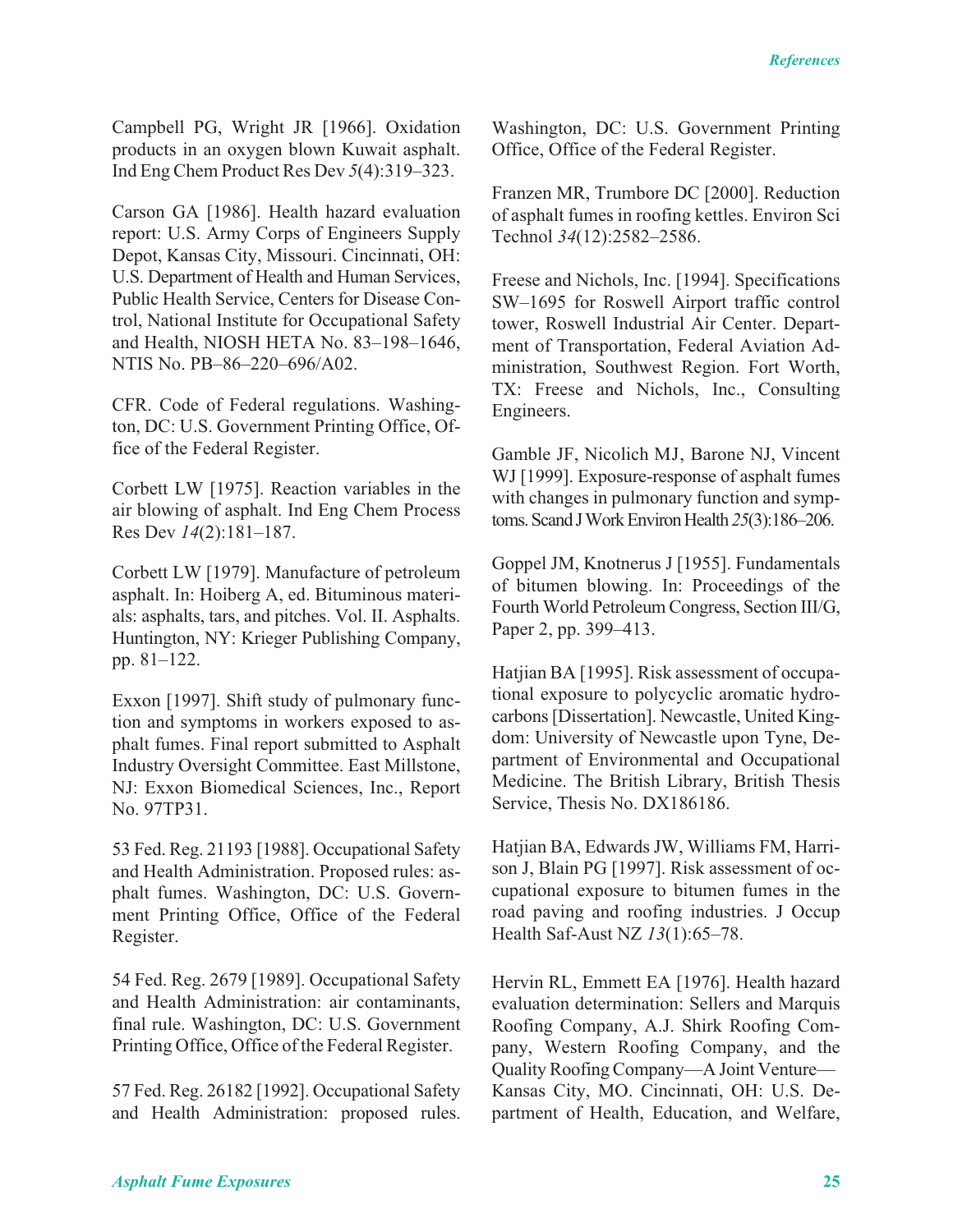Campbell PG, Wright JR [1966]. Oxidation products in an oxygen blown Kuwait asphalt. Ind Eng Chem Product Res Dev *5*(4):319–323.

Carson GA [1986]. Health hazard evaluation report: U.S. Army Corps of Engineers Supply Depot, Kansas City, Missouri. Cincinnati, OH: U.S. Department of Health and Human Services, Public Health Service, Centers for Disease Control, National Institute for Occupational Safety and Health, NIOSH HETA No. 83–198–1646, NTIS No. PB–86–220–696/A02.

CFR. Code of Federal regulations. Washington, DC: U.S. Government Printing Office, Office of the Federal Register.

Corbett LW [1975]. Reaction variables in the air blowing of asphalt. Ind Eng Chem Process Res Dev *14*(2):181–187.

Corbett LW [1979]. Manufacture of petroleum asphalt. In: Hoiberg A, ed. Bituminous materials: asphalts, tars, and pitches. Vol. II. Asphalts. Huntington, NY: Krieger Publishing Company, pp. 81–122.

Exxon [1997]. Shift study of pulmonary function and symptoms in workers exposed to asphalt fumes. Final report submitted to Asphalt Industry Oversight Committee. East Millstone, NJ: Exxon Biomedical Sciences, Inc., Report No. 97TP31.

53 Fed. Reg. 21193 [1988]. Occupational Safety and Health Administration. Proposed rules: asphalt fumes. Washington, DC: U.S. Government Printing Office, Office of the Federal Register.

54 Fed. Reg. 2679 [1989]. Occupational Safety and Health Administration: air contaminants, final rule. Washington, DC: U.S. Government Printing Office, Office of the Federal Register.

57 Fed. Reg. 26182 [1992]. Occupational Safety and Health Administration: proposed rules. Washington, DC: U.S. Government Printing Office, Office of the Federal Register.

Franzen MR, Trumbore DC [2000]. Reduction of asphalt fumes in roofing kettles. Environ Sci Technol *34*(12):2582–2586.

Freese and Nichols, Inc. [1994]. Specifications SW–1695 for Roswell Airport traffic control tower, Roswell Industrial Air Center. Department of Transportation, Federal Aviation Administration, Southwest Region. Fort Worth, TX: Freese and Nichols, Inc., Consulting Engineers.

Gamble JF, Nicolich MJ, Barone NJ, Vincent WJ [1999]. Exposure-response of asphalt fumes with changes in pulmonary function and symptoms. Scand J Work Environ Health *25*(3):186–206.

Goppel JM, Knotnerus J [1955]. Fundamentals of bitumen blowing. In: Proceedings of the Fourth World Petroleum Congress, Section III/G, Paper 2, pp. 399–413.

Hatjian BA [1995]. Risk assessment of occupational exposure to polycyclic aromatic hydrocarbons [Dissertation]. Newcastle, United Kingdom: University of Newcastle upon Tyne, Department of Environmental and Occupational Medicine. The British Library, British Thesis Service, Thesis No. DX186186.

Hatjian BA, Edwards JW, Williams FM, Harrison J, Blain PG [1997]. Risk assessment of occupational exposure to bitumen fumes in the road paving and roofing industries. J Occup Health Saf-Aust NZ *13*(1):65–78.

Hervin RL, Emmett EA [1976]. Health hazard evaluation determination: Sellers and Marquis Roofing Company, A.J. Shirk Roofing Company, Western Roofing Company, and the Quality Roofing Company—A Joint Venture—Kansas City, MO. Cincinnati, OH: U.S. Department of Health, Education, and Welfare,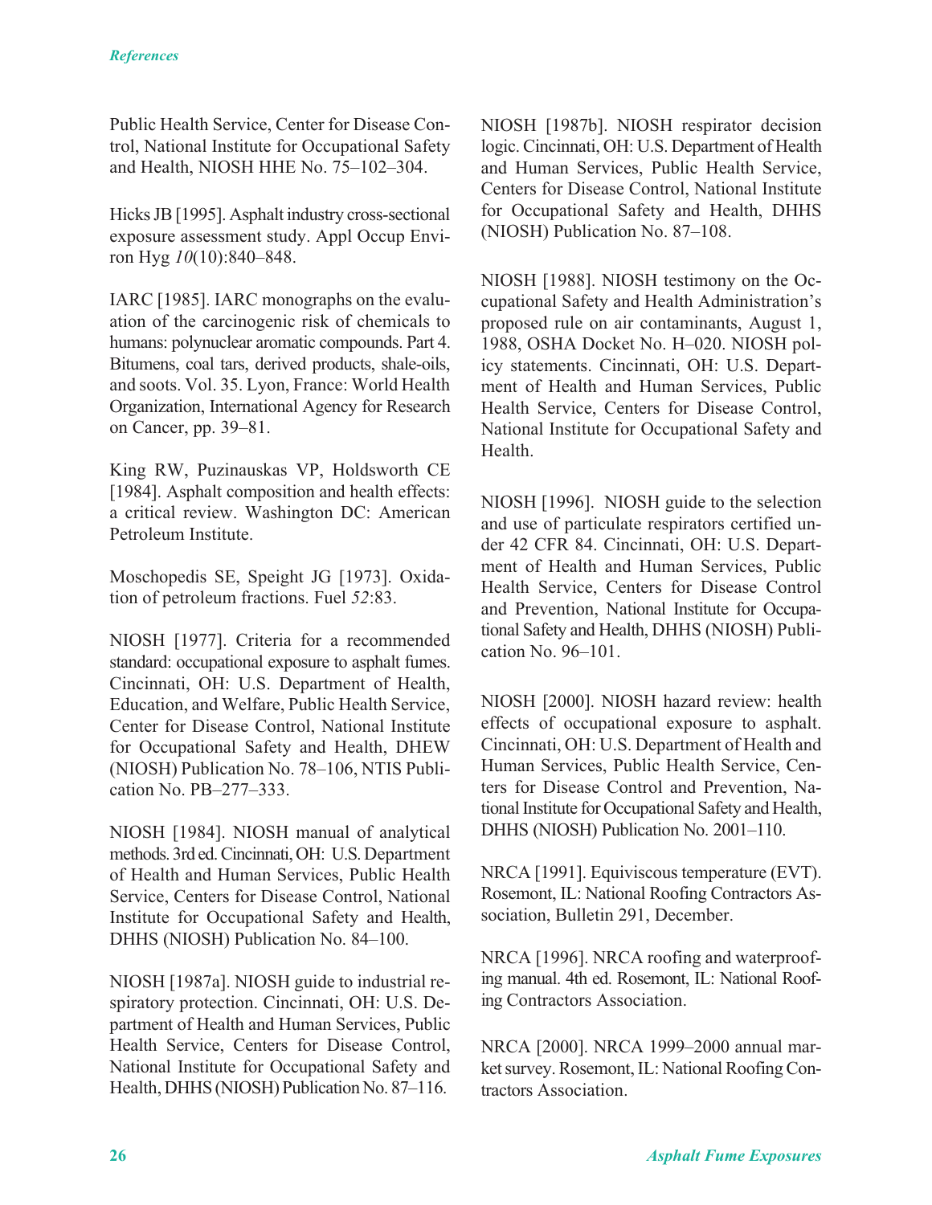Public Health Service, Center for Disease Control, National Institute for Occupational Safety and Health, NIOSH HHE No. 75–102–304.

Hicks JB [1995]. Asphalt industry cross-sectional exposure assessment study. Appl Occup Environ Hyg *10*(10):840–848.

IARC [1985]. IARC monographs on the evaluation of the carcinogenic risk of chemicals to humans: polynuclear aromatic compounds. Part 4. Bitumens, coal tars, derived products, shale-oils, and soots. Vol. 35. Lyon, France: World Health Organization, International Agency for Research on Cancer, pp. 39–81.

King RW, Puzinauskas VP, Holdsworth CE [1984]. Asphalt composition and health effects: a critical review. Washington DC: American Petroleum Institute.

Moschopedis SE, Speight JG [1973]. Oxidation of petroleum fractions. Fuel *52*:83.

NIOSH [1977]. Criteria for a recommended standard: occupational exposure to asphalt fumes. Cincinnati, OH: U.S. Department of Health, Education, and Welfare, Public Health Service, Center for Disease Control, National Institute for Occupational Safety and Health, DHEW (NIOSH) Publication No. 78–106, NTIS Publication No. PB–277–333.

NIOSH [1984]. NIOSH manual of analytical methods. 3rd ed. Cincinnati, OH: U.S. Department of Health and Human Services, Public Health Service, Centers for Disease Control, National Institute for Occupational Safety and Health, DHHS (NIOSH) Publication No. 84–100.

NIOSH [1987a]. NIOSH guide to industrial respiratory protection. Cincinnati, OH: U.S. Department of Health and Human Services, Public Health Service, Centers for Disease Control, National Institute for Occupational Safety and Health, DHHS (NIOSH) Publication No. 87–116.

NIOSH [1987b]. NIOSH respirator decision logic. Cincinnati, OH: U.S. Department of Health and Human Services, Public Health Service, Centers for Disease Control, National Institute for Occupational Safety and Health, DHHS (NIOSH) Publication No. 87–108.

NIOSH [1988]. NIOSH testimony on the Occupational Safety and Health Administration's proposed rule on air contaminants, August 1, 1988, OSHA Docket No. H–020. NIOSH policy statements. Cincinnati, OH: U.S. Department of Health and Human Services, Public Health Service, Centers for Disease Control, National Institute for Occupational Safety and Health.

NIOSH [1996]. NIOSH guide to the selection and use of particulate respirators certified under 42 CFR 84. Cincinnati, OH: U.S. Department of Health and Human Services, Public Health Service, Centers for Disease Control and Prevention, National Institute for Occupational Safety and Health, DHHS (NIOSH) Publication No. 96–101.

NIOSH [2000]. NIOSH hazard review: health effects of occupational exposure to asphalt. Cincinnati, OH: U.S. Department of Health and Human Services, Public Health Service, Centers for Disease Control and Prevention, National Institute for Occupational Safety and Health, DHHS (NIOSH) Publication No. 2001–110.

NRCA [1991]. Equiviscous temperature (EVT). Rosemont, IL: National Roofing Contractors Association, Bulletin 291, December.

NRCA [1996]. NRCA roofing and waterproofing manual. 4th ed. Rosemont, IL: National Roofing Contractors Association.

NRCA [2000]. NRCA 1999–2000 annual market survey. Rosemont, IL: National Roofing Contractors Association.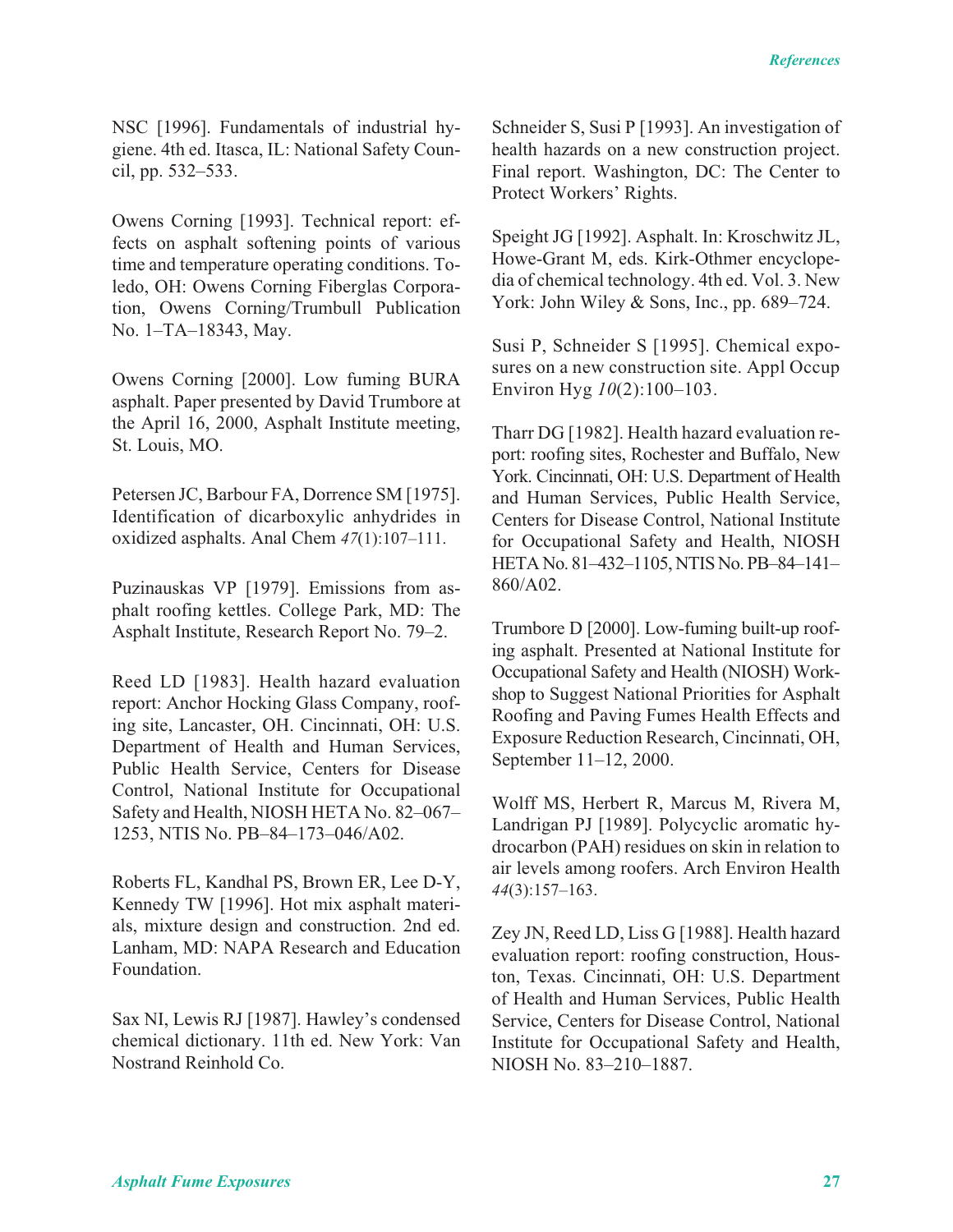NSC [1996]. Fundamentals of industrial hygiene. 4th ed. Itasca, IL: National Safety Council, pp. 532–533.

Owens Corning [1993]. Technical report: effects on asphalt softening points of various time and temperature operating conditions. Toledo, OH: Owens Corning Fiberglas Corporation, Owens Corning/Trumbull Publication No. 1–TA–18343, May.

Owens Corning [2000]. Low fuming BURA asphalt. Paper presented by David Trumbore at the April 16, 2000, Asphalt Institute meeting, St. Louis, MO.

Petersen JC, Barbour FA, Dorrence SM [1975]. Identification of dicarboxylic anhydrides in oxidized asphalts. Anal Chem *47*(1):107–111.

Puzinauskas VP [1979]. Emissions from asphalt roofing kettles. College Park, MD: The Asphalt Institute, Research Report No. 79–2.

Reed LD [1983]. Health hazard evaluation report: Anchor Hocking Glass Company, roofing site, Lancaster, OH. Cincinnati, OH: U.S. Department of Health and Human Services, Public Health Service, Centers for Disease Control, National Institute for Occupational Safety and Health, NIOSH HETA No. 82–067–1253, NTIS No. PB–84–173–046/A02.

Roberts FL, Kandhal PS, Brown ER, Lee D-Y, Kennedy TW [1996]. Hot mix asphalt materials, mixture design and construction. 2nd ed. Lanham, MD: NAPA Research and Education Foundation.

Sax NI, Lewis RJ [1987]. Hawley's condensed chemical dictionary. 11th ed. New York: Van Nostrand Reinhold Co.

Schneider S, Susi P [1993]. An investigation of health hazards on a new construction project. Final report. Washington, DC: The Center to Protect Workers' Rights.

Speight JG [1992]. Asphalt. In: Kroschwitz JL, Howe-Grant M, eds. Kirk-Othmer encyclopedia of chemical technology. 4th ed. Vol. 3. New York: John Wiley & Sons, Inc., pp. 689–724.

Susi P, Schneider S [1995]. Chemical exposures on a new construction site. Appl Occup Environ Hyg *10*(2):100–103.

Tharr DG [1982]. Health hazard evaluation report: roofing sites, Rochester and Buffalo, New York. Cincinnati, OH: U.S. Department of Health and Human Services, Public Health Service, Centers for Disease Control, National Institute for Occupational Safety and Health, NIOSH HETA No. 81–432–1105, NTIS No. PB–84–141–860/A02.

Trumbore D [2000]. Low-fuming built-up roofing asphalt. Presented at National Institute for Occupational Safety and Health (NIOSH) Workshop to Suggest National Priorities for Asphalt Roofing and Paving Fumes Health Effects and Exposure Reduction Research, Cincinnati, OH, September 11–12, 2000.

Wolff MS, Herbert R, Marcus M, Rivera M, Landrigan PJ [1989]. Polycyclic aromatic hydrocarbon (PAH) residues on skin in relation to air levels among roofers. Arch Environ Health *44*(3):157–163.

Zey JN, Reed LD, Liss G [1988]. Health hazard evaluation report: roofing construction, Houston, Texas. Cincinnati, OH: U.S. Department of Health and Human Services, Public Health Service, Centers for Disease Control, National Institute for Occupational Safety and Health, NIOSH No. 83–210–1887.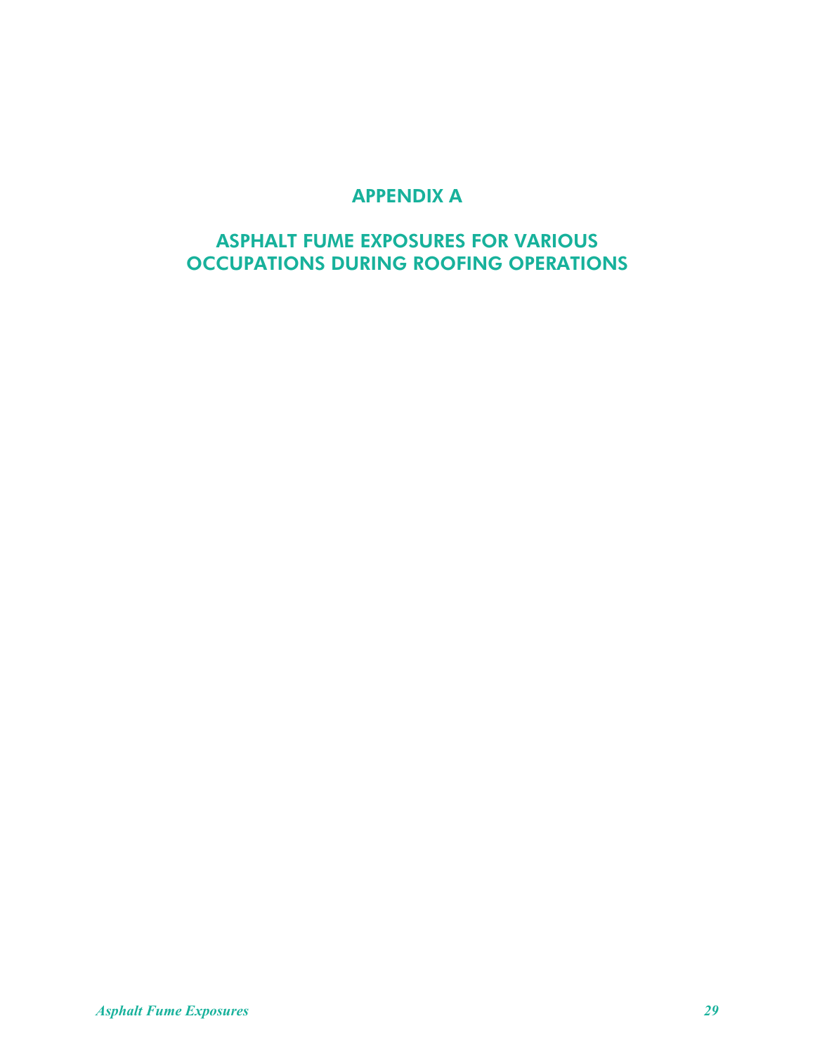# APPENDIX A

# ASPHALT FUME EXPOSURES FOR VARIOUS OCCUPATIONS DURING ROOFING OPERATIONS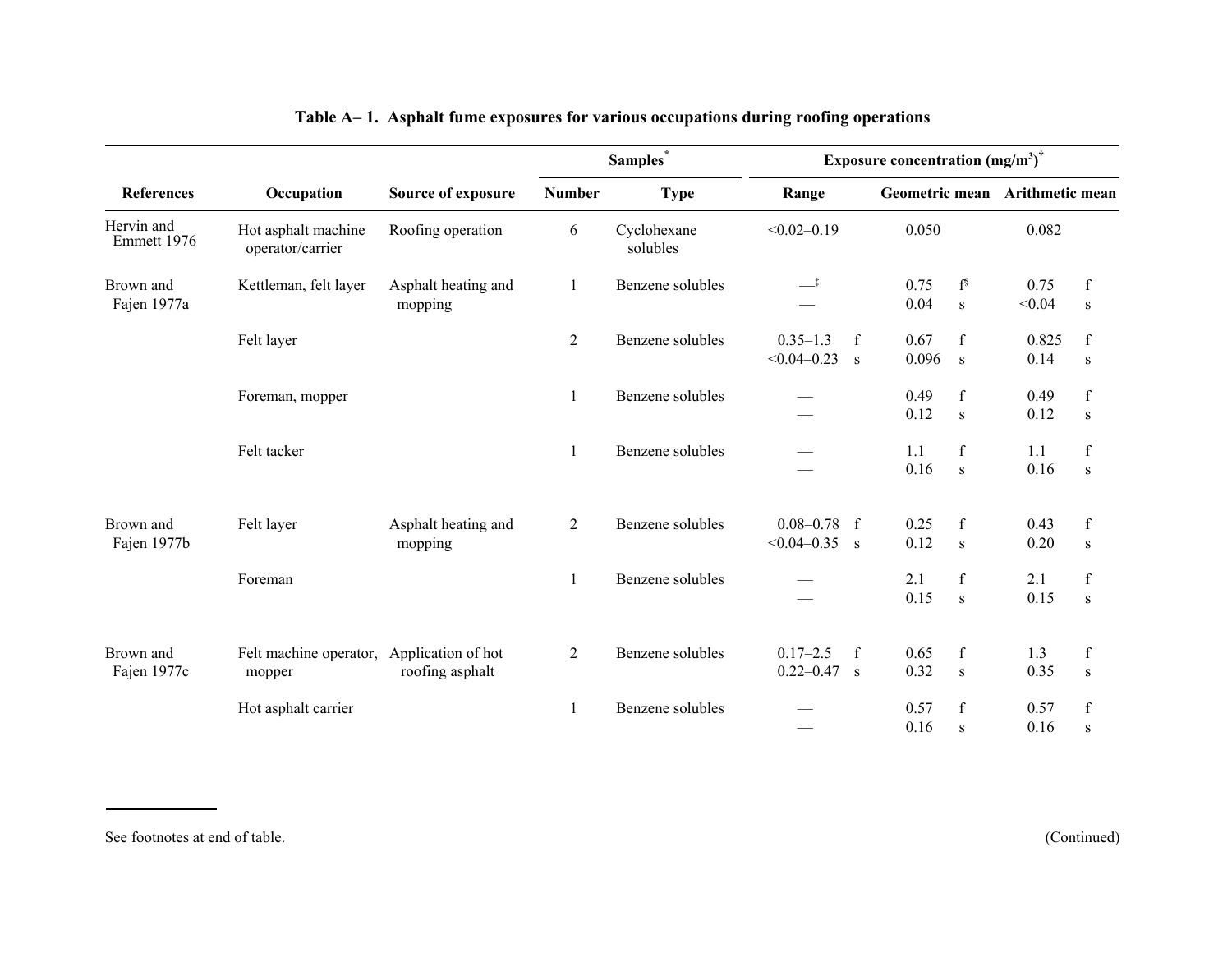**Table A– 1. Asphalt fume exposures for various occupations during roofing operations**

| References | Occupation | Source of exposure | Samples[*] | | Exposure concentration ($mg/m^3$)[†] | | |
|---|---|---|---|---|---|---|---|
| | | | Number | Type | Range | Geometric mean | Arithmetic mean |
| Hervin and Emmett 1976 | Hot asphalt machine operator/carrier | Roofing operation | 6 | Cyclohexane solubles | <0.02–0.19 | 0.050 | 0.082 |
| Brown and Fajen 1977a | Kettleman, felt layer | Asphalt heating and mopping | 1 | Benzene solubles | —[‡] | 0.75 f[§] | 0.75 f |
| | | | | | — | 0.04 s | <0.04 s |
| | Felt layer | | 2 | Benzene solubles | 0.35–1.3 f | 0.67 f | 0.825 f |
| | | | | | <0.04–0.23 s | 0.096 s | 0.14 s |
| | Foreman, mopper | | 1 | Benzene solubles | — | 0.49 f | 0.49 f |
| | | | | | — | 0.12 s | 0.12 s |
| | Felt tacker | | 1 | Benzene solubles | — | 1.1 f | 1.1 f |
| | | | | | — | 0.16 s | 0.16 s |
| Brown and Fajen 1977b | Felt layer | Asphalt heating and mopping | 2 | Benzene solubles | 0.08–0.78 f | 0.25 f | 0.43 f |
| | | | | | <0.04–0.35 s | 0.12 s | 0.20 s |
| | Foreman | | 1 | Benzene solubles | — | 2.1 f | 2.1 f |
| | | | | | — | 0.15 s | 0.15 s |
| Brown and Fajen 1977c | Felt machine operator, mopper | Application of hot roofing asphalt | 2 | Benzene solubles | 0.17–2.5 f | 0.65 f | 1.3 f |
| | | | | | 0.22–0.47 s | 0.32 s | 0.35 s |
| | Hot asphalt carrier | | 1 | Benzene solubles | — | 0.57 f | 0.57 f |
| | | | | | — | 0.16 s | 0.16 s |

See footnotes at end of table. (Continued)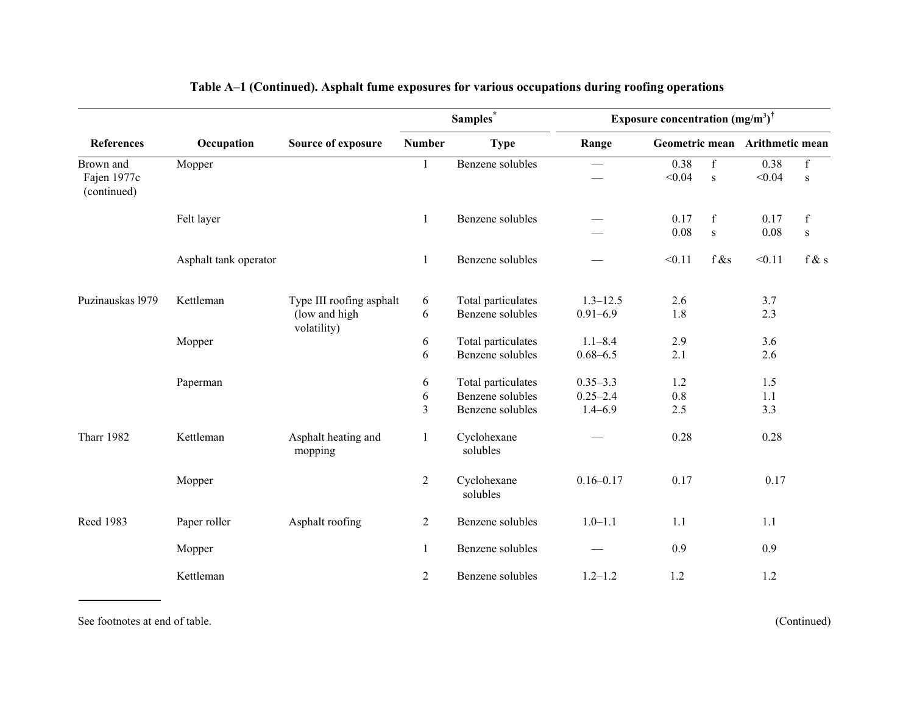**Table A–1 (Continued). Asphalt fume exposures for various occupations during roofing operations**

| | | | Samples* | | Exposure concentration (mg/m³)† | | |
|---|---|---|---|---|---|---|---|
| References | Occupation | Source of exposure | Number | Type | Range | Geometric mean | Arithmetic mean |
| Brown and Fajen 1977c (continued) | Mopper | | 1 | Benzene solubles | — | 0.38 f | 0.38 f |
| | | | | | — | <0.04 s | <0.04 s |
| | Felt layer | | 1 | Benzene solubles | — | 0.17 f | 0.17 f |
| | | | | | — | 0.08 s | 0.08 s |
| | Asphalt tank operator | | 1 | Benzene solubles | — | <0.11 f &s | <0.11 f & s |
| Puzinauskas l979 | Kettleman | Type III roofing asphalt (low and high volatility) | 6 | Total particulates | 1.3–12.5 | 2.6 | 3.7 |
| | | | 6 | Benzene solubles | 0.91–6.9 | 1.8 | 2.3 |
| | Mopper | | 6 | Total particulates | 1.1–8.4 | 2.9 | 3.6 |
| | | | 6 | Benzene solubles | 0.68–6.5 | 2.1 | 2.6 |
| | Paperman | | 6 | Total particulates | 0.35–3.3 | 1.2 | 1.5 |
| | | | 6 | Benzene solubles | 0.25–2.4 | 0.8 | 1.1 |
| | | | 3 | Benzene solubles | 1.4–6.9 | 2.5 | 3.3 |
| Tharr 1982 | Kettleman | Asphalt heating and mopping | 1 | Cyclohexane solubles | — | 0.28 | 0.28 |
| | Mopper | | 2 | Cyclohexane solubles | 0.16–0.17 | 0.17 | 0.17 |
| Reed 1983 | Paper roller | Asphalt roofing | 2 | Benzene solubles | 1.0–1.1 | 1.1 | 1.1 |
| | Mopper | | 1 | Benzene solubles | — | 0.9 | 0.9 |
| | Kettleman | | 2 | Benzene solubles | 1.2–1.2 | 1.2 | 1.2 |

See footnotes at end of table.

(Continued)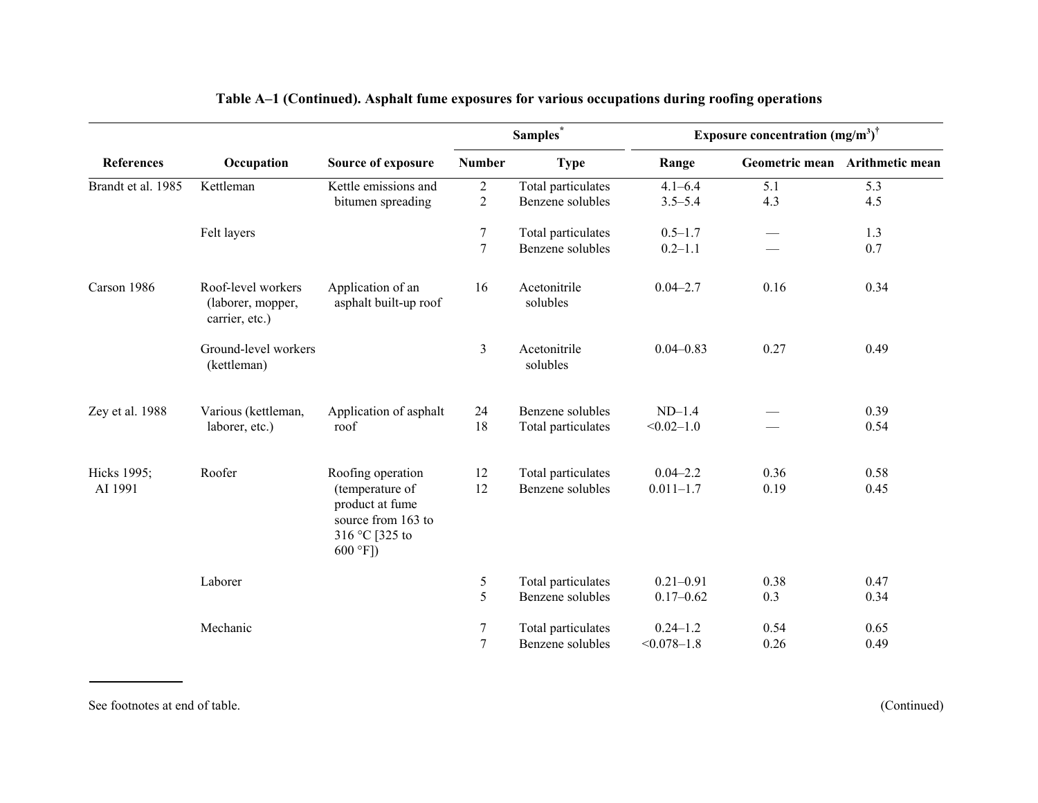**Table A–1 (Continued). Asphalt fume exposures for various occupations during roofing operations**

| | | | Samples* | | Exposure concentration (mg/m³)† | | |
|---|---|---|---|---|---|---|---|
| References | Occupation | Source of exposure | Number | Type | Range | Geometric mean | Arithmetic mean |
| Brandt et al. 1985 | Kettleman | Kettle emissions and bitumen spreading | 2 | Total particulates | 4.1–6.4 | 5.1 | 5.3 |
| | | | 2 | Benzene solubles | 3.5–5.4 | 4.3 | 4.5 |
| | Felt layers | | 7 | Total particulates | 0.5–1.7 | — | 1.3 |
| | | | 7 | Benzene solubles | 0.2–1.1 | — | 0.7 |
| Carson 1986 | Roof-level workers (laborer, mopper, carrier, etc.) | Application of an asphalt built-up roof | 16 | Acetonitrile solubles | 0.04–2.7 | 0.16 | 0.34 |
| | Ground-level workers (kettleman) | | 3 | Acetonitrile solubles | 0.04–0.83 | 0.27 | 0.49 |
| Zey et al. 1988 | Various (kettleman, laborer, etc.) | Application of asphalt roof | 24 | Benzene solubles | ND–1.4 | — | 0.39 |
| | | | 18 | Total particulates | <0.02–1.0 | — | 0.54 |
| Hicks 1995; AI 1991 | Roofer | Roofing operation (temperature of product at fume source from 163 to 316 °C [325 to 600 °F]) | 12 | Total particulates | 0.04–2.2 | 0.36 | 0.58 |
| | | | 12 | Benzene solubles | 0.011–1.7 | 0.19 | 0.45 |
| | Laborer | | 5 | Total particulates | 0.21–0.91 | 0.38 | 0.47 |
| | | | 5 | Benzene solubles | 0.17–0.62 | 0.3 | 0.34 |
| | Mechanic | | 7 | Total particulates | 0.24–1.2 | 0.54 | 0.65 |
| | | | 7 | Benzene solubles | <0.078–1.8 | 0.26 | 0.49 |

See footnotes at end of table. (Continued)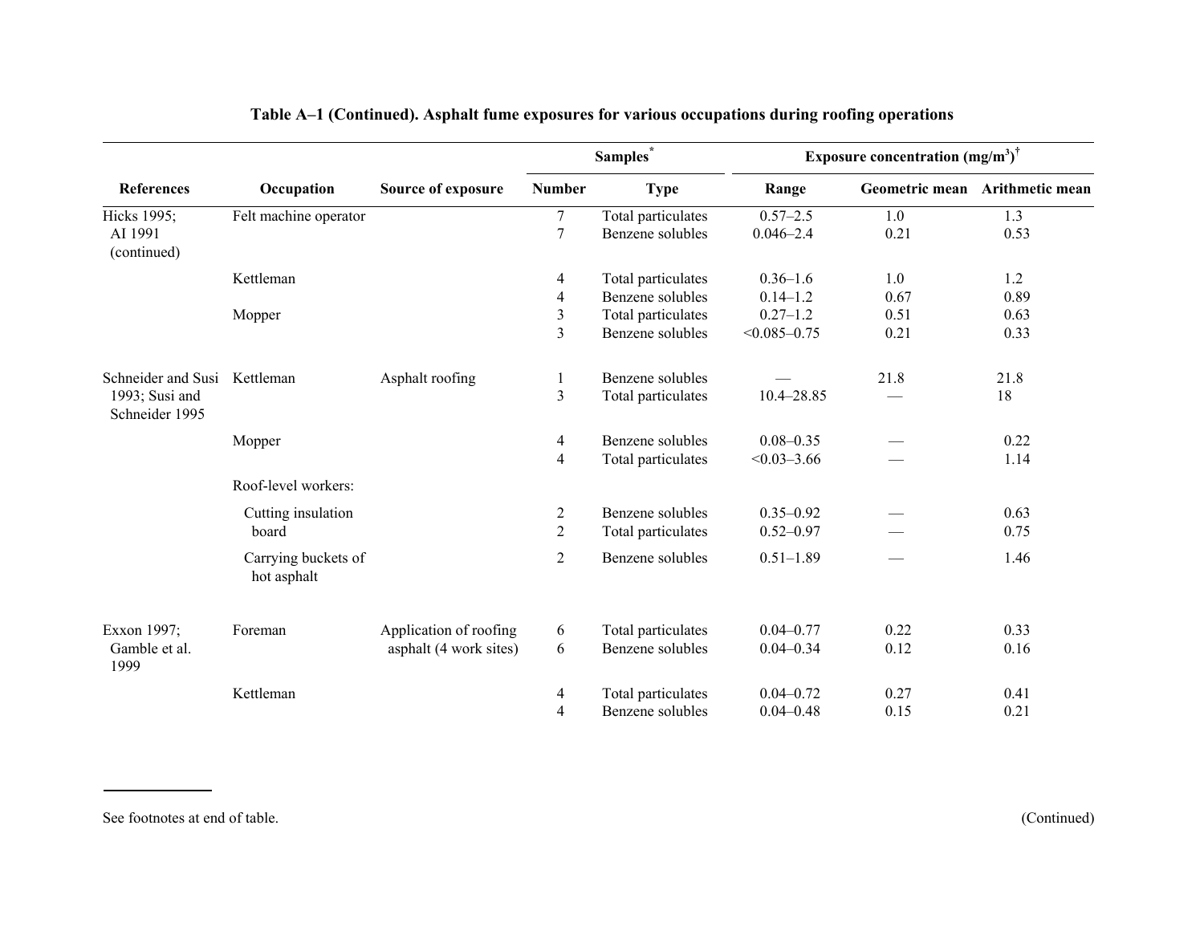**Table A–1 (Continued). Asphalt fume exposures for various occupations during roofing operations**

| References | Occupation | Source of exposure | Samples* | | Exposure concentration (mg/m$^3$)† | | |
|---|---|---|---|---|---|---|---|
| | | | Number | Type | Range | Geometric mean | Arithmetic mean |
| Hicks 1995; AI 1991 (continued) | Felt machine operator | | 7 | Total particulates | 0.57–2.5 | 1.0 | 1.3 |
| | | | 7 | Benzene solubles | 0.046–2.4 | 0.21 | 0.53 |
| | Kettleman | | 4 | Total particulates | 0.36–1.6 | 1.0 | 1.2 |
| | | | 4 | Benzene solubles | 0.14–1.2 | 0.67 | 0.89 |
| | Mopper | | 3 | Total particulates | 0.27–1.2 | 0.51 | 0.63 |
| | | | 3 | Benzene solubles | <0.085–0.75 | 0.21 | 0.33 |
| Schneider and Susi 1993; Susi and Schneider 1995 | Kettleman | Asphalt roofing | 1 | Benzene solubles | — | 21.8 | 21.8 |
| | | | 3 | Total particulates | 10.4–28.85 | — | 18 |
| | Mopper | | 4 | Benzene solubles | 0.08–0.35 | — | 0.22 |
| | | | 4 | Total particulates | <0.03–3.66 | — | 1.14 |
| | Roof-level workers: | | | | | | |
| | Cutting insulation board | | 2 | Benzene solubles | 0.35–0.92 | — | 0.63 |
| | | | 2 | Total particulates | 0.52–0.97 | — | 0.75 |
| | Carrying buckets of hot asphalt | | 2 | Benzene solubles | 0.51–1.89 | — | 1.46 |
| Exxon 1997; Gamble et al. 1999 | Foreman | Application of roofing asphalt (4 work sites) | 6 | Total particulates | 0.04–0.77 | 0.22 | 0.33 |
| | | | 6 | Benzene solubles | 0.04–0.34 | 0.12 | 0.16 |
| | Kettleman | | 4 | Total particulates | 0.04–0.72 | 0.27 | 0.41 |
| | | | 4 | Benzene solubles | 0.04–0.48 | 0.15 | 0.21 |

See footnotes at end of table. (Continued)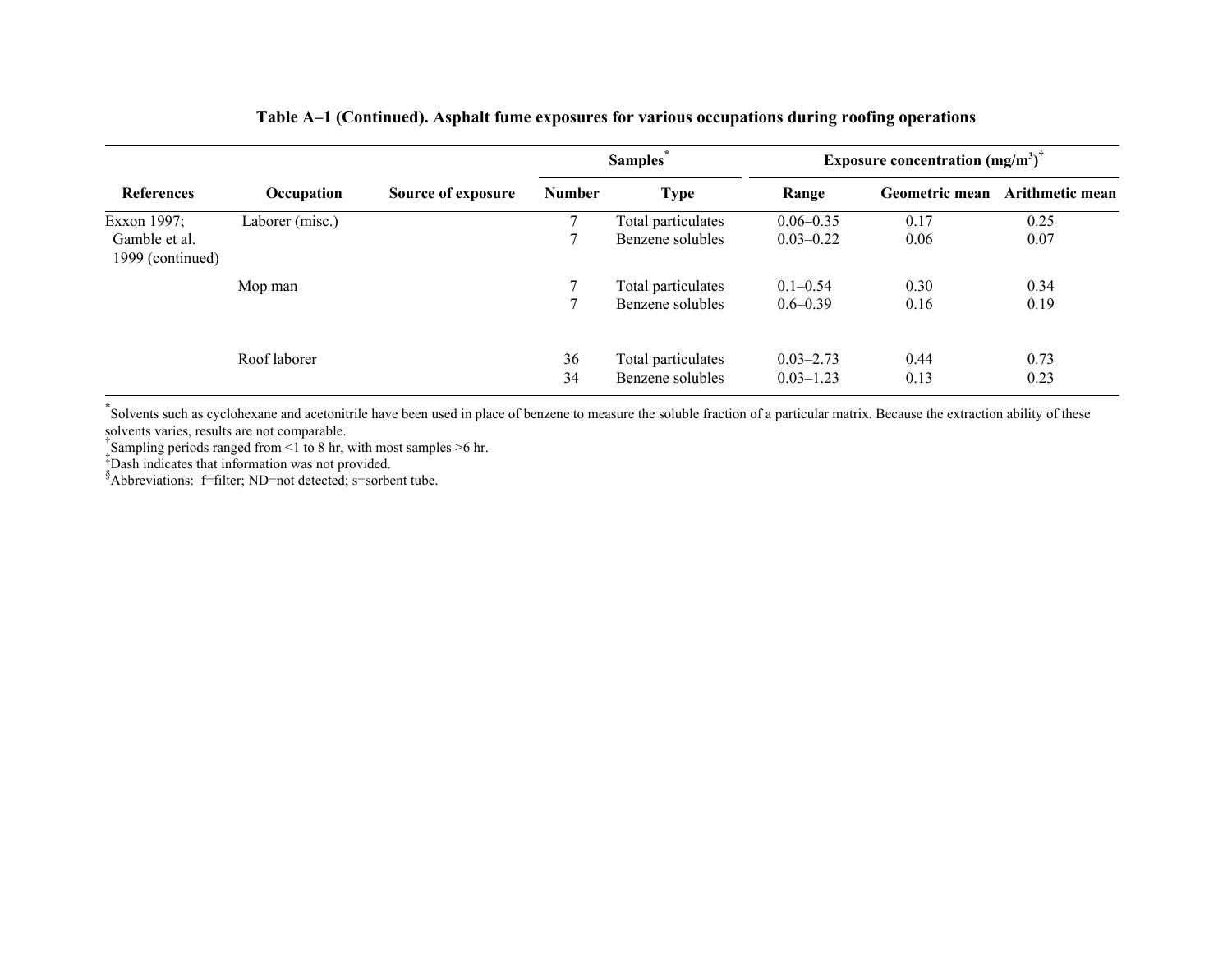**Table A–1 (Continued). Asphalt fume exposures for various occupations during roofing operations**

| References | Occupation | Source of exposure | Samples* | | Exposure concentration (mg/m³)† | | |
|---|---|---|---|---|---|---|---|
| | | | Number | Type | Range | Geometric mean | Arithmetic mean |
| Exxon 1997; Gamble et al. 1999 (continued) | Laborer (misc.) | | 7 | Total particulates | 0.06–0.35 | 0.17 | 0.25 |
| | | | 7 | Benzene solubles | 0.03–0.22 | 0.06 | 0.07 |
| | Mop man | | 7 | Total particulates | 0.1–0.54 | 0.30 | 0.34 |
| | | | 7 | Benzene solubles | 0.6–0.39 | 0.16 | 0.19 |
| | Roof laborer | | 36 | Total particulates | 0.03–2.73 | 0.44 | 0.73 |
| | | | 34 | Benzene solubles | 0.03–1.23 | 0.13 | 0.23 |

*Solvents such as cyclohexane and acetonitrile have been used in place of benzene to measure the soluble fraction of a particular matrix. Because the extraction ability of these solvents varies, results are not comparable.
†Sampling periods ranged from <1 to 8 hr, with most samples >6 hr.
‡Dash indicates that information was not provided.
§Abbreviations: f=filter; ND=not detected; s=sorbent tube.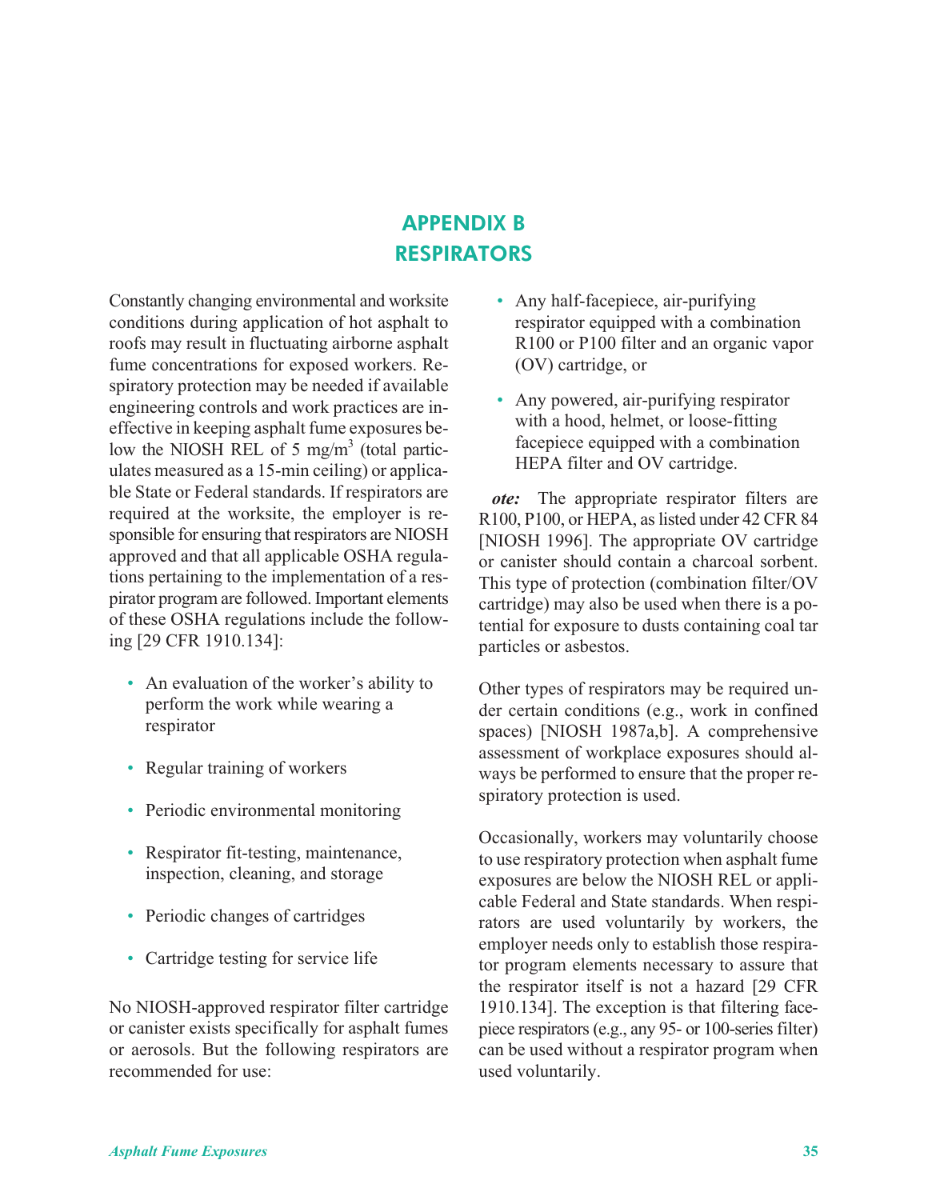# APPENDIX B
# RESPIRATORS

Constantly changing environmental and worksite conditions during application of hot asphalt to roofs may result in fluctuating airborne asphalt fume concentrations for exposed workers. Respiratory protection may be needed if available engineering controls and work practices are ineffective in keeping asphalt fume exposures below the NIOSH REL of 5 $mg/m^3$ (total particulates measured as a 15-min ceiling) or applicable State or Federal standards. If respirators are required at the worksite, the employer is responsible for ensuring that respirators are NIOSH approved and that all applicable OSHA regulations pertaining to the implementation of a respirator program are followed. Important elements of these OSHA regulations include the following [29 CFR 1910.134]:

- An evaluation of the worker's ability to perform the work while wearing a respirator
- Regular training of workers
- Periodic environmental monitoring
- Respirator fit-testing, maintenance, inspection, cleaning, and storage
- Periodic changes of cartridges
- Cartridge testing for service life

No NIOSH-approved respirator filter cartridge or canister exists specifically for asphalt fumes or aerosols. But the following respirators are recommended for use:

- Any half-facepiece, air-purifying respirator equipped with a combination R100 or P100 filter and an organic vapor (OV) cartridge, or
- Any powered, air-purifying respirator with a hood, helmet, or loose-fitting facepiece equipped with a combination HEPA filter and OV cartridge.

***ote:*** The appropriate respirator filters are R100, P100, or HEPA, as listed under 42 CFR 84 [NIOSH 1996]. The appropriate OV cartridge or canister should contain a charcoal sorbent. This type of protection (combination filter/OV cartridge) may also be used when there is a potential for exposure to dusts containing coal tar particles or asbestos.

Other types of respirators may be required under certain conditions (e.g., work in confined spaces) [NIOSH 1987a,b]. A comprehensive assessment of workplace exposures should always be performed to ensure that the proper respiratory protection is used.

Occasionally, workers may voluntarily choose to use respiratory protection when asphalt fume exposures are below the NIOSH REL or applicable Federal and State standards. When respirators are used voluntarily by workers, the employer needs only to establish those respirator program elements necessary to assure that the respirator itself is not a hazard [29 CFR 1910.134]. The exception is that filtering facepiece respirators (e.g., any 95- or 100-series filter) can be used without a respirator program when used voluntarily.